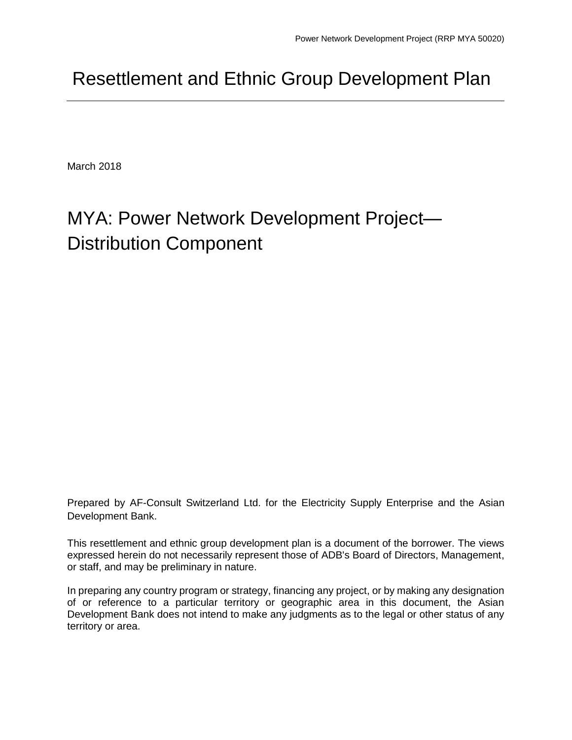# Resettlement and Ethnic Group Development Plan

March 2018

## MYA: Power Network Development Project—Distribution Component

Prepared by AF-Consult Switzerland Ltd. for the Electricity Supply Enterprise and the Asian Development Bank.

This resettlement and ethnic group development plan is a document of the borrower. The views expressed herein do not necessarily represent those of ADB's Board of Directors, Management, or staff, and may be preliminary in nature.

In preparing any country program or strategy, financing any project, or by making any designation of or reference to a particular territory or geographic area in this document, the Asian Development Bank does not intend to make any judgments as to the legal or other status of any territory or area.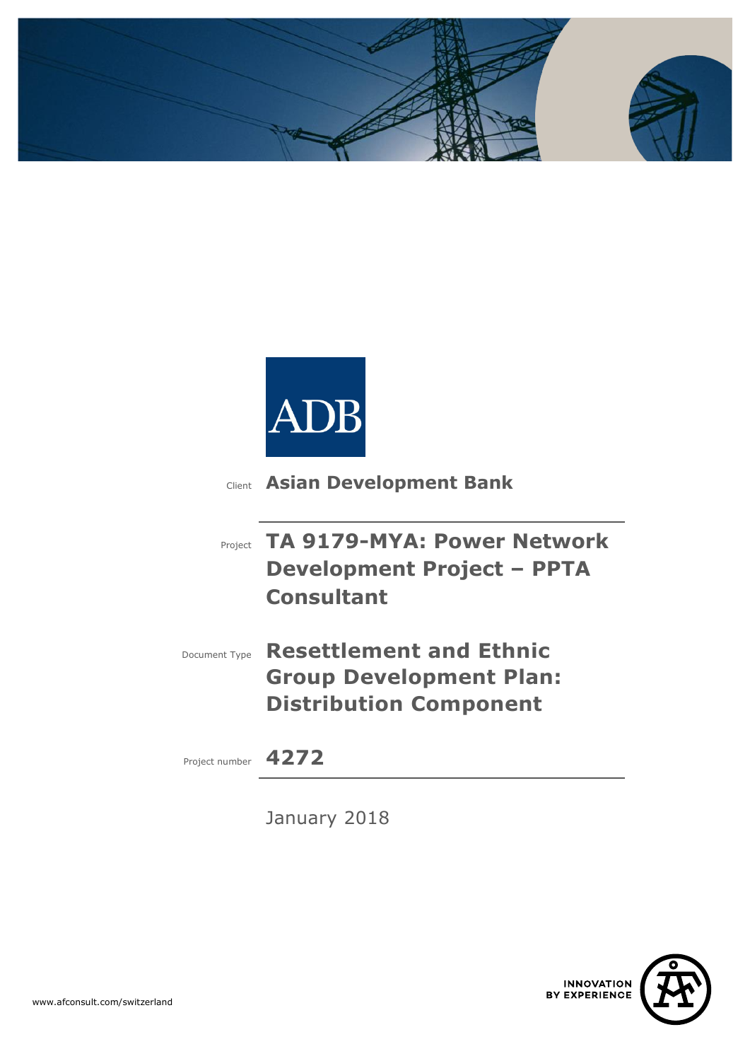ADB

Client **Asian Development Bank**

Project **TA 9179-MYA: Power Network Development Project – PPTA Consultant**

Document Type **Resettlement and Ethnic Group Development Plan: Distribution Component**

Project number **4272**

January 2018

www.afconsult.com/switzerland

INNOVATION BY EXPERIENCE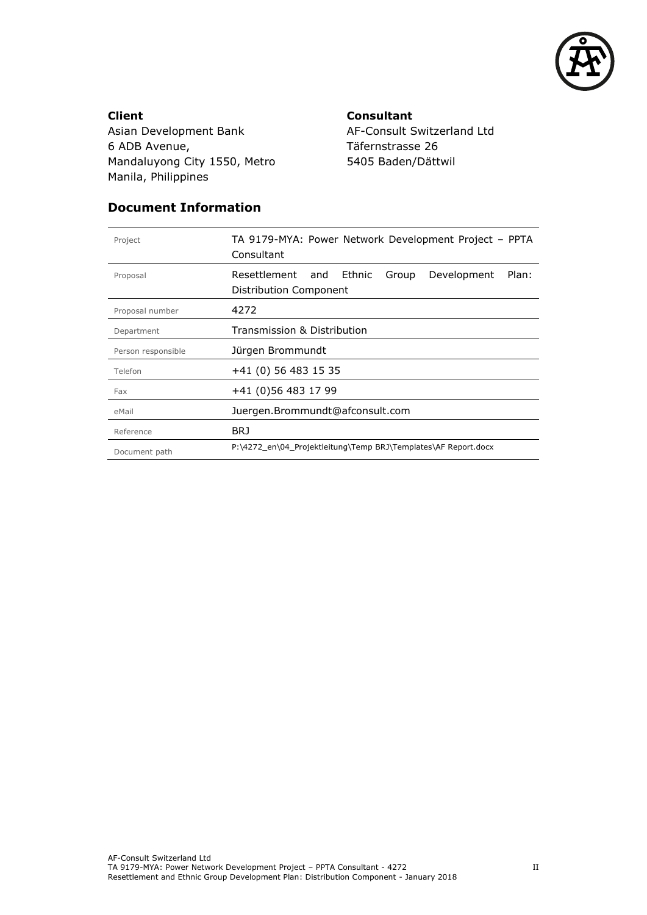**Client**
Asian Development Bank
6 ADB Avenue,
Mandaluyong City 1550, Metro
Manila, Philippines

**Consultant**
AF-Consult Switzerland Ltd
Täfernstrasse 26
5405 Baden/Dättwil

## Document Information

| | |
|---|---|
| Project | TA 9179-MYA: Power Network Development Project – PPTA Consultant |
| Proposal | Resettlement and Ethnic Group Development Plan: Distribution Component |
| Proposal number | 4272 |
| Department | Transmission & Distribution |
| Person responsible | Jürgen Brommundt |
| Telefon | +41 (0) 56 483 15 35 |
| Fax | +41 (0)56 483 17 99 |
| eMail | Juergen.Brommundt@afconsult.com |
| Reference | BRJ |
| Document path | P:\4272_en\04_Projektleitung\Temp BRJ\Templates\AF Report.docx |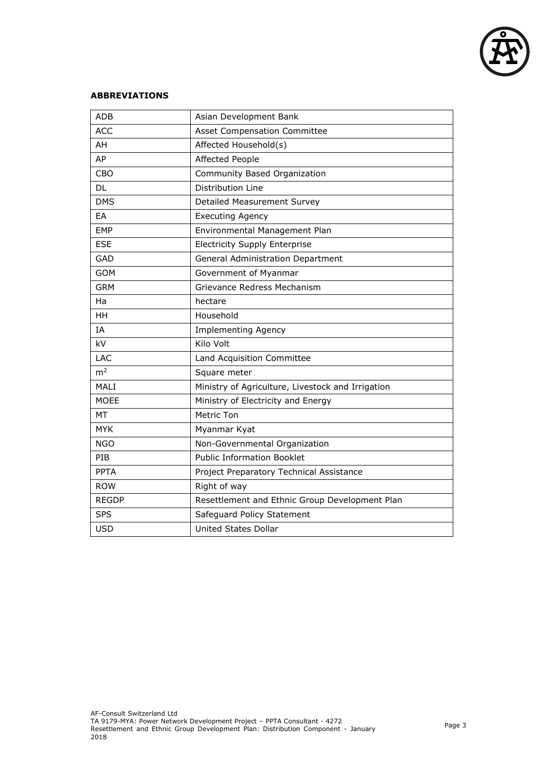**ABBREVIATIONS**

| ADB | Asian Development Bank |
|---|---|
| ACC | Asset Compensation Committee |
| AH | Affected Household(s) |
| AP | Affected People |
| CBO | Community Based Organization |
| DL | Distribution Line |
| DMS | Detailed Measurement Survey |
| EA | Executing Agency |
| EMP | Environmental Management Plan |
| ESE | Electricity Supply Enterprise |
| GAD | General Administration Department |
| GOM | Government of Myanmar |
| GRM | Grievance Redress Mechanism |
| Ha | hectare |
| HH | Household |
| IA | Implementing Agency |
| kV | Kilo Volt |
| LAC | Land Acquisition Committee |
| $m^2$ | Square meter |
| MALI | Ministry of Agriculture, Livestock and Irrigation |
| MOEE | Ministry of Electricity and Energy |
| MT | Metric Ton |
| MYK | Myanmar Kyat |
| NGO | Non-Governmental Organization |
| PIB | Public Information Booklet |
| PPTA | Project Preparatory Technical Assistance |
| ROW | Right of way |
| REGDP | Resettlement and Ethnic Group Development Plan |
| SPS | Safeguard Policy Statement |
| USD | United States Dollar |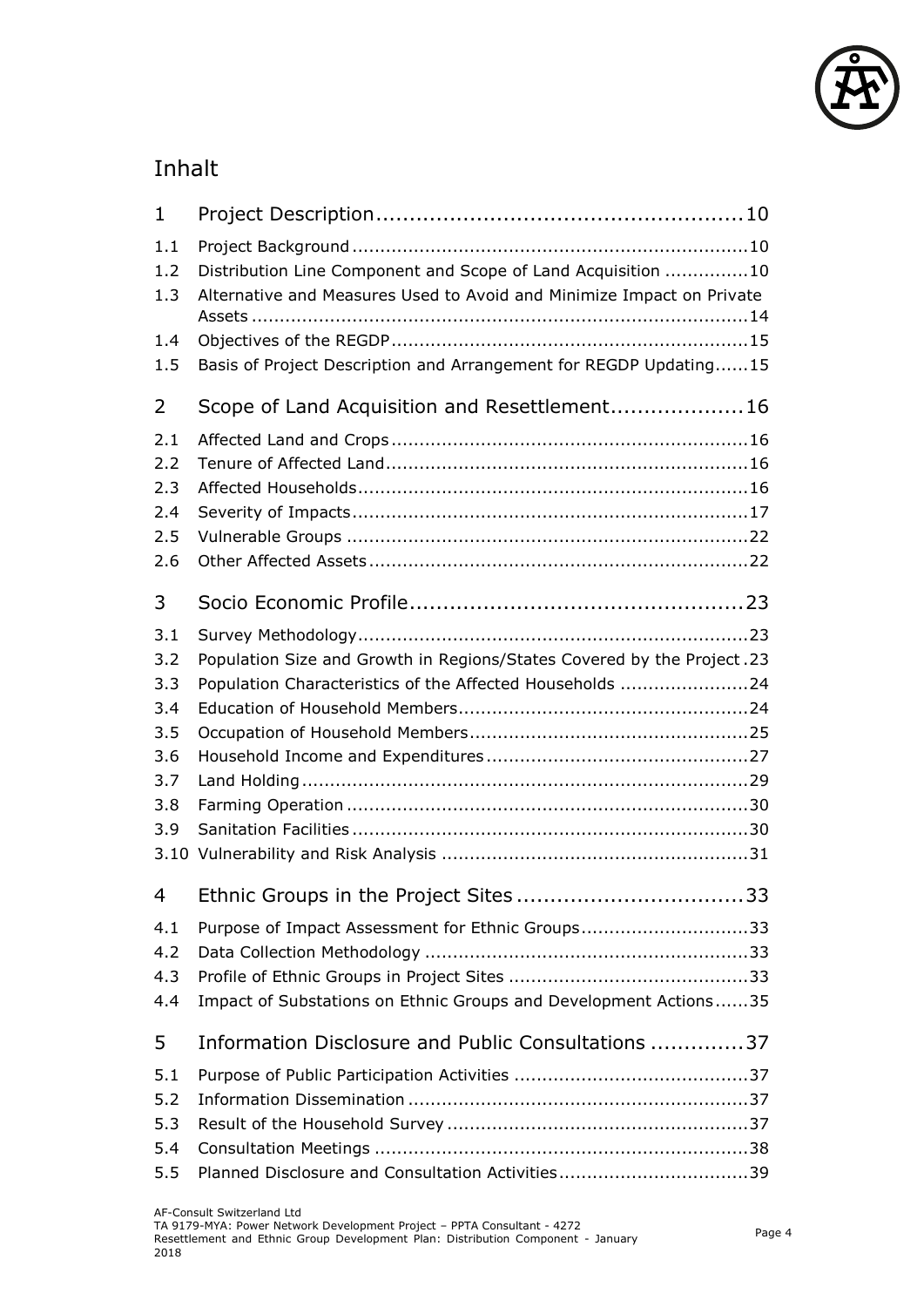# Inhalt

| | | |
|---|---|---|
| 1 | Project Description | 10 |
| 1.1 | Project Background | 10 |
| 1.2 | Distribution Line Component and Scope of Land Acquisition | 10 |
| 1.3 | Alternative and Measures Used to Avoid and Minimize Impact on Private Assets | 14 |
| 1.4 | Objectives of the REGDP | 15 |
| 1.5 | Basis of Project Description and Arrangement for REGDP Updating | 15 |
| 2 | Scope of Land Acquisition and Resettlement | 16 |
| 2.1 | Affected Land and Crops | 16 |
| 2.2 | Tenure of Affected Land | 16 |
| 2.3 | Affected Households | 16 |
| 2.4 | Severity of Impacts | 17 |
| 2.5 | Vulnerable Groups | 22 |
| 2.6 | Other Affected Assets | 22 |
| 3 | Socio Economic Profile | 23 |
| 3.1 | Survey Methodology | 23 |
| 3.2 | Population Size and Growth in Regions/States Covered by the Project | 23 |
| 3.3 | Population Characteristics of the Affected Households | 24 |
| 3.4 | Education of Household Members | 24 |
| 3.5 | Occupation of Household Members | 25 |
| 3.6 | Household Income and Expenditures | 27 |
| 3.7 | Land Holding | 29 |
| 3.8 | Farming Operation | 30 |
| 3.9 | Sanitation Facilities | 30 |
| 3.10 | Vulnerability and Risk Analysis | 31 |
| 4 | Ethnic Groups in the Project Sites | 33 |
| 4.1 | Purpose of Impact Assessment for Ethnic Groups | 33 |
| 4.2 | Data Collection Methodology | 33 |
| 4.3 | Profile of Ethnic Groups in Project Sites | 33 |
| 4.4 | Impact of Substations on Ethnic Groups and Development Actions | 35 |
| 5 | Information Disclosure and Public Consultations | 37 |
| 5.1 | Purpose of Public Participation Activities | 37 |
| 5.2 | Information Dissemination | 37 |
| 5.3 | Result of the Household Survey | 37 |
| 5.4 | Consultation Meetings | 38 |
| 5.5 | Planned Disclosure and Consultation Activities | 39 |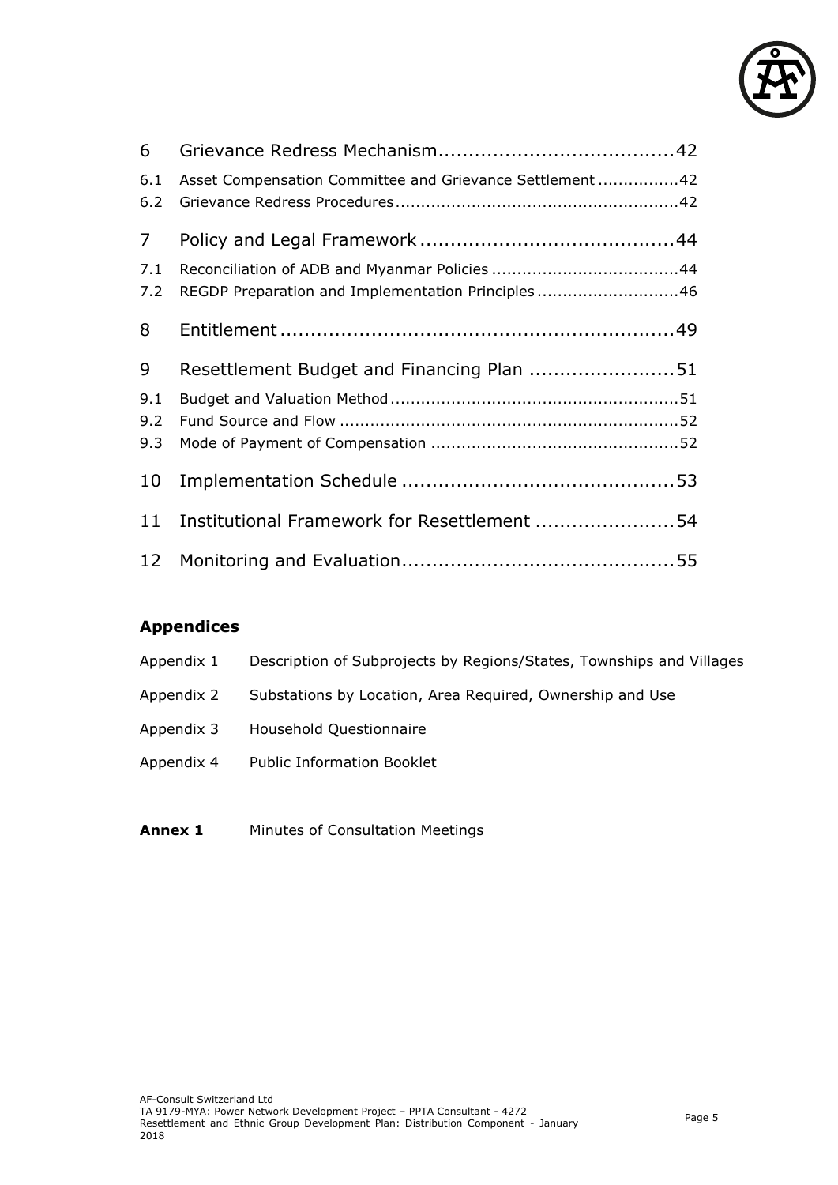6 Grievance Redress Mechanism.......................................42

6.1 Asset Compensation Committee and Grievance Settlement ...............42

6.2 Grievance Redress Procedures.......................................................42

7 Policy and Legal Framework..........................................44

7.1 Reconciliation of ADB and Myanmar Policies ....................................44

7.2 REGDP Preparation and Implementation Principles ...........................46

8 Entitlement.................................................................49

9 Resettlement Budget and Financing Plan ........................51

9.1 Budget and Valuation Method........................................................51

9.2 Fund Source and Flow ..................................................................52

9.3 Mode of Payment of Compensation ................................................52

10 Implementation Schedule ............................................53

11 Institutional Framework for Resettlement .......................54

12 Monitoring and Evaluation............................................55

**Appendices**

Appendix 1 Description of Subprojects by Regions/States, Townships and Villages

Appendix 2 Substations by Location, Area Required, Ownership and Use

Appendix 3 Household Questionnaire

Appendix 4 Public Information Booklet

**Annex 1** Minutes of Consultation Meetings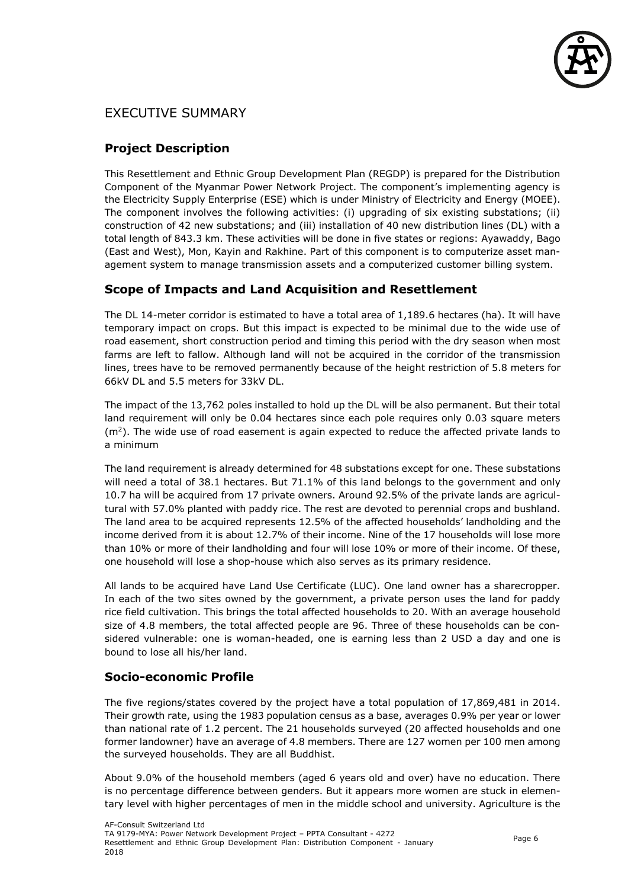# EXECUTIVE SUMMARY

## Project Description

This Resettlement and Ethnic Group Development Plan (REGDP) is prepared for the Distribution Component of the Myanmar Power Network Project. The component's implementing agency is the Electricity Supply Enterprise (ESE) which is under Ministry of Electricity and Energy (MOEE). The component involves the following activities: (i) upgrading of six existing substations; (ii) construction of 42 new substations; and (iii) installation of 40 new distribution lines (DL) with a total length of 843.3 km. These activities will be done in five states or regions: Ayawaddy, Bago (East and West), Mon, Kayin and Rakhine. Part of this component is to computerize asset management system to manage transmission assets and a computerized customer billing system.

## Scope of Impacts and Land Acquisition and Resettlement

The DL 14-meter corridor is estimated to have a total area of 1,189.6 hectares (ha). It will have temporary impact on crops. But this impact is expected to be minimal due to the wide use of road easement, short construction period and timing this period with the dry season when most farms are left to fallow. Although land will not be acquired in the corridor of the transmission lines, trees have to be removed permanently because of the height restriction of 5.8 meters for 66kV DL and 5.5 meters for 33kV DL.

The impact of the 13,762 poles installed to hold up the DL will be also permanent. But their total land requirement will only be 0.04 hectares since each pole requires only 0.03 square meters ($m^2$). The wide use of road easement is again expected to reduce the affected private lands to a minimum

The land requirement is already determined for 48 substations except for one. These substations will need a total of 38.1 hectares. But 71.1% of this land belongs to the government and only 10.7 ha will be acquired from 17 private owners. Around 92.5% of the private lands are agricultural with 57.0% planted with paddy rice. The rest are devoted to perennial crops and bushland. The land area to be acquired represents 12.5% of the affected households' landholding and the income derived from it is about 12.7% of their income. Nine of the 17 households will lose more than 10% or more of their landholding and four will lose 10% or more of their income. Of these, one household will lose a shop-house which also serves as its primary residence.

All lands to be acquired have Land Use Certificate (LUC). One land owner has a sharecropper. In each of the two sites owned by the government, a private person uses the land for paddy rice field cultivation. This brings the total affected households to 20. With an average household size of 4.8 members, the total affected people are 96. Three of these households can be considered vulnerable: one is woman-headed, one is earning less than 2 USD a day and one is bound to lose all his/her land.

## Socio-economic Profile

The five regions/states covered by the project have a total population of 17,869,481 in 2014. Their growth rate, using the 1983 population census as a base, averages 0.9% per year or lower than national rate of 1.2 percent. The 21 households surveyed (20 affected households and one former landowner) have an average of 4.8 members. There are 127 women per 100 men among the surveyed households. They are all Buddhist.

About 9.0% of the household members (aged 6 years old and over) have no education. There is no percentage difference between genders. But it appears more women are stuck in elementary level with higher percentages of men in the middle school and university. Agriculture is the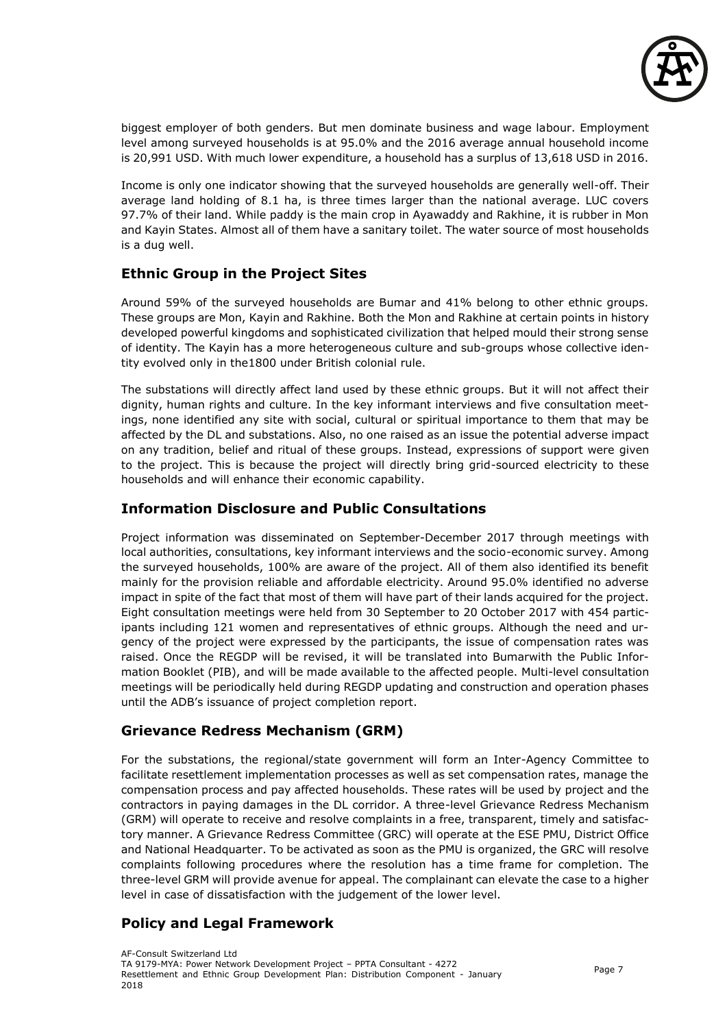biggest employer of both genders. But men dominate business and wage labour. Employment level among surveyed households is at 95.0% and the 2016 average annual household income is 20,991 USD. With much lower expenditure, a household has a surplus of 13,618 USD in 2016.

Income is only one indicator showing that the surveyed households are generally well-off. Their average land holding of 8.1 ha, is three times larger than the national average. LUC covers 97.7% of their land. While paddy is the main crop in Ayawaddy and Rakhine, it is rubber in Mon and Kayin States. Almost all of them have a sanitary toilet. The water source of most households is a dug well.

## Ethnic Group in the Project Sites

Around 59% of the surveyed households are Bumar and 41% belong to other ethnic groups. These groups are Mon, Kayin and Rakhine. Both the Mon and Rakhine at certain points in history developed powerful kingdoms and sophisticated civilization that helped mould their strong sense of identity. The Kayin has a more heterogeneous culture and sub-groups whose collective identity evolved only in the1800 under British colonial rule.

The substations will directly affect land used by these ethnic groups. But it will not affect their dignity, human rights and culture. In the key informant interviews and five consultation meetings, none identified any site with social, cultural or spiritual importance to them that may be affected by the DL and substations. Also, no one raised as an issue the potential adverse impact on any tradition, belief and ritual of these groups. Instead, expressions of support were given to the project. This is because the project will directly bring grid-sourced electricity to these households and will enhance their economic capability.

## Information Disclosure and Public Consultations

Project information was disseminated on September-December 2017 through meetings with local authorities, consultations, key informant interviews and the socio-economic survey. Among the surveyed households, 100% are aware of the project. All of them also identified its benefit mainly for the provision reliable and affordable electricity. Around 95.0% identified no adverse impact in spite of the fact that most of them will have part of their lands acquired for the project. Eight consultation meetings were held from 30 September to 20 October 2017 with 454 participants including 121 women and representatives of ethnic groups. Although the need and urgency of the project were expressed by the participants, the issue of compensation rates was raised. Once the REGDP will be revised, it will be translated into Bumarwith the Public Information Booklet (PIB), and will be made available to the affected people. Multi-level consultation meetings will be periodically held during REGDP updating and construction and operation phases until the ADB's issuance of project completion report.

## Grievance Redress Mechanism (GRM)

For the substations, the regional/state government will form an Inter-Agency Committee to facilitate resettlement implementation processes as well as set compensation rates, manage the compensation process and pay affected households. These rates will be used by project and the contractors in paying damages in the DL corridor. A three-level Grievance Redress Mechanism (GRM) will operate to receive and resolve complaints in a free, transparent, timely and satisfactory manner. A Grievance Redress Committee (GRC) will operate at the ESE PMU, District Office and National Headquarter. To be activated as soon as the PMU is organized, the GRC will resolve complaints following procedures where the resolution has a time frame for completion. The three-level GRM will provide avenue for appeal. The complainant can elevate the case to a higher level in case of dissatisfaction with the judgement of the lower level.

## Policy and Legal Framework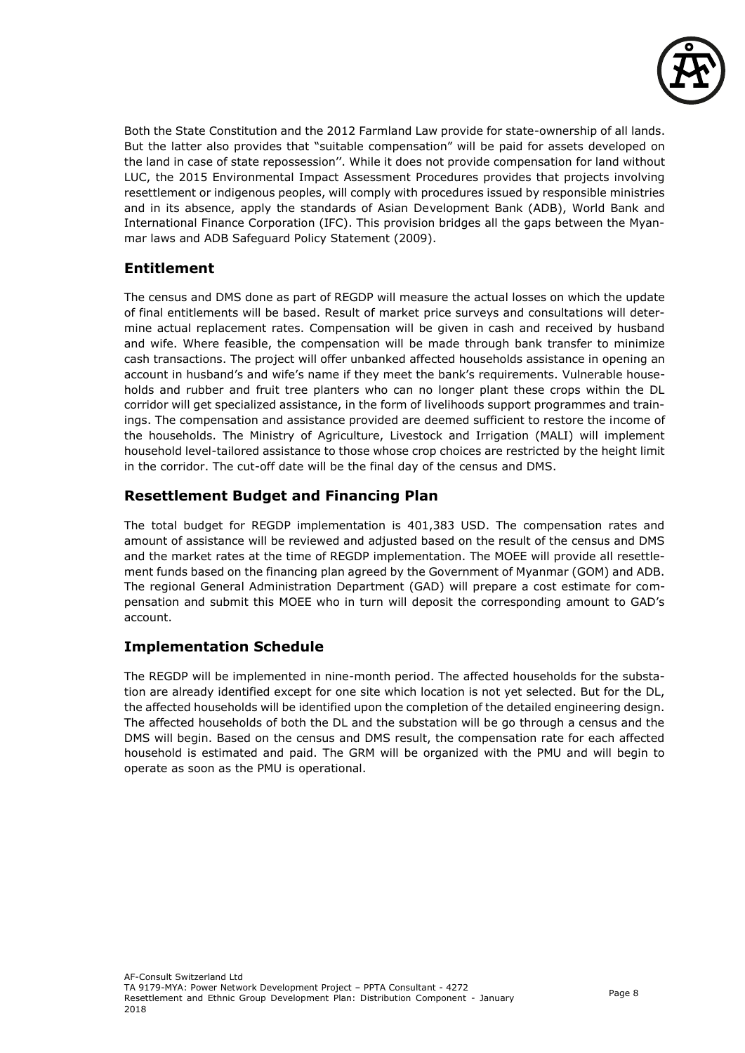Both the State Constitution and the 2012 Farmland Law provide for state-ownership of all lands. But the latter also provides that "suitable compensation" will be paid for assets developed on the land in case of state repossession''. While it does not provide compensation for land without LUC, the 2015 Environmental Impact Assessment Procedures provides that projects involving resettlement or indigenous peoples, will comply with procedures issued by responsible ministries and in its absence, apply the standards of Asian Development Bank (ADB), World Bank and International Finance Corporation (IFC). This provision bridges all the gaps between the Myanmar laws and ADB Safeguard Policy Statement (2009).

## Entitlement

The census and DMS done as part of REGDP will measure the actual losses on which the update of final entitlements will be based. Result of market price surveys and consultations will determine actual replacement rates. Compensation will be given in cash and received by husband and wife. Where feasible, the compensation will be made through bank transfer to minimize cash transactions. The project will offer unbanked affected households assistance in opening an account in husband's and wife's name if they meet the bank's requirements. Vulnerable households and rubber and fruit tree planters who can no longer plant these crops within the DL corridor will get specialized assistance, in the form of livelihoods support programmes and trainings. The compensation and assistance provided are deemed sufficient to restore the income of the households. The Ministry of Agriculture, Livestock and Irrigation (MALI) will implement household level-tailored assistance to those whose crop choices are restricted by the height limit in the corridor. The cut-off date will be the final day of the census and DMS.

## Resettlement Budget and Financing Plan

The total budget for REGDP implementation is 401,383 USD. The compensation rates and amount of assistance will be reviewed and adjusted based on the result of the census and DMS and the market rates at the time of REGDP implementation. The MOEE will provide all resettlement funds based on the financing plan agreed by the Government of Myanmar (GOM) and ADB. The regional General Administration Department (GAD) will prepare a cost estimate for compensation and submit this MOEE who in turn will deposit the corresponding amount to GAD's account.

## Implementation Schedule

The REGDP will be implemented in nine-month period. The affected households for the substation are already identified except for one site which location is not yet selected. But for the DL, the affected households will be identified upon the completion of the detailed engineering design. The affected households of both the DL and the substation will be go through a census and the DMS will begin. Based on the census and DMS result, the compensation rate for each affected household is estimated and paid. The GRM will be organized with the PMU and will begin to operate as soon as the PMU is operational.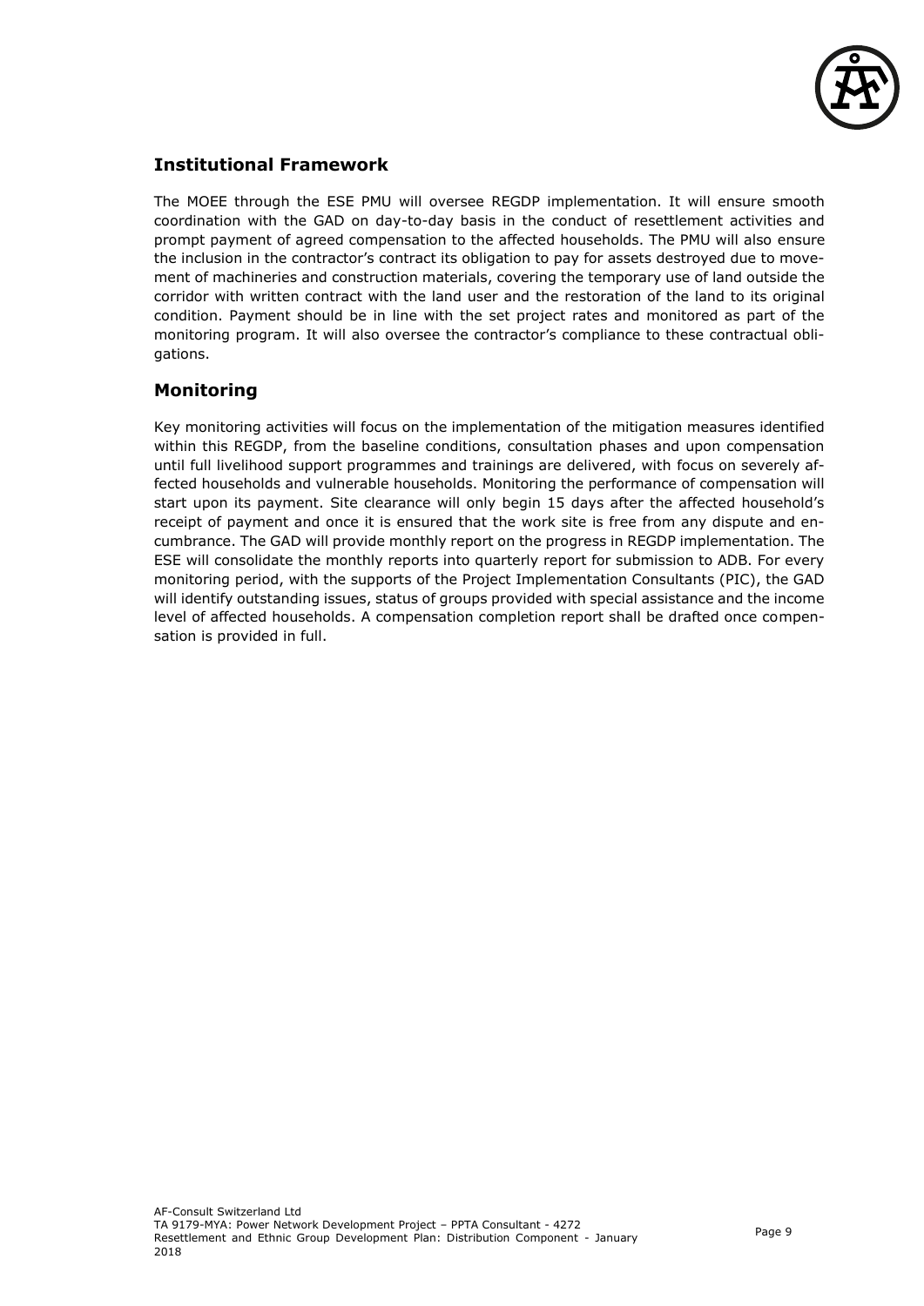## Institutional Framework

The MOEE through the ESE PMU will oversee REGDP implementation. It will ensure smooth coordination with the GAD on day-to-day basis in the conduct of resettlement activities and prompt payment of agreed compensation to the affected households. The PMU will also ensure the inclusion in the contractor's contract its obligation to pay for assets destroyed due to movement of machineries and construction materials, covering the temporary use of land outside the corridor with written contract with the land user and the restoration of the land to its original condition. Payment should be in line with the set project rates and monitored as part of the monitoring program. It will also oversee the contractor's compliance to these contractual obligations.

## Monitoring

Key monitoring activities will focus on the implementation of the mitigation measures identified within this REGDP, from the baseline conditions, consultation phases and upon compensation until full livelihood support programmes and trainings are delivered, with focus on severely affected households and vulnerable households. Monitoring the performance of compensation will start upon its payment. Site clearance will only begin 15 days after the affected household's receipt of payment and once it is ensured that the work site is free from any dispute and encumbrance. The GAD will provide monthly report on the progress in REGDP implementation. The ESE will consolidate the monthly reports into quarterly report for submission to ADB. For every monitoring period, with the supports of the Project Implementation Consultants (PIC), the GAD will identify outstanding issues, status of groups provided with special assistance and the income level of affected households. A compensation completion report shall be drafted once compensation is provided in full.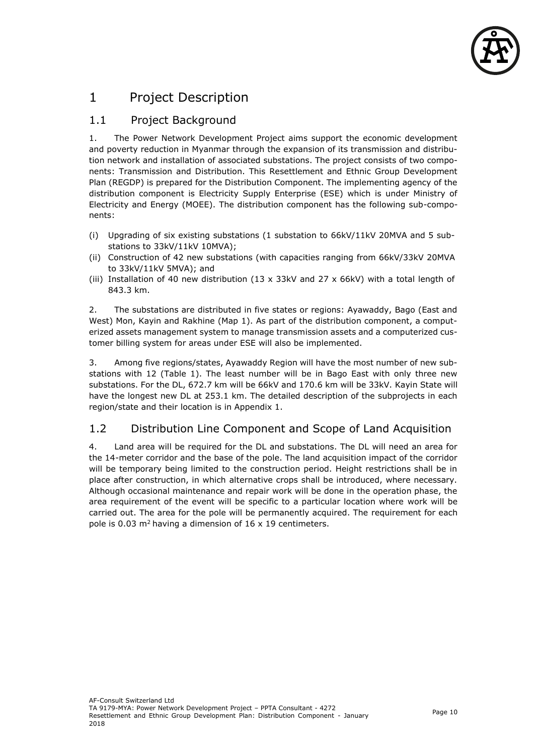# 1 Project Description

## 1.1 Project Background

1. The Power Network Development Project aims support the economic development and poverty reduction in Myanmar through the expansion of its transmission and distribution network and installation of associated substations. The project consists of two components: Transmission and Distribution. This Resettlement and Ethnic Group Development Plan (REGDP) is prepared for the Distribution Component. The implementing agency of the distribution component is Electricity Supply Enterprise (ESE) which is under Ministry of Electricity and Energy (MOEE). The distribution component has the following sub-components:

(i) Upgrading of six existing substations (1 substation to 66kV/11kV 20MVA and 5 substations to 33kV/11kV 10MVA);
(ii) Construction of 42 new substations (with capacities ranging from 66kV/33kV 20MVA to 33kV/11kV 5MVA); and
(iii) Installation of 40 new distribution (13 x 33kV and 27 x 66kV) with a total length of 843.3 km.

2. The substations are distributed in five states or regions: Ayawaddy, Bago (East and West) Mon, Kayin and Rakhine (Map 1). As part of the distribution component, a computerized assets management system to manage transmission assets and a computerized customer billing system for areas under ESE will also be implemented.

3. Among five regions/states, Ayawaddy Region will have the most number of new substations with 12 (Table 1). The least number will be in Bago East with only three new substations. For the DL, 672.7 km will be 66kV and 170.6 km will be 33kV. Kayin State will have the longest new DL at 253.1 km. The detailed description of the subprojects in each region/state and their location is in Appendix 1.

## 1.2 Distribution Line Component and Scope of Land Acquisition

4. Land area will be required for the DL and substations. The DL will need an area for the 14-meter corridor and the base of the pole. The land acquisition impact of the corridor will be temporary being limited to the construction period. Height restrictions shall be in place after construction, in which alternative crops shall be introduced, where necessary. Although occasional maintenance and repair work will be done in the operation phase, the area requirement of the event will be specific to a particular location where work will be carried out. The area for the pole will be permanently acquired. The requirement for each pole is 0.03 $m^2$ having a dimension of 16 x 19 centimeters.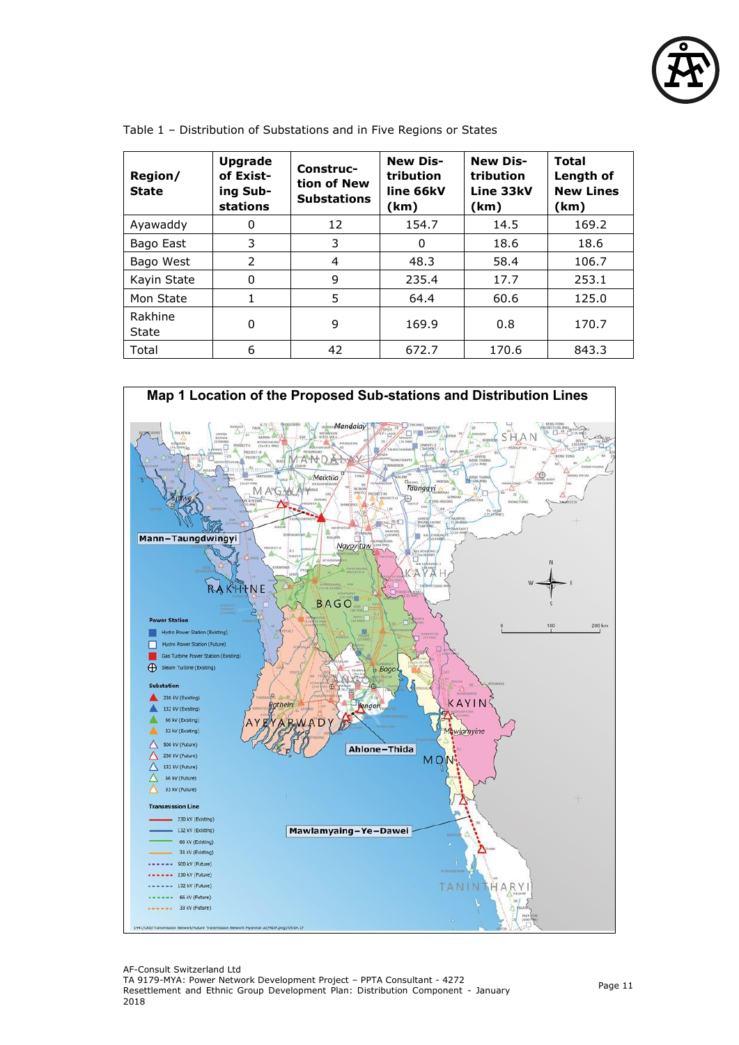Table 1 – Distribution of Substations and in Five Regions or States

| Region/ State | Upgrade of Existing Substations | Construction of New Substations | New Distribution line 66kV (km) | New Distribution Line 33kV (km) | Total Length of New Lines (km) |
|---|---|---|---|---|---|
| Ayawaddy | 0 | 12 | 154.7 | 14.5 | 169.2 |
| Bago East | 3 | 3 | 0 | 18.6 | 18.6 |
| Bago West | 2 | 4 | 48.3 | 58.4 | 106.7 |
| Kayin State | 0 | 9 | 235.4 | 17.7 | 253.1 |
| Mon State | 1 | 5 | 64.4 | 60.6 | 125.0 |
| Rakhine State | 0 | 9 | 169.9 | 0.8 | 170.7 |
| Total | 6 | 42 | 672.7 | 170.6 | 843.3 |

**Map 1 Location of the Proposed Sub-stations and Distribution Lines**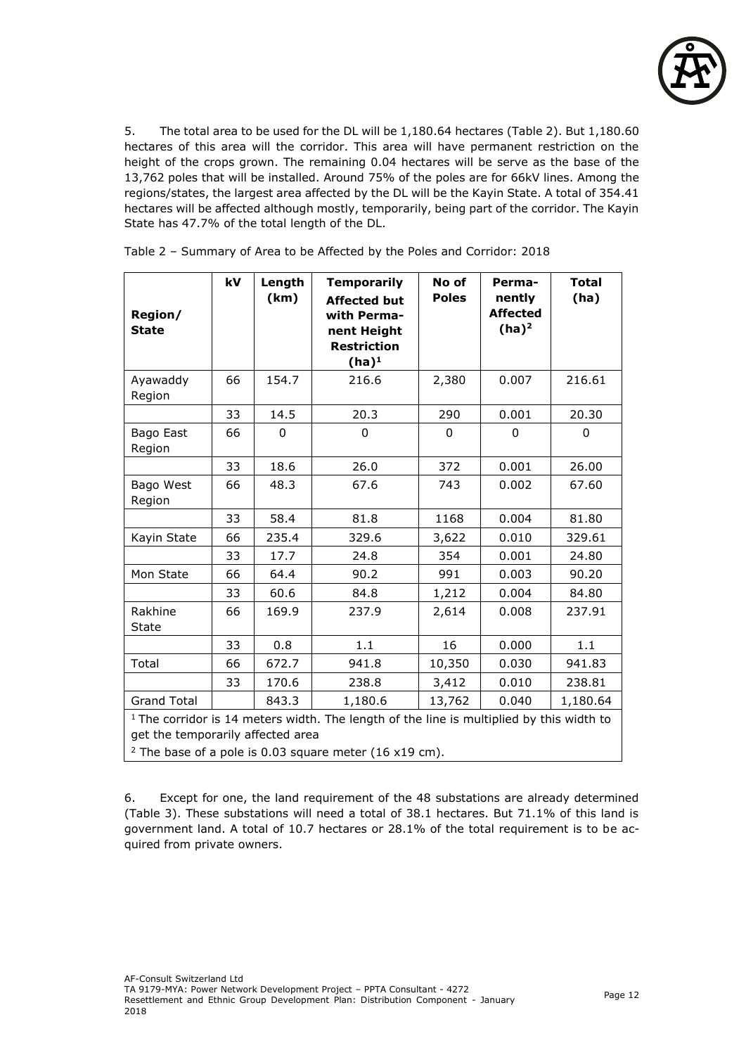5. The total area to be used for the DL will be 1,180.64 hectares (Table 2). But 1,180.60 hectares of this area will the corridor. This area will have permanent restriction on the height of the crops grown. The remaining 0.04 hectares will be serve as the base of the 13,762 poles that will be installed. Around 75% of the poles are for 66kV lines. Among the regions/states, the largest area affected by the DL will be the Kayin State. A total of 354.41 hectares will be affected although mostly, temporarily, being part of the corridor. The Kayin State has 47.7% of the total length of the DL.

Table 2 – Summary of Area to be Affected by the Poles and Corridor: 2018

| Region/ State | kV | Length (km) | Temporarily Affected but with Permanent Height Restriction (ha)[1] | No of Poles | Permanently Affected (ha)[2] | Total (ha) |
|---|---|---|---|---|---|---|
| Ayawaddy Region | 66 | 154.7 | 216.6 | 2,380 | 0.007 | 216.61 |
| | 33 | 14.5 | 20.3 | 290 | 0.001 | 20.30 |
| Bago East Region | 66 | 0 | 0 | 0 | 0 | 0 |
| | 33 | 18.6 | 26.0 | 372 | 0.001 | 26.00 |
| Bago West Region | 66 | 48.3 | 67.6 | 743 | 0.002 | 67.60 |
| | 33 | 58.4 | 81.8 | 1168 | 0.004 | 81.80 |
| Kayin State | 66 | 235.4 | 329.6 | 3,622 | 0.010 | 329.61 |
| | 33 | 17.7 | 24.8 | 354 | 0.001 | 24.80 |
| Mon State | 66 | 64.4 | 90.2 | 991 | 0.003 | 90.20 |
| | 33 | 60.6 | 84.8 | 1,212 | 0.004 | 84.80 |
| Rakhine State | 66 | 169.9 | 237.9 | 2,614 | 0.008 | 237.91 |
| | 33 | 0.8 | 1.1 | 16 | 0.000 | 1.1 |
| Total | 66 | 672.7 | 941.8 | 10,350 | 0.030 | 941.83 |
| | 33 | 170.6 | 238.8 | 3,412 | 0.010 | 238.81 |
| Grand Total | | 843.3 | 1,180.6 | 13,762 | 0.040 | 1,180.64 |

[1] The corridor is 14 meters width. The length of the line is multiplied by this width to get the temporarily affected area

[2] The base of a pole is 0.03 square meter (16 x19 cm).

6. Except for one, the land requirement of the 48 substations are already determined (Table 3). These substations will need a total of 38.1 hectares. But 71.1% of this land is government land. A total of 10.7 hectares or 28.1% of the total requirement is to be acquired from private owners.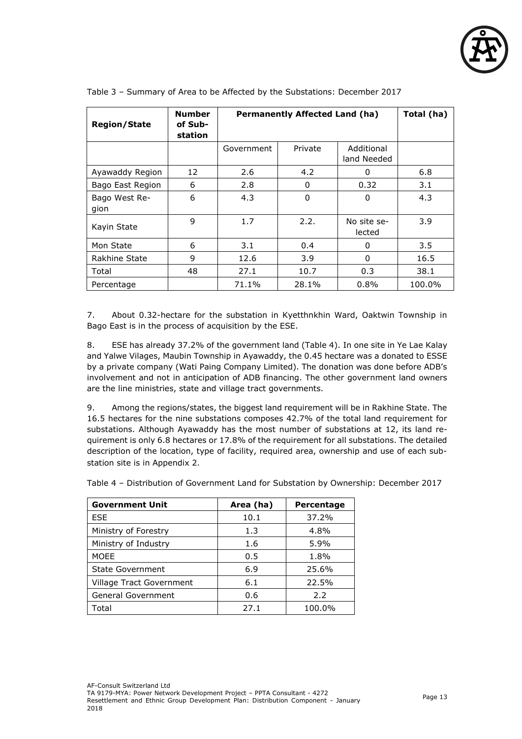Table 3 – Summary of Area to be Affected by the Substations: December 2017

| Region/State | Number of Sub-station | Permanently Affected Land (ha) | | | Total (ha) |
|---|---|---|---|---|---|
| | | Government | Private | Additional land Needed | |
| Ayawaddy Region | 12 | 2.6 | 4.2 | 0 | 6.8 |
| Bago East Region | 6 | 2.8 | 0 | 0.32 | 3.1 |
| Bago West Region | 6 | 4.3 | 0 | 0 | 4.3 |
| Kayin State | 9 | 1.7 | 2.2. | No site selected | 3.9 |
| Mon State | 6 | 3.1 | 0.4 | 0 | 3.5 |
| Rakhine State | 9 | 12.6 | 3.9 | 0 | 16.5 |
| Total | 48 | 27.1 | 10.7 | 0.3 | 38.1 |
| Percentage | | 71.1% | 28.1% | 0.8% | 100.0% |

7. About 0.32-hectare for the substation in Kyetthnkhin Ward, Oaktwin Township in Bago East is in the process of acquisition by the ESE.

8. ESE has already 37.2% of the government land (Table 4). In one site in Ye Lae Kalay and Yalwe Vilages, Maubin Township in Ayawaddy, the 0.45 hectare was a donated to ESSE by a private company (Wati Paing Company Limited). The donation was done before ADB's involvement and not in anticipation of ADB financing. The other government land owners are the line ministries, state and village tract governments.

9. Among the regions/states, the biggest land requirement will be in Rakhine State. The 16.5 hectares for the nine substations composes 42.7% of the total land requirement for substations. Although Ayawaddy has the most number of substations at 12, its land requirement is only 6.8 hectares or 17.8% of the requirement for all substations. The detailed description of the location, type of facility, required area, ownership and use of each substation site is in Appendix 2.

Table 4 – Distribution of Government Land for Substation by Ownership: December 2017

| Government Unit | Area (ha) | Percentage |
|---|---|---|
| ESE | 10.1 | 37.2% |
| Ministry of Forestry | 1.3 | 4.8% |
| Ministry of Industry | 1.6 | 5.9% |
| MOEE | 0.5 | 1.8% |
| State Government | 6.9 | 25.6% |
| Village Tract Government | 6.1 | 22.5% |
| General Government | 0.6 | 2.2 |
| Total | 27.1 | 100.0% |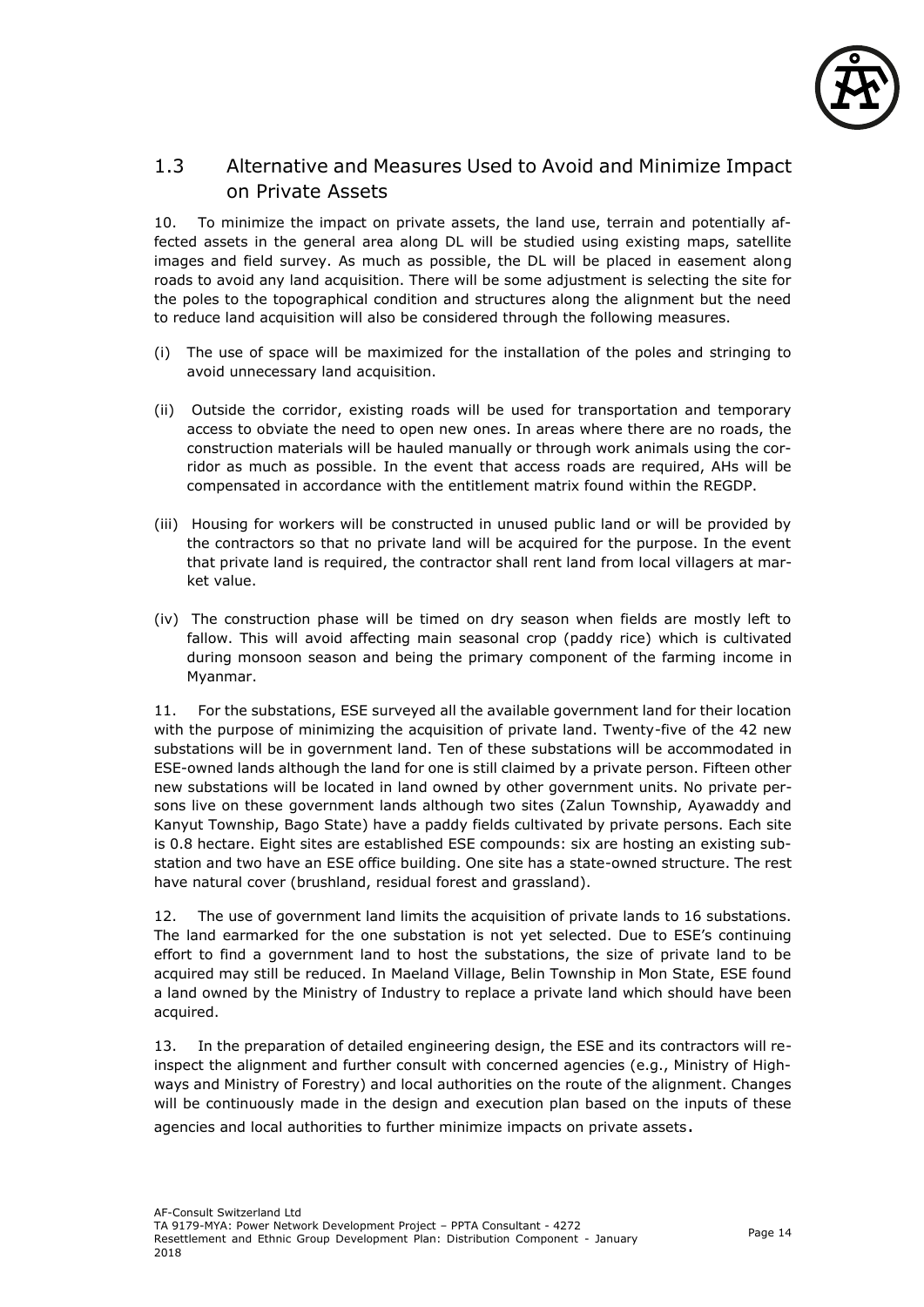## 1.3 Alternative and Measures Used to Avoid and Minimize Impact on Private Assets

10. To minimize the impact on private assets, the land use, terrain and potentially affected assets in the general area along DL will be studied using existing maps, satellite images and field survey. As much as possible, the DL will be placed in easement along roads to avoid any land acquisition. There will be some adjustment is selecting the site for the poles to the topographical condition and structures along the alignment but the need to reduce land acquisition will also be considered through the following measures.

(i) The use of space will be maximized for the installation of the poles and stringing to avoid unnecessary land acquisition.

(ii) Outside the corridor, existing roads will be used for transportation and temporary access to obviate the need to open new ones. In areas where there are no roads, the construction materials will be hauled manually or through work animals using the corridor as much as possible. In the event that access roads are required, AHs will be compensated in accordance with the entitlement matrix found within the REGDP.

(iii) Housing for workers will be constructed in unused public land or will be provided by the contractors so that no private land will be acquired for the purpose. In the event that private land is required, the contractor shall rent land from local villagers at market value.

(iv) The construction phase will be timed on dry season when fields are mostly left to fallow. This will avoid affecting main seasonal crop (paddy rice) which is cultivated during monsoon season and being the primary component of the farming income in Myanmar.

11. For the substations, ESE surveyed all the available government land for their location with the purpose of minimizing the acquisition of private land. Twenty-five of the 42 new substations will be in government land. Ten of these substations will be accommodated in ESE-owned lands although the land for one is still claimed by a private person. Fifteen other new substations will be located in land owned by other government units. No private persons live on these government lands although two sites (Zalun Township, Ayawaddy and Kanyut Township, Bago State) have a paddy fields cultivated by private persons. Each site is 0.8 hectare. Eight sites are established ESE compounds: six are hosting an existing substation and two have an ESE office building. One site has a state-owned structure. The rest have natural cover (brushland, residual forest and grassland).

12. The use of government land limits the acquisition of private lands to 16 substations. The land earmarked for the one substation is not yet selected. Due to ESE's continuing effort to find a government land to host the substations, the size of private land to be acquired may still be reduced. In Maeland Village, Belin Township in Mon State, ESE found a land owned by the Ministry of Industry to replace a private land which should have been acquired.

13. In the preparation of detailed engineering design, the ESE and its contractors will reinspect the alignment and further consult with concerned agencies (e.g., Ministry of Highways and Ministry of Forestry) and local authorities on the route of the alignment. Changes will be continuously made in the design and execution plan based on the inputs of these agencies and local authorities to further minimize impacts on private assets.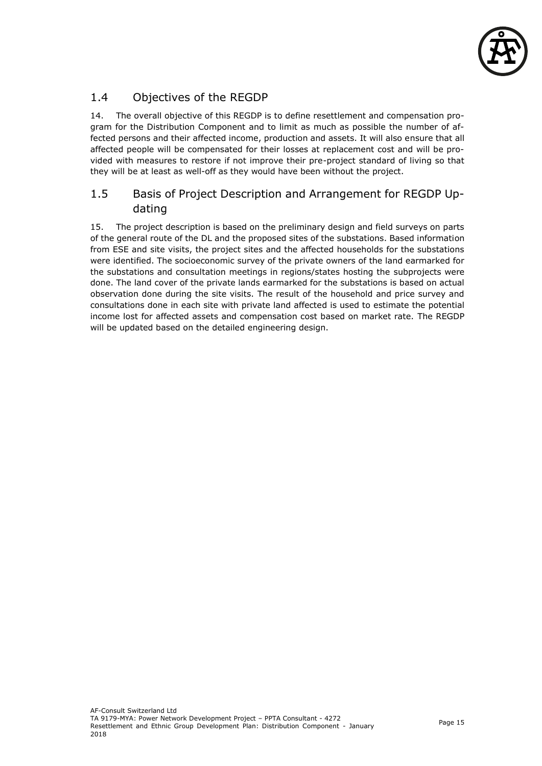## 1.4 Objectives of the REGDP

14. The overall objective of this REGDP is to define resettlement and compensation program for the Distribution Component and to limit as much as possible the number of affected persons and their affected income, production and assets. It will also ensure that all affected people will be compensated for their losses at replacement cost and will be provided with measures to restore if not improve their pre-project standard of living so that they will be at least as well-off as they would have been without the project.

## 1.5 Basis of Project Description and Arrangement for REGDP Updating

15. The project description is based on the preliminary design and field surveys on parts of the general route of the DL and the proposed sites of the substations. Based information from ESE and site visits, the project sites and the affected households for the substations were identified. The socioeconomic survey of the private owners of the land earmarked for the substations and consultation meetings in regions/states hosting the subprojects were done. The land cover of the private lands earmarked for the substations is based on actual observation done during the site visits. The result of the household and price survey and consultations done in each site with private land affected is used to estimate the potential income lost for affected assets and compensation cost based on market rate. The REGDP will be updated based on the detailed engineering design.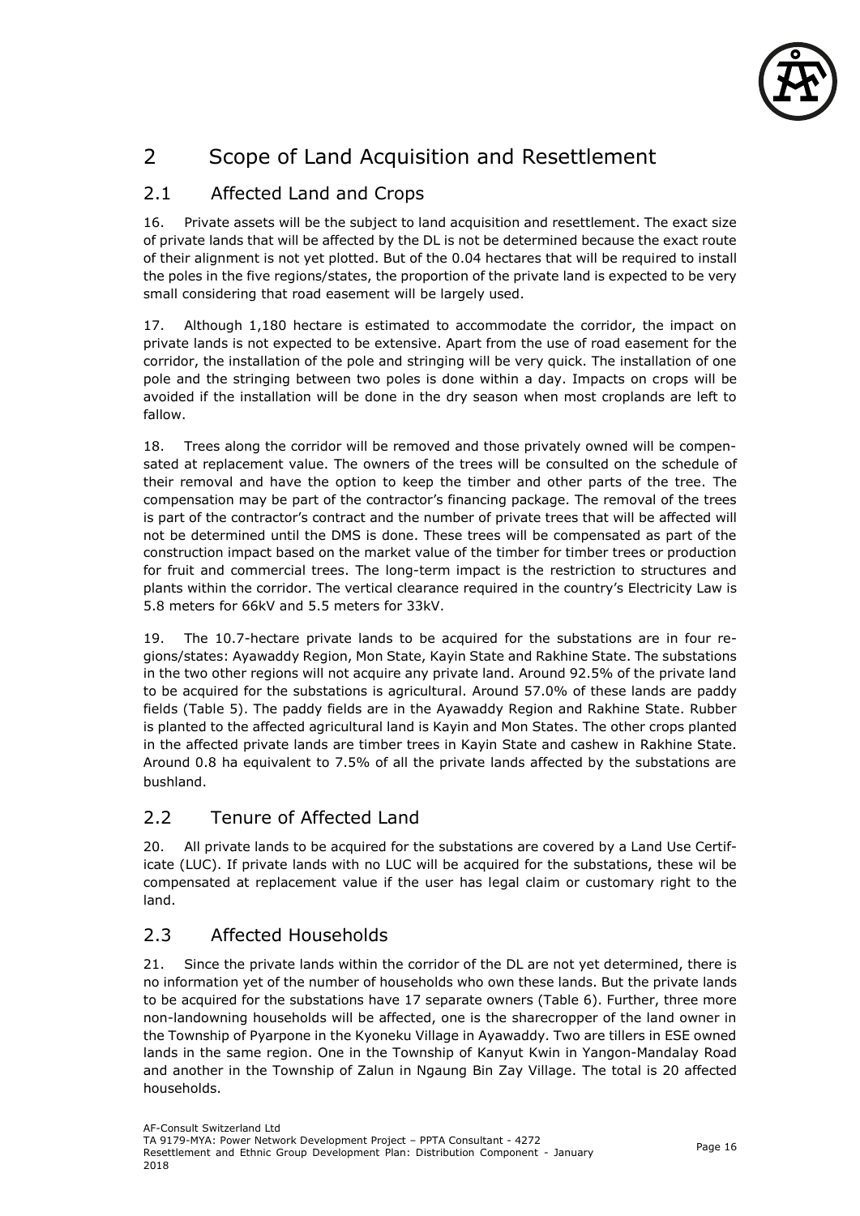# 2 Scope of Land Acquisition and Resettlement

## 2.1 Affected Land and Crops

16. Private assets will be the subject to land acquisition and resettlement. The exact size of private lands that will be affected by the DL is not be determined because the exact route of their alignment is not yet plotted. But of the 0.04 hectares that will be required to install the poles in the five regions/states, the proportion of the private land is expected to be very small considering that road easement will be largely used.

17. Although 1,180 hectare is estimated to accommodate the corridor, the impact on private lands is not expected to be extensive. Apart from the use of road easement for the corridor, the installation of the pole and stringing will be very quick. The installation of one pole and the stringing between two poles is done within a day. Impacts on crops will be avoided if the installation will be done in the dry season when most croplands are left to fallow.

18. Trees along the corridor will be removed and those privately owned will be compensated at replacement value. The owners of the trees will be consulted on the schedule of their removal and have the option to keep the timber and other parts of the tree. The compensation may be part of the contractor's financing package. The removal of the trees is part of the contractor's contract and the number of private trees that will be affected will not be determined until the DMS is done. These trees will be compensated as part of the construction impact based on the market value of the timber for timber trees or production for fruit and commercial trees. The long-term impact is the restriction to structures and plants within the corridor. The vertical clearance required in the country's Electricity Law is 5.8 meters for 66kV and 5.5 meters for 33kV.

19. The 10.7-hectare private lands to be acquired for the substations are in four regions/states: Ayawaddy Region, Mon State, Kayin State and Rakhine State. The substations in the two other regions will not acquire any private land. Around 92.5% of the private land to be acquired for the substations is agricultural. Around 57.0% of these lands are paddy fields (Table 5). The paddy fields are in the Ayawaddy Region and Rakhine State. Rubber is planted to the affected agricultural land is Kayin and Mon States. The other crops planted in the affected private lands are timber trees in Kayin State and cashew in Rakhine State. Around 0.8 ha equivalent to 7.5% of all the private lands affected by the substations are bushland.

## 2.2 Tenure of Affected Land

20. All private lands to be acquired for the substations are covered by a Land Use Certificate (LUC). If private lands with no LUC will be acquired for the substations, these wil be compensated at replacement value if the user has legal claim or customary right to the land.

## 2.3 Affected Households

21. Since the private lands within the corridor of the DL are not yet determined, there is no information yet of the number of households who own these lands. But the private lands to be acquired for the substations have 17 separate owners (Table 6). Further, three more non-landowning households will be affected, one is the sharecropper of the land owner in the Township of Pyarpone in the Kyoneku Village in Ayawaddy. Two are tillers in ESE owned lands in the same region. One in the Township of Kanyut Kwin in Yangon-Mandalay Road and another in the Township of Zalun in Ngaung Bin Zay Village. The total is 20 affected households.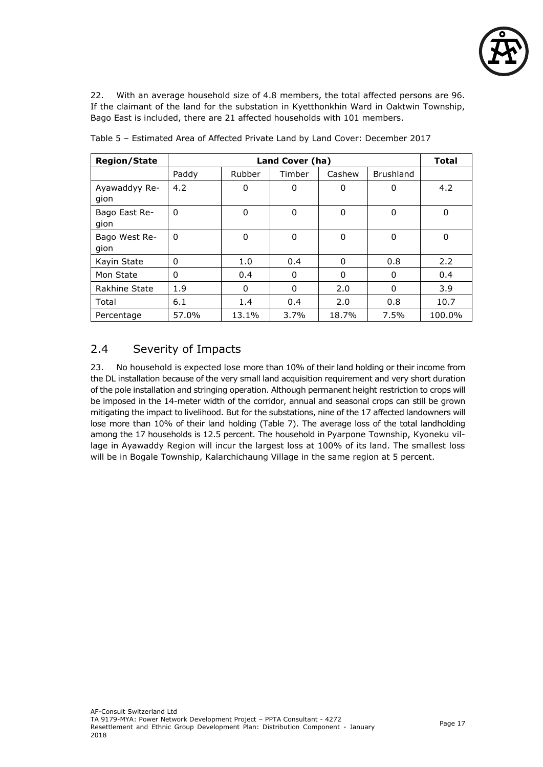22. With an average household size of 4.8 members, the total affected persons are 96. If the claimant of the land for the substation in Kyetthonkhin Ward in Oaktwin Township, Bago East is included, there are 21 affected households with 101 members.

Table 5 – Estimated Area of Affected Private Land by Land Cover: December 2017

| Region/State | Land Cover (ha) | | | | | Total |
|---|---|---|---|---|---|---|
| | Paddy | Rubber | Timber | Cashew | Brushland | |
| Ayawaddyy Region | 4.2 | 0 | 0 | 0 | 0 | 4.2 |
| Bago East Region | 0 | 0 | 0 | 0 | 0 | 0 |
| Bago West Region | 0 | 0 | 0 | 0 | 0 | 0 |
| Kayin State | 0 | 1.0 | 0.4 | 0 | 0.8 | 2.2 |
| Mon State | 0 | 0.4 | 0 | 0 | 0 | 0.4 |
| Rakhine State | 1.9 | 0 | 0 | 2.0 | 0 | 3.9 |
| Total | 6.1 | 1.4 | 0.4 | 2.0 | 0.8 | 10.7 |
| Percentage | 57.0% | 13.1% | 3.7% | 18.7% | 7.5% | 100.0% |

## 2.4 Severity of Impacts

23. No household is expected lose more than 10% of their land holding or their income from the DL installation because of the very small land acquisition requirement and very short duration of the pole installation and stringing operation. Although permanent height restriction to crops will be imposed in the 14-meter width of the corridor, annual and seasonal crops can still be grown mitigating the impact to livelihood. But for the substations, nine of the 17 affected landowners will lose more than 10% of their land holding (Table 7). The average loss of the total landholding among the 17 households is 12.5 percent. The household in Pyarpone Township, Kyoneku village in Ayawaddy Region will incur the largest loss at 100% of its land. The smallest loss will be in Bogale Township, Kalarchichaung Village in the same region at 5 percent.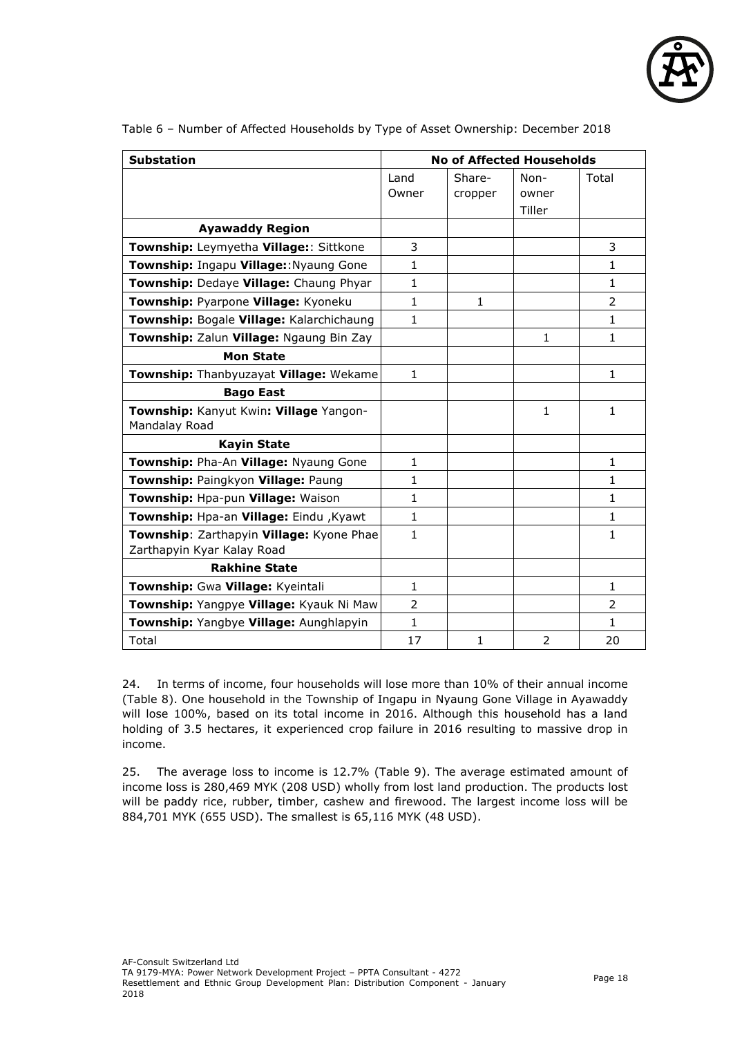Table 6 – Number of Affected Households by Type of Asset Ownership: December 2018

| Substation | No of Affected Households | | | |
|---|---|---|---|---|
| | Land Owner | Share-cropper | Non-owner Tiller | Total |
| **Ayawaddy Region** | | | | |
| **Township:** Leymyetha **Village:**: Sittkone | 3 | | | 3 |
| **Township:** Ingapu **Village:**:Nyaung Gone | 1 | | | 1 |
| **Township:** Dedaye **Village:** Chaung Phyar | 1 | | | 1 |
| **Township:** Pyarpone **Village:** Kyoneku | 1 | 1 | | 2 |
| **Township:** Bogale **Village:** Kalarchichaung | 1 | | | 1 |
| **Township:** Zalun **Village:** Ngaung Bin Zay | | | 1 | 1 |
| **Mon State** | | | | |
| **Township:** Thanbyuzayat **Village:** Wekame | 1 | | | 1 |
| **Bago East** | | | | |
| **Township:** Kanyut Kwin**: Village** Yangon-Mandalay Road | | | 1 | 1 |
| **Kayin State** | | | | |
| **Township:** Pha-An **Village:** Nyaung Gone | 1 | | | 1 |
| **Township:** Paingkyon **Village:** Paung | 1 | | | 1 |
| **Township:** Hpa-pun **Village:** Waison | 1 | | | 1 |
| **Township:** Hpa-an **Village:** Eindu ,Kyawt | 1 | | | 1 |
| **Township**: Zarthapyin **Village:** Kyone Phae Zarthapyin Kyar Kalay Road | 1 | | | 1 |
| **Rakhine State** | | | | |
| **Township:** Gwa **Village:** Kyeintali | 1 | | | 1 |
| **Township:** Yangpye **Village:** Kyauk Ni Maw | 2 | | | 2 |
| **Township:** Yangbye **Village:** Aunghlapyin | 1 | | | 1 |
| Total | 17 | 1 | 2 | 20 |

24. In terms of income, four households will lose more than 10% of their annual income (Table 8). One household in the Township of Ingapu in Nyaung Gone Village in Ayawaddy will lose 100%, based on its total income in 2016. Although this household has a land holding of 3.5 hectares, it experienced crop failure in 2016 resulting to massive drop in income.

25. The average loss to income is 12.7% (Table 9). The average estimated amount of income loss is 280,469 MYK (208 USD) wholly from lost land production. The products lost will be paddy rice, rubber, timber, cashew and firewood. The largest income loss will be 884,701 MYK (655 USD). The smallest is 65,116 MYK (48 USD).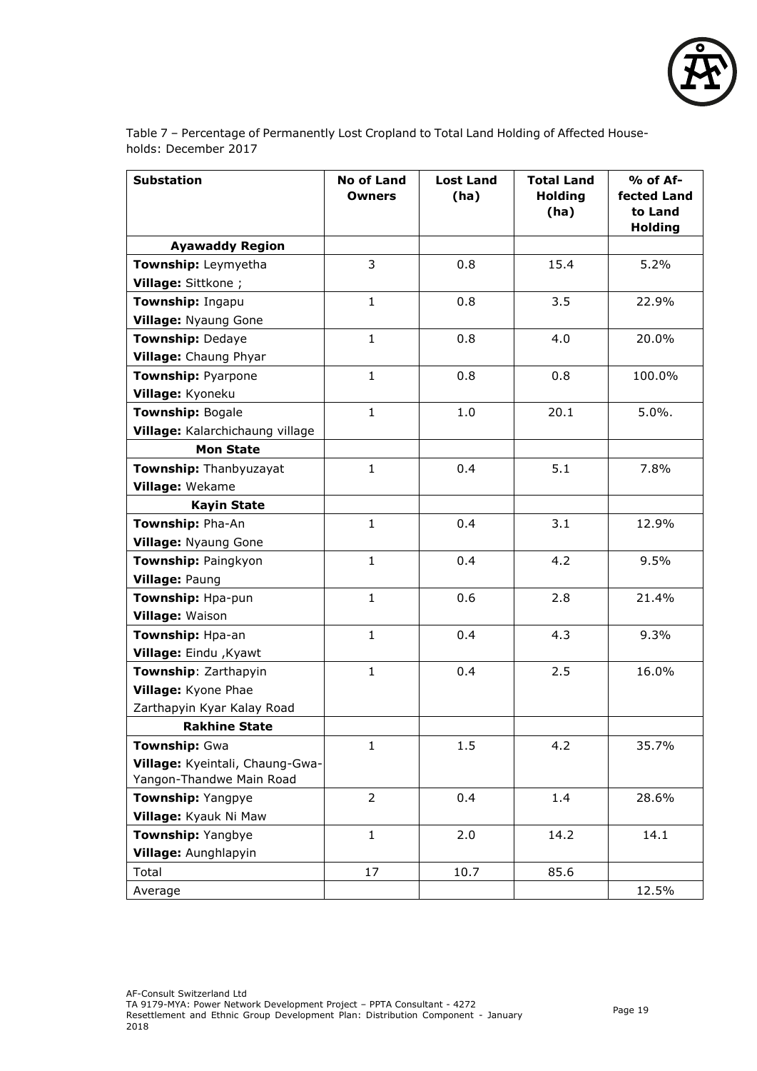Table 7 – Percentage of Permanently Lost Cropland to Total Land Holding of Affected Households: December 2017

| Substation | No of Land Owners | Lost Land (ha) | Total Land Holding (ha) | % of Affected Land to Land Holding |
|---|---|---|---|---|
| **Ayawaddy Region** | | | | |
| **Township:** Leymyetha<br>**Village:** Sittkone ; | 3 | 0.8 | 15.4 | 5.2% |
| **Township:** Ingapu<br>**Village:** Nyaung Gone | 1 | 0.8 | 3.5 | 22.9% |
| **Township:** Dedaye<br>**Village:** Chaung Phyar | 1 | 0.8 | 4.0 | 20.0% |
| **Township:** Pyarpone<br>**Village:** Kyoneku | 1 | 0.8 | 0.8 | 100.0% |
| **Township:** Bogale<br>**Village:** Kalarchichaung village | 1 | 1.0 | 20.1 | 5.0%. |
| **Mon State** | | | | |
| **Township:** Thanbyuzayat<br>**Village:** Wekame | 1 | 0.4 | 5.1 | 7.8% |
| **Kayin State** | | | | |
| **Township:** Pha-An<br>**Village:** Nyaung Gone | 1 | 0.4 | 3.1 | 12.9% |
| **Township:** Paingkyon<br>**Village:** Paung | 1 | 0.4 | 4.2 | 9.5% |
| **Township:** Hpa-pun<br>**Village:** Waison | 1 | 0.6 | 2.8 | 21.4% |
| **Township:** Hpa-an<br>**Village:** Eindu ,Kyawt | 1 | 0.4 | 4.3 | 9.3% |
| **Township**: Zarthapyin<br>**Village:** Kyone Phae<br>Zarthapyin Kyar Kalay Road | 1 | 0.4 | 2.5 | 16.0% |
| **Rakhine State** | | | | |
| **Township:** Gwa<br>**Village:** Kyeintali, Chaung-Gwa-Yangon-Thandwe Main Road | 1 | 1.5 | 4.2 | 35.7% |
| **Township:** Yangpye<br>**Village:** Kyauk Ni Maw | 2 | 0.4 | 1.4 | 28.6% |
| **Township:** Yangbye<br>**Village:** Aunghlapyin | 1 | 2.0 | 14.2 | 14.1 |
| Total | 17 | 10.7 | 85.6 | |
| Average | | | | 12.5% |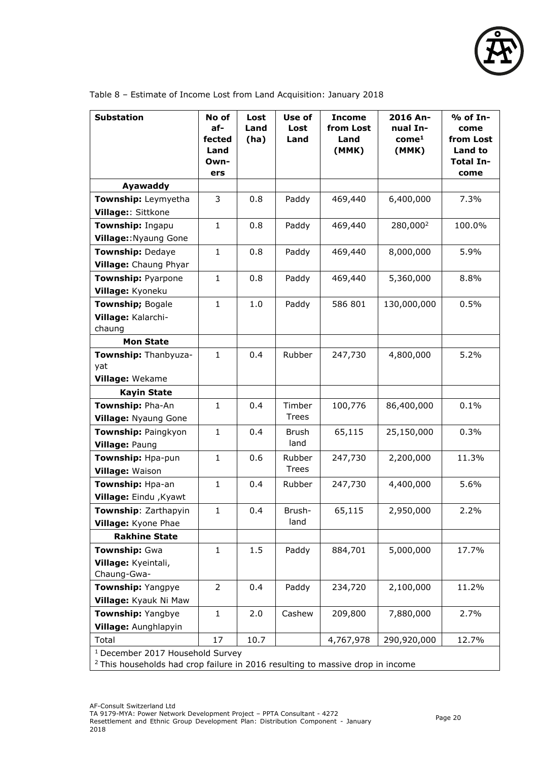Table 8 – Estimate of Income Lost from Land Acquisition: January 2018

| Substation | No of affected Land Owners | Lost Land (ha) | Use of Lost Land | Income from Lost Land (MMK) | 2016 Annual Income[1] (MMK) | % of Income from Lost Land to Total Income |
|---|---|---|---|---|---|---|
| **Ayawaddy** | | | | | | |
| **Township:** Leymyetha **Village:**: Sittkone | 3 | 0.8 | Paddy | 469,440 | 6,400,000 | 7.3% |
| **Township:** Ingapu **Village:**:Nyaung Gone | 1 | 0.8 | Paddy | 469,440 | 280,000[2] | 100.0% |
| **Township:** Dedaye **Village:** Chaung Phyar | 1 | 0.8 | Paddy | 469,440 | 8,000,000 | 5.9% |
| **Township:** Pyarpone **Village:** Kyoneku | 1 | 0.8 | Paddy | 469,440 | 5,360,000 | 8.8% |
| **Township;** Bogale **Village:** Kalarchi-chaung | 1 | 1.0 | Paddy | 586 801 | 130,000,000 | 0.5% |
| **Mon State** | | | | | | |
| **Township:** Thanbyuza-yat **Village:** Wekame | 1 | 0.4 | Rubber | 247,730 | 4,800,000 | 5.2% |
| **Kayin State** | | | | | | |
| **Township:** Pha-An **Village:** Nyaung Gone | 1 | 0.4 | Timber Trees | 100,776 | 86,400,000 | 0.1% |
| **Township:** Paingkyon **Village:** Paung | 1 | 0.4 | Brush land | 65,115 | 25,150,000 | 0.3% |
| **Township:** Hpa-pun **Village:** Waison | 1 | 0.6 | Rubber Trees | 247,730 | 2,200,000 | 11.3% |
| **Township:** Hpa-an **Village:** Eindu ,Kyawt | 1 | 0.4 | Rubber | 247,730 | 4,400,000 | 5.6% |
| **Township**: Zarthapyin **Village:** Kyone Phae | 1 | 0.4 | Brush-land | 65,115 | 2,950,000 | 2.2% |
| **Rakhine State** | | | | | | |
| **Township:** Gwa **Village:** Kyeintali, Chaung-Gwa- | 1 | 1.5 | Paddy | 884,701 | 5,000,000 | 17.7% |
| **Township:** Yangpye **Village:** Kyauk Ni Maw | 2 | 0.4 | Paddy | 234,720 | 2,100,000 | 11.2% |
| **Township:** Yangbye **Village:** Aunghlapyin | 1 | 2.0 | Cashew | 209,800 | 7,880,000 | 2.7% |
| Total | 17 | 10.7 | | 4,767,978 | 290,920,000 | 12.7% |

[1] December 2017 Household Survey
[2] This households had crop failure in 2016 resulting to massive drop in income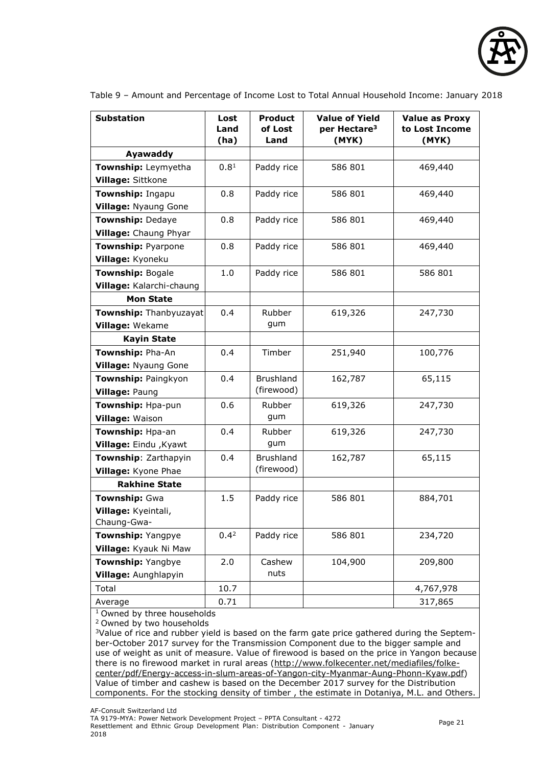Table 9 – Amount and Percentage of Income Lost to Total Annual Household Income: January 2018

| Substation | Lost Land (ha) | Product of Lost Land | Value of Yield per Hectare[3] (MYK) | Value as Proxy to Lost Income (MYK) |
|---|---|---|---|---|
| **Ayawaddy** | | | | |
| **Township:** Leymyetha **Village:** Sittkone | 0.8[1] | Paddy rice | 586 801 | 469,440 |
| **Township:** Ingapu **Village:** Nyaung Gone | 0.8 | Paddy rice | 586 801 | 469,440 |
| **Township:** Dedaye **Village:** Chaung Phyar | 0.8 | Paddy rice | 586 801 | 469,440 |
| **Township:** Pyarpone **Village:** Kyoneku | 0.8 | Paddy rice | 586 801 | 469,440 |
| **Township:** Bogale **Village:** Kalarchi-chaung | 1.0 | Paddy rice | 586 801 | 586 801 |
| **Mon State** | | | | |
| **Township:** Thanbyuzayat **Village:** Wekame | 0.4 | Rubber gum | 619,326 | 247,730 |
| **Kayin State** | | | | |
| **Township:** Pha-An **Village:** Nyaung Gone | 0.4 | Timber | 251,940 | 100,776 |
| **Township:** Paingkyon **Village:** Paung | 0.4 | Brushland (firewood) | 162,787 | 65,115 |
| **Township:** Hpa-pun **Village:** Waison | 0.6 | Rubber gum | 619,326 | 247,730 |
| **Township:** Hpa-an **Village:** Eindu ,Kyawt | 0.4 | Rubber gum | 619,326 | 247,730 |
| **Township**: Zarthapyin **Village:** Kyone Phae | 0.4 | Brushland (firewood) | 162,787 | 65,115 |
| **Rakhine State** | | | | |
| **Township:** Gwa **Village:** Kyeintali, Chaung-Gwa- | 1.5 | Paddy rice | 586 801 | 884,701 |
| **Township:** Yangpye **Village:** Kyauk Ni Maw | 0.4[2] | Paddy rice | 586 801 | 234,720 |
| **Township:** Yangbye **Village:** Aunghlapyin | 2.0 | Cashew nuts | 104,900 | 209,800 |
| Total | 10.7 | | | 4,767,978 |
| Average | 0.71 | | | 317,865 |

[1] Owned by three households
[2] Owned by two households
[3]Value of rice and rubber yield is based on the farm gate price gathered during the September-October 2017 survey for the Transmission Component due to the bigger sample and use of weight as unit of measure. Value of firewood is based on the price in Yangon because there is no firewood market in rural areas (http://www.folkecenter.net/mediafiles/folkecenter/pdf/Energy-access-in-slum-areas-of-Yangon-city-Myanmar-Aung-Phonn-Kyaw.pdf) Value of timber and cashew is based on the December 2017 survey for the Distribution components. For the stocking density of timber , the estimate in Dotaniya, M.L. and Others.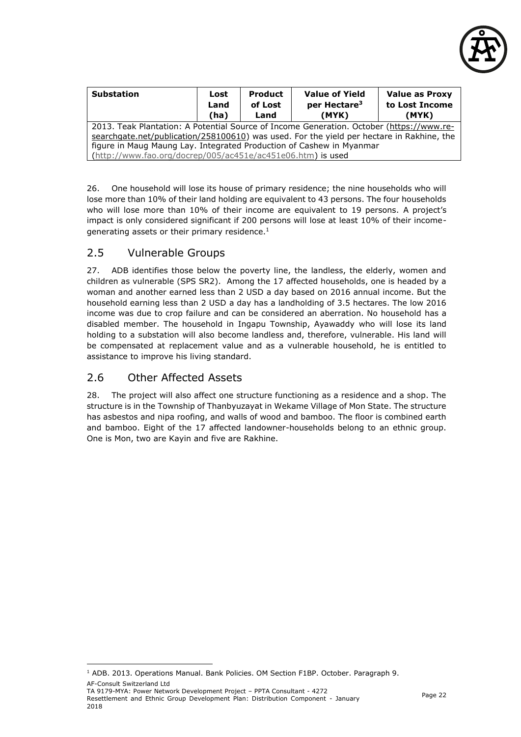| Substation | Lost Land (ha) | Product of Lost Land | Value of Yield per Hectare[3] (MYK) | Value as Proxy to Lost Income (MYK) |
|---|---|---|---|---|
| 2013. Teak Plantation: A Potential Source of Income Generation. October (https://www.researchgate.net/publication/258100610) was used. For the yield per hectare in Rakhine, the figure in Maug Maung Lay. Integrated Production of Cashew in Myanmar (http://www.fao.org/docrep/005/ac451e/ac451e06.htm) is used | | | | |

26. One household will lose its house of primary residence; the nine households who will lose more than 10% of their land holding are equivalent to 43 persons. The four households who will lose more than 10% of their income are equivalent to 19 persons. A project's impact is only considered significant if 200 persons will lose at least 10% of their income-generating assets or their primary residence.[1]

## 2.5 Vulnerable Groups

27. ADB identifies those below the poverty line, the landless, the elderly, women and children as vulnerable (SPS SR2). Among the 17 affected households, one is headed by a woman and another earned less than 2 USD a day based on 2016 annual income. But the household earning less than 2 USD a day has a landholding of 3.5 hectares. The low 2016 income was due to crop failure and can be considered an aberration. No household has a disabled member. The household in Ingapu Township, Ayawaddy who will lose its land holding to a substation will also become landless and, therefore, vulnerable. His land will be compensated at replacement value and as a vulnerable household, he is entitled to assistance to improve his living standard.

## 2.6 Other Affected Assets

28. The project will also affect one structure functioning as a residence and a shop. The structure is in the Township of Thanbyuzayat in Wekame Village of Mon State. The structure has asbestos and nipa roofing, and walls of wood and bamboo. The floor is combined earth and bamboo. Eight of the 17 affected landowner-households belong to an ethnic group. One is Mon, two are Kayin and five are Rakhine.

---

[1] ADB. 2013. Operations Manual. Bank Policies. OM Section F1BP. October. Paragraph 9.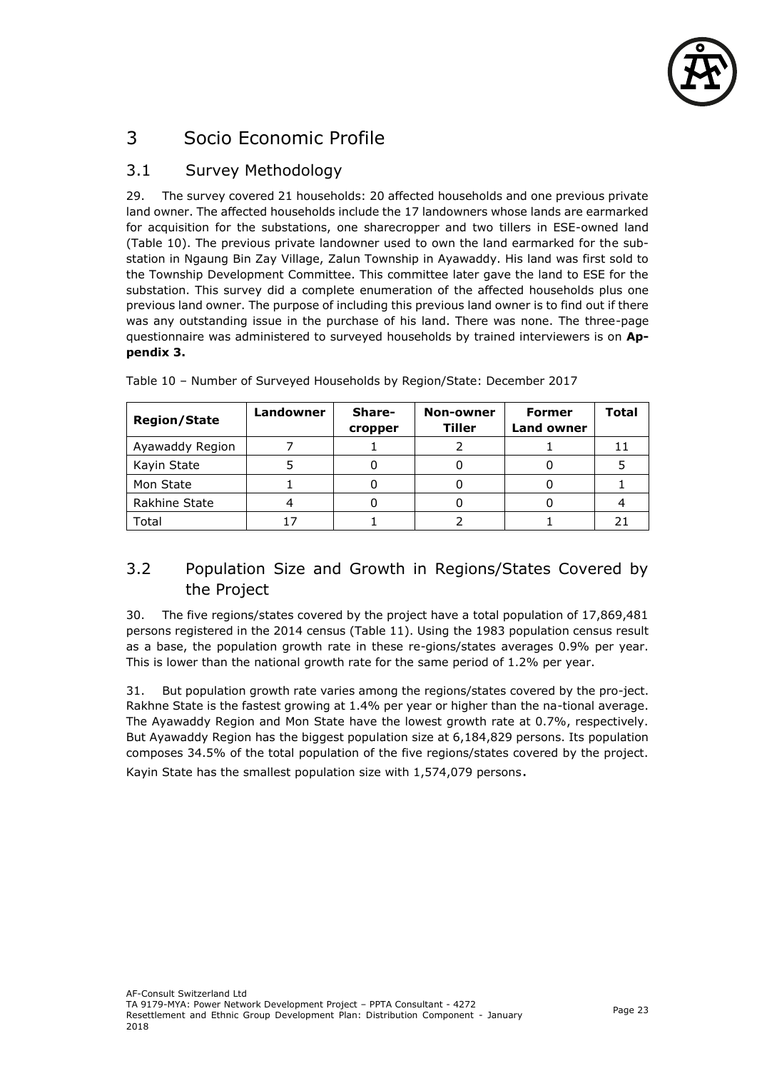# 3 Socio Economic Profile

## 3.1 Survey Methodology

29. The survey covered 21 households: 20 affected households and one previous private land owner. The affected households include the 17 landowners whose lands are earmarked for acquisition for the substations, one sharecropper and two tillers in ESE-owned land (Table 10). The previous private landowner used to own the land earmarked for the substation in Ngaung Bin Zay Village, Zalun Township in Ayawaddy. His land was first sold to the Township Development Committee. This committee later gave the land to ESE for the substation. This survey did a complete enumeration of the affected households plus one previous land owner. The purpose of including this previous land owner is to find out if there was any outstanding issue in the purchase of his land. There was none. The three-page questionnaire was administered to surveyed households by trained interviewers is on **Appendix 3.**

Table 10 – Number of Surveyed Households by Region/State: December 2017

| Region/State | Landowner | Share-cropper | Non-owner Tiller | Former Land owner | Total |
|---|---|---|---|---|---|
| Ayawaddy Region | 7 | 1 | 2 | 1 | 11 |
| Kayin State | 5 | 0 | 0 | 0 | 5 |
| Mon State | 1 | 0 | 0 | 0 | 1 |
| Rakhine State | 4 | 0 | 0 | 0 | 4 |
| Total | 17 | 1 | 2 | 1 | 21 |

## 3.2 Population Size and Growth in Regions/States Covered by the Project

30. The five regions/states covered by the project have a total population of 17,869,481 persons registered in the 2014 census (Table 11). Using the 1983 population census result as a base, the population growth rate in these re-gions/states averages 0.9% per year. This is lower than the national growth rate for the same period of 1.2% per year.

31. But population growth rate varies among the regions/states covered by the pro-ject. Rakhne State is the fastest growing at 1.4% per year or higher than the na-tional average. The Ayawaddy Region and Mon State have the lowest growth rate at 0.7%, respectively. But Ayawaddy Region has the biggest population size at 6,184,829 persons. Its population composes 34.5% of the total population of the five regions/states covered by the project. Kayin State has the smallest population size with 1,574,079 persons.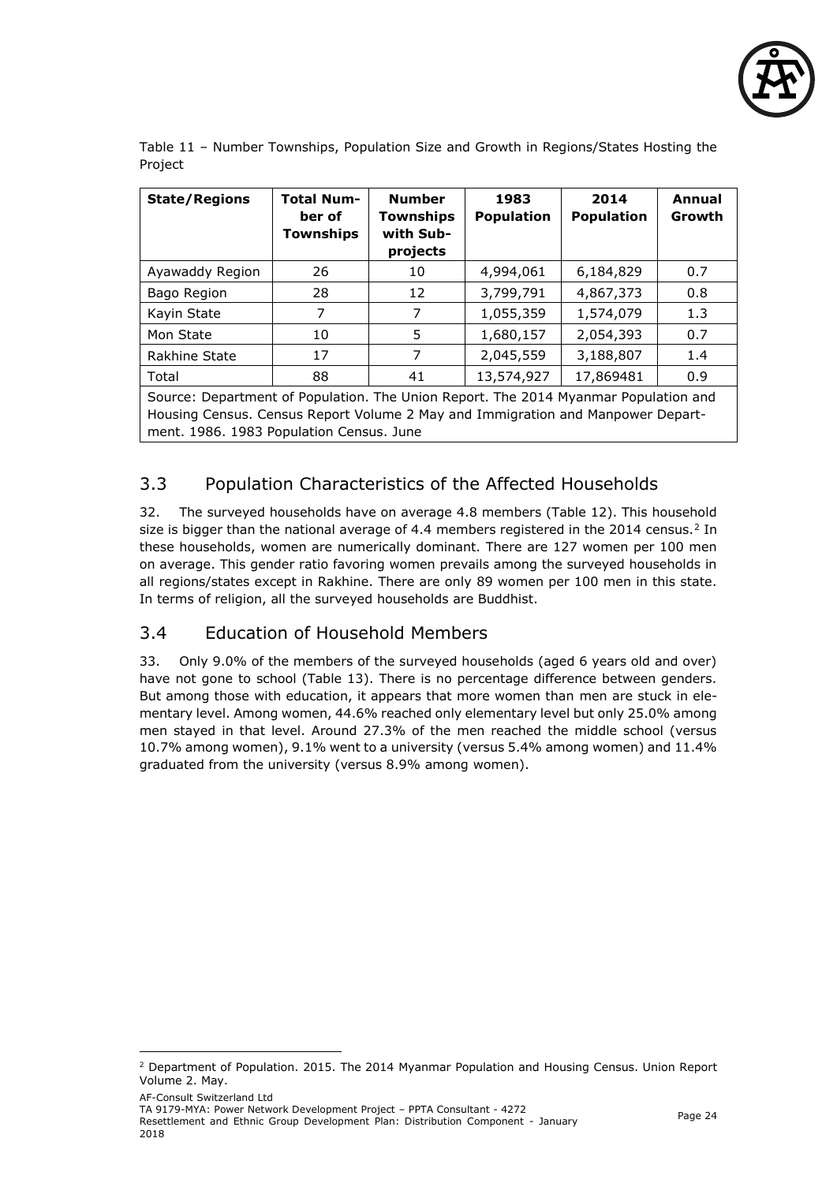Table 11 – Number Townships, Population Size and Growth in Regions/States Hosting the Project

| State/Regions | Total Number of Townships | Number Townships with Sub-projects | 1983 Population | 2014 Population | Annual Growth |
|---|---|---|---|---|---|
| Ayawaddy Region | 26 | 10 | 4,994,061 | 6,184,829 | 0.7 |
| Bago Region | 28 | 12 | 3,799,791 | 4,867,373 | 0.8 |
| Kayin State | 7 | 7 | 1,055,359 | 1,574,079 | 1.3 |
| Mon State | 10 | 5 | 1,680,157 | 2,054,393 | 0.7 |
| Rakhine State | 17 | 7 | 2,045,559 | 3,188,807 | 1.4 |
| Total | 88 | 41 | 13,574,927 | 17,869481 | 0.9 |

Source: Department of Population. The Union Report. The 2014 Myanmar Population and Housing Census. Census Report Volume 2 May and Immigration and Manpower Department. 1986. 1983 Population Census. June

## 3.3 Population Characteristics of the Affected Households

32. The surveyed households have on average 4.8 members (Table 12). This household size is bigger than the national average of 4.4 members registered in the 2014 census.[2] In these households, women are numerically dominant. There are 127 women per 100 men on average. This gender ratio favoring women prevails among the surveyed households in all regions/states except in Rakhine. There are only 89 women per 100 men in this state. In terms of religion, all the surveyed households are Buddhist.

## 3.4 Education of Household Members

33. Only 9.0% of the members of the surveyed households (aged 6 years old and over) have not gone to school (Table 13). There is no percentage difference between genders. But among those with education, it appears that more women than men are stuck in elementary level. Among women, 44.6% reached only elementary level but only 25.0% among men stayed in that level. Around 27.3% of the men reached the middle school (versus 10.7% among women), 9.1% went to a university (versus 5.4% among women) and 11.4% graduated from the university (versus 8.9% among women).

[2] Department of Population. 2015. The 2014 Myanmar Population and Housing Census. Union Report Volume 2. May.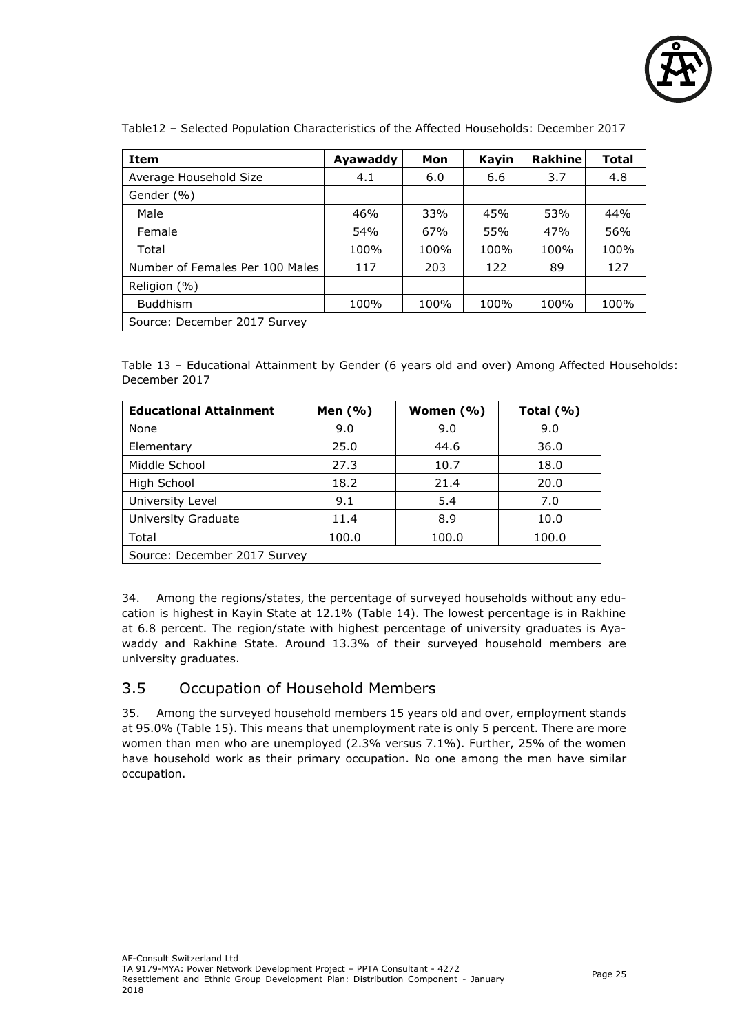Table12 – Selected Population Characteristics of the Affected Households: December 2017

| Item | Ayawaddy | Mon | Kayin | Rakhine | Total |
|---|---|---|---|---|---|
| Average Household Size | 4.1 | 6.0 | 6.6 | 3.7 | 4.8 |
| Gender (%) | | | | | |
| Male | 46% | 33% | 45% | 53% | 44% |
| Female | 54% | 67% | 55% | 47% | 56% |
| Total | 100% | 100% | 100% | 100% | 100% |
| Number of Females Per 100 Males | 117 | 203 | 122 | 89 | 127 |
| Religion (%) | | | | | |
| Buddhism | 100% | 100% | 100% | 100% | 100% |
| Source: December 2017 Survey | | | | | |

Table 13 – Educational Attainment by Gender (6 years old and over) Among Affected Households: December 2017

| Educational Attainment | Men (%) | Women (%) | Total (%) |
|---|---|---|---|
| None | 9.0 | 9.0 | 9.0 |
| Elementary | 25.0 | 44.6 | 36.0 |
| Middle School | 27.3 | 10.7 | 18.0 |
| High School | 18.2 | 21.4 | 20.0 |
| University Level | 9.1 | 5.4 | 7.0 |
| University Graduate | 11.4 | 8.9 | 10.0 |
| Total | 100.0 | 100.0 | 100.0 |
| Source: December 2017 Survey | | | |

34. Among the regions/states, the percentage of surveyed households without any education is highest in Kayin State at 12.1% (Table 14). The lowest percentage is in Rakhine at 6.8 percent. The region/state with highest percentage of university graduates is Ayawaddy and Rakhine State. Around 13.3% of their surveyed household members are university graduates.

## 3.5 Occupation of Household Members

35. Among the surveyed household members 15 years old and over, employment stands at 95.0% (Table 15). This means that unemployment rate is only 5 percent. There are more women than men who are unemployed (2.3% versus 7.1%). Further, 25% of the women have household work as their primary occupation. No one among the men have similar occupation.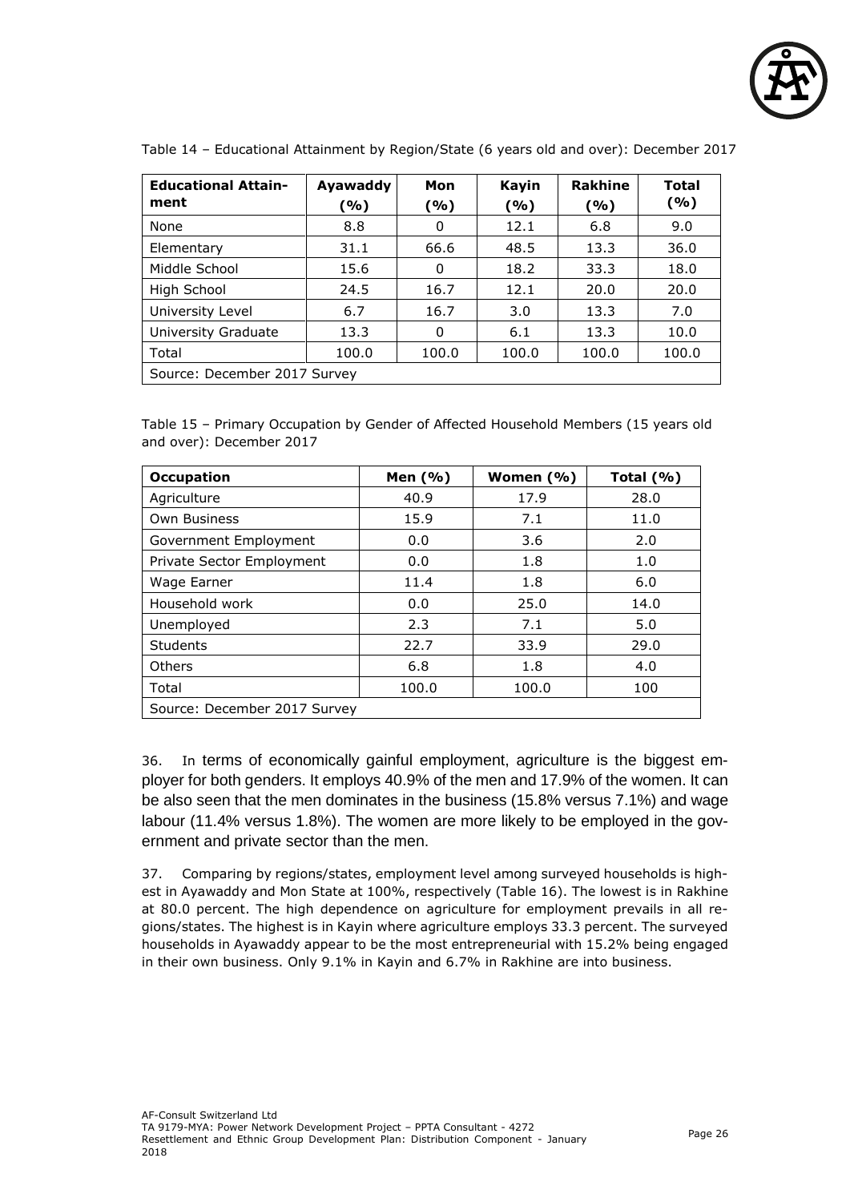Table 14 – Educational Attainment by Region/State (6 years old and over): December 2017

| Educational Attainment | Ayawaddy (%) | Mon (%) | Kayin (%) | Rakhine (%) | Total (%) |
|---|---|---|---|---|---|
| None | 8.8 | 0 | 12.1 | 6.8 | 9.0 |
| Elementary | 31.1 | 66.6 | 48.5 | 13.3 | 36.0 |
| Middle School | 15.6 | 0 | 18.2 | 33.3 | 18.0 |
| High School | 24.5 | 16.7 | 12.1 | 20.0 | 20.0 |
| University Level | 6.7 | 16.7 | 3.0 | 13.3 | 7.0 |
| University Graduate | 13.3 | 0 | 6.1 | 13.3 | 10.0 |
| Total | 100.0 | 100.0 | 100.0 | 100.0 | 100.0 |
| Source: December 2017 Survey | | | | | |

Table 15 – Primary Occupation by Gender of Affected Household Members (15 years old and over): December 2017

| Occupation | Men (%) | Women (%) | Total (%) |
|---|---|---|---|
| Agriculture | 40.9 | 17.9 | 28.0 |
| Own Business | 15.9 | 7.1 | 11.0 |
| Government Employment | 0.0 | 3.6 | 2.0 |
| Private Sector Employment | 0.0 | 1.8 | 1.0 |
| Wage Earner | 11.4 | 1.8 | 6.0 |
| Household work | 0.0 | 25.0 | 14.0 |
| Unemployed | 2.3 | 7.1 | 5.0 |
| Students | 22.7 | 33.9 | 29.0 |
| Others | 6.8 | 1.8 | 4.0 |
| Total | 100.0 | 100.0 | 100 |
| Source: December 2017 Survey | | | |

36. In terms of economically gainful employment, agriculture is the biggest employer for both genders. It employs 40.9% of the men and 17.9% of the women. It can be also seen that the men dominates in the business (15.8% versus 7.1%) and wage labour (11.4% versus 1.8%). The women are more likely to be employed in the government and private sector than the men.

37. Comparing by regions/states, employment level among surveyed households is highest in Ayawaddy and Mon State at 100%, respectively (Table 16). The lowest is in Rakhine at 80.0 percent. The high dependence on agriculture for employment prevails in all regions/states. The highest is in Kayin where agriculture employs 33.3 percent. The surveyed households in Ayawaddy appear to be the most entrepreneurial with 15.2% being engaged in their own business. Only 9.1% in Kayin and 6.7% in Rakhine are into business.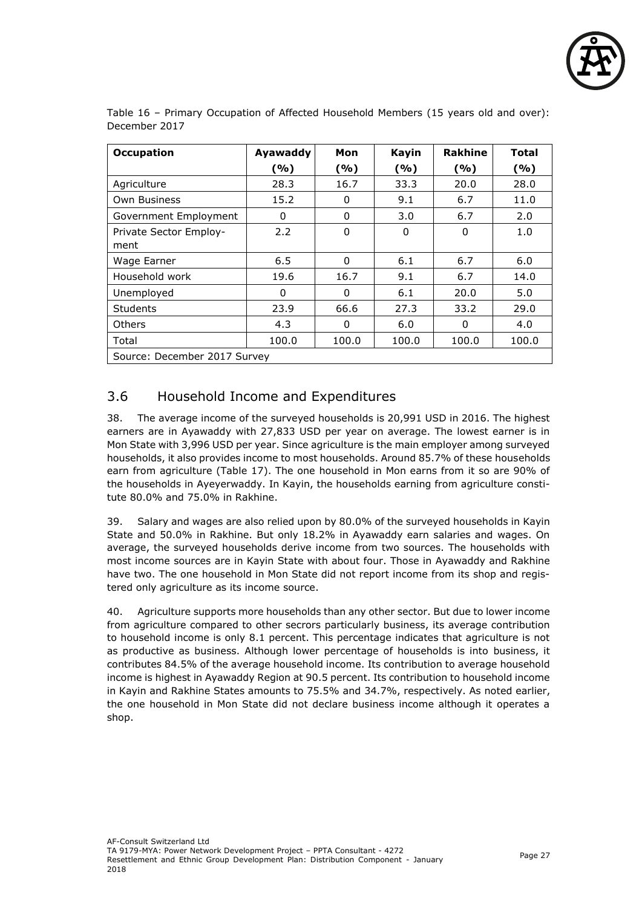Table 16 – Primary Occupation of Affected Household Members (15 years old and over): December 2017

| Occupation | Ayawaddy (%) | Mon (%) | Kayin (%) | Rakhine (%) | Total (%) |
|---|---|---|---|---|---|
| Agriculture | 28.3 | 16.7 | 33.3 | 20.0 | 28.0 |
| Own Business | 15.2 | 0 | 9.1 | 6.7 | 11.0 |
| Government Employment | 0 | 0 | 3.0 | 6.7 | 2.0 |
| Private Sector Employ-ment | 2.2 | 0 | 0 | 0 | 1.0 |
| Wage Earner | 6.5 | 0 | 6.1 | 6.7 | 6.0 |
| Household work | 19.6 | 16.7 | 9.1 | 6.7 | 14.0 |
| Unemployed | 0 | 0 | 6.1 | 20.0 | 5.0 |
| Students | 23.9 | 66.6 | 27.3 | 33.2 | 29.0 |
| Others | 4.3 | 0 | 6.0 | 0 | 4.0 |
| Total | 100.0 | 100.0 | 100.0 | 100.0 | 100.0 |
| Source: December 2017 Survey | | | | | |

## 3.6 Household Income and Expenditures

38. The average income of the surveyed households is 20,991 USD in 2016. The highest earners are in Ayawaddy with 27,833 USD per year on average. The lowest earner is in Mon State with 3,996 USD per year. Since agriculture is the main employer among surveyed households, it also provides income to most households. Around 85.7% of these households earn from agriculture (Table 17). The one household in Mon earns from it so are 90% of the households in Ayeyerwaddy. In Kayin, the households earning from agriculture constitute 80.0% and 75.0% in Rakhine.

39. Salary and wages are also relied upon by 80.0% of the surveyed households in Kayin State and 50.0% in Rakhine. But only 18.2% in Ayawaddy earn salaries and wages. On average, the surveyed households derive income from two sources. The households with most income sources are in Kayin State with about four. Those in Ayawaddy and Rakhine have two. The one household in Mon State did not report income from its shop and registered only agriculture as its income source.

40. Agriculture supports more households than any other sector. But due to lower income from agriculture compared to other secrors particularly business, its average contribution to household income is only 8.1 percent. This percentage indicates that agriculture is not as productive as business. Although lower percentage of households is into business, it contributes 84.5% of the average household income. Its contribution to average household income is highest in Ayawaddy Region at 90.5 percent. Its contribution to household income in Kayin and Rakhine States amounts to 75.5% and 34.7%, respectively. As noted earlier, the one household in Mon State did not declare business income although it operates a shop.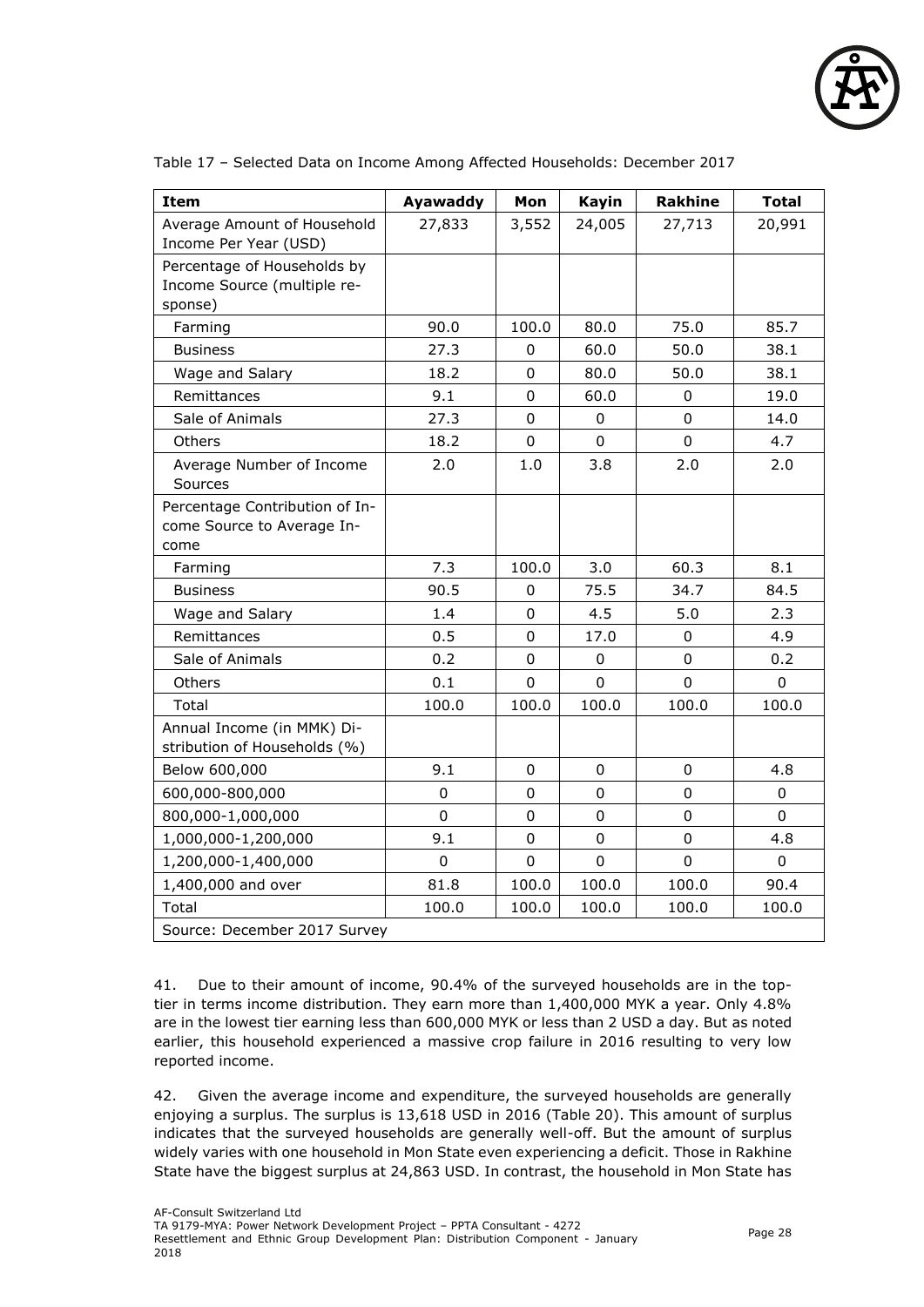Table 17 – Selected Data on Income Among Affected Households: December 2017

| Item | Ayawaddy | Mon | Kayin | Rakhine | Total |
|---|---|---|---|---|---|
| Average Amount of Household Income Per Year (USD) | 27,833 | 3,552 | 24,005 | 27,713 | 20,991 |
| Percentage of Households by Income Source (multiple response) | | | | | |
| Farming | 90.0 | 100.0 | 80.0 | 75.0 | 85.7 |
| Business | 27.3 | 0 | 60.0 | 50.0 | 38.1 |
| Wage and Salary | 18.2 | 0 | 80.0 | 50.0 | 38.1 |
| Remittances | 9.1 | 0 | 60.0 | 0 | 19.0 |
| Sale of Animals | 27.3 | 0 | 0 | 0 | 14.0 |
| Others | 18.2 | 0 | 0 | 0 | 4.7 |
| Average Number of Income Sources | 2.0 | 1.0 | 3.8 | 2.0 | 2.0 |
| Percentage Contribution of Income Source to Average Income | | | | | |
| Farming | 7.3 | 100.0 | 3.0 | 60.3 | 8.1 |
| Business | 90.5 | 0 | 75.5 | 34.7 | 84.5 |
| Wage and Salary | 1.4 | 0 | 4.5 | 5.0 | 2.3 |
| Remittances | 0.5 | 0 | 17.0 | 0 | 4.9 |
| Sale of Animals | 0.2 | 0 | 0 | 0 | 0.2 |
| Others | 0.1 | 0 | 0 | 0 | 0 |
| Total | 100.0 | 100.0 | 100.0 | 100.0 | 100.0 |
| Annual Income (in MMK) Distribution of Households (%) | | | | | |
| Below 600,000 | 9.1 | 0 | 0 | 0 | 4.8 |
| 600,000-800,000 | 0 | 0 | 0 | 0 | 0 |
| 800,000-1,000,000 | 0 | 0 | 0 | 0 | 0 |
| 1,000,000-1,200,000 | 9.1 | 0 | 0 | 0 | 4.8 |
| 1,200,000-1,400,000 | 0 | 0 | 0 | 0 | 0 |
| 1,400,000 and over | 81.8 | 100.0 | 100.0 | 100.0 | 90.4 |
| Total | 100.0 | 100.0 | 100.0 | 100.0 | 100.0 |
| Source: December 2017 Survey | | | | | |

41. Due to their amount of income, 90.4% of the surveyed households are in the top-tier in terms income distribution. They earn more than 1,400,000 MYK a year. Only 4.8% are in the lowest tier earning less than 600,000 MYK or less than 2 USD a day. But as noted earlier, this household experienced a massive crop failure in 2016 resulting to very low reported income.

42. Given the average income and expenditure, the surveyed households are generally enjoying a surplus. The surplus is 13,618 USD in 2016 (Table 20). This amount of surplus indicates that the surveyed households are generally well-off. But the amount of surplus widely varies with one household in Mon State even experiencing a deficit. Those in Rakhine State have the biggest surplus at 24,863 USD. In contrast, the household in Mon State has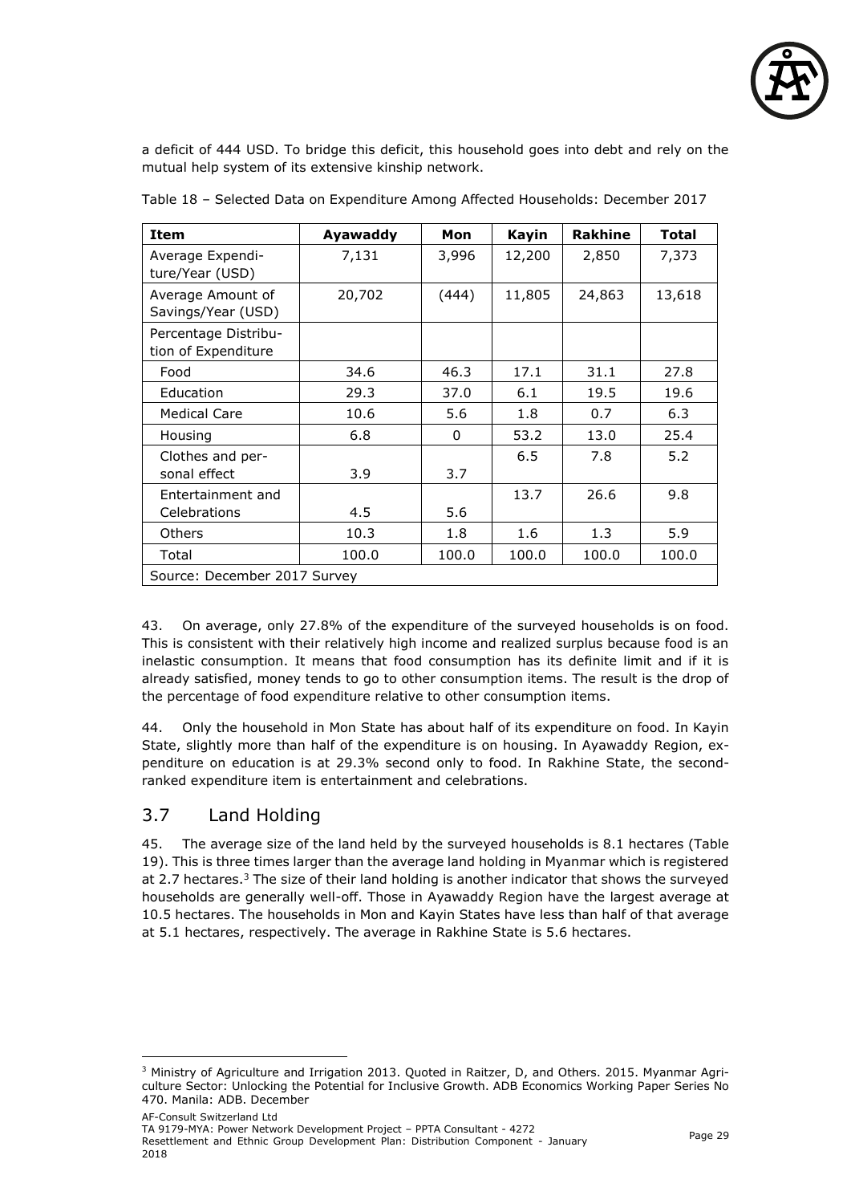a deficit of 444 USD. To bridge this deficit, this household goes into debt and rely on the mutual help system of its extensive kinship network.

Table 18 – Selected Data on Expenditure Among Affected Households: December 2017

| Item | Ayawaddy | Mon | Kayin | Rakhine | Total |
|---|---|---|---|---|---|
| Average Expenditure/Year (USD) | 7,131 | 3,996 | 12,200 | 2,850 | 7,373 |
| Average Amount of Savings/Year (USD) | 20,702 | (444) | 11,805 | 24,863 | 13,618 |
| Percentage Distribution of Expenditure | | | | | |
| Food | 34.6 | 46.3 | 17.1 | 31.1 | 27.8 |
| Education | 29.3 | 37.0 | 6.1 | 19.5 | 19.6 |
| Medical Care | 10.6 | 5.6 | 1.8 | 0.7 | 6.3 |
| Housing | 6.8 | 0 | 53.2 | 13.0 | 25.4 |
| Clothes and personal effect | 3.9 | 3.7 | 6.5 | 7.8 | 5.2 |
| Entertainment and Celebrations | 4.5 | 5.6 | 13.7 | 26.6 | 9.8 |
| Others | 10.3 | 1.8 | 1.6 | 1.3 | 5.9 |
| Total | 100.0 | 100.0 | 100.0 | 100.0 | 100.0 |
| Source: December 2017 Survey | | | | | |

43. On average, only 27.8% of the expenditure of the surveyed households is on food. This is consistent with their relatively high income and realized surplus because food is an inelastic consumption. It means that food consumption has its definite limit and if it is already satisfied, money tends to go to other consumption items. The result is the drop of the percentage of food expenditure relative to other consumption items.

44. Only the household in Mon State has about half of its expenditure on food. In Kayin State, slightly more than half of the expenditure is on housing. In Ayawaddy Region, expenditure on education is at 29.3% second only to food. In Rakhine State, the second-ranked expenditure item is entertainment and celebrations.

## 3.7 Land Holding

45. The average size of the land held by the surveyed households is 8.1 hectares (Table 19). This is three times larger than the average land holding in Myanmar which is registered at 2.7 hectares.[3] The size of their land holding is another indicator that shows the surveyed households are generally well-off. Those in Ayawaddy Region have the largest average at 10.5 hectares. The households in Mon and Kayin States have less than half of that average at 5.1 hectares, respectively. The average in Rakhine State is 5.6 hectares.

[3] Ministry of Agriculture and Irrigation 2013. Quoted in Raitzer, D, and Others. 2015. Myanmar Agriculture Sector: Unlocking the Potential for Inclusive Growth. ADB Economics Working Paper Series No 470. Manila: ADB. December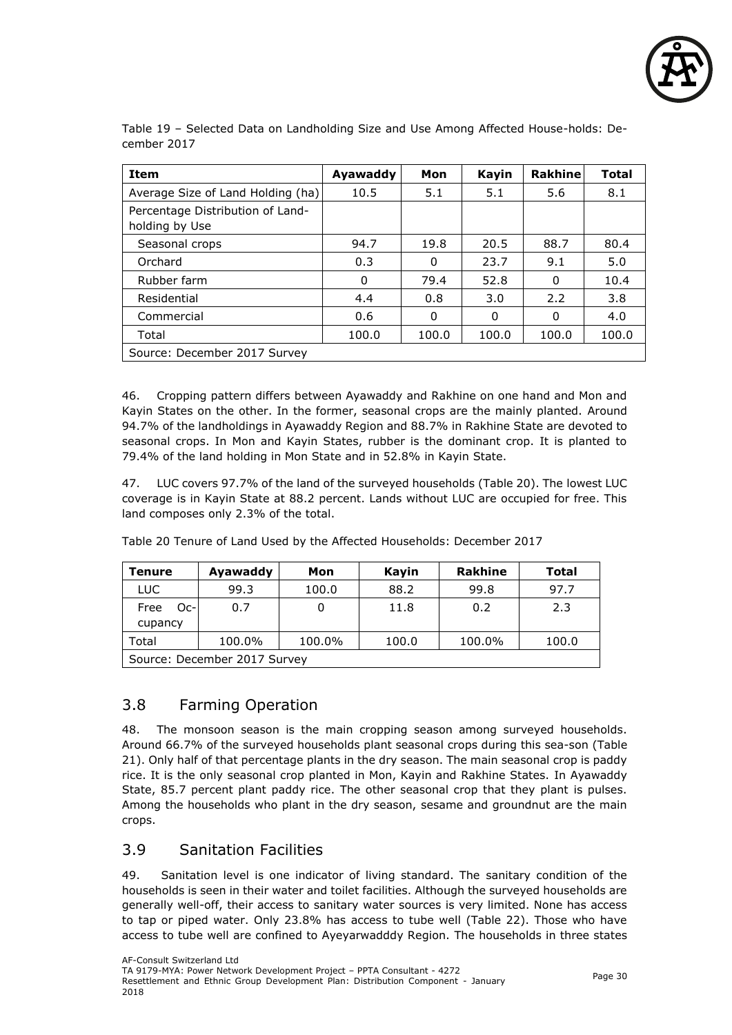Table 19 – Selected Data on Landholding Size and Use Among Affected House-holds: December 2017

| Item | Ayawaddy | Mon | Kayin | Rakhine | Total |
|---|---|---|---|---|---|
| Average Size of Land Holding (ha) | 10.5 | 5.1 | 5.1 | 5.6 | 8.1 |
| Percentage Distribution of Land-holding by Use | | | | | |
| Seasonal crops | 94.7 | 19.8 | 20.5 | 88.7 | 80.4 |
| Orchard | 0.3 | 0 | 23.7 | 9.1 | 5.0 |
| Rubber farm | 0 | 79.4 | 52.8 | 0 | 10.4 |
| Residential | 4.4 | 0.8 | 3.0 | 2.2 | 3.8 |
| Commercial | 0.6 | 0 | 0 | 0 | 4.0 |
| Total | 100.0 | 100.0 | 100.0 | 100.0 | 100.0 |
| Source: December 2017 Survey | | | | | |

46. Cropping pattern differs between Ayawaddy and Rakhine on one hand and Mon and Kayin States on the other. In the former, seasonal crops are the mainly planted. Around 94.7% of the landholdings in Ayawaddy Region and 88.7% in Rakhine State are devoted to seasonal crops. In Mon and Kayin States, rubber is the dominant crop. It is planted to 79.4% of the land holding in Mon State and in 52.8% in Kayin State.

47. LUC covers 97.7% of the land of the surveyed households (Table 20). The lowest LUC coverage is in Kayin State at 88.2 percent. Lands without LUC are occupied for free. This land composes only 2.3% of the total.

Table 20 Tenure of Land Used by the Affected Households: December 2017

| Tenure | Ayawaddy | Mon | Kayin | Rakhine | Total |
|---|---|---|---|---|---|
| LUC | 99.3 | 100.0 | 88.2 | 99.8 | 97.7 |
| Free Occupancy | 0.7 | 0 | 11.8 | 0.2 | 2.3 |
| Total | 100.0% | 100.0% | 100.0 | 100.0% | 100.0 |
| Source: December 2017 Survey | | | | | |

## 3.8 Farming Operation

48. The monsoon season is the main cropping season among surveyed households. Around 66.7% of the surveyed households plant seasonal crops during this sea-son (Table 21). Only half of that percentage plants in the dry season. The main seasonal crop is paddy rice. It is the only seasonal crop planted in Mon, Kayin and Rakhine States. In Ayawaddy State, 85.7 percent plant paddy rice. The other seasonal crop that they plant is pulses. Among the households who plant in the dry season, sesame and groundnut are the main crops.

## 3.9 Sanitation Facilities

49. Sanitation level is one indicator of living standard. The sanitary condition of the households is seen in their water and toilet facilities. Although the surveyed households are generally well-off, their access to sanitary water sources is very limited. None has access to tap or piped water. Only 23.8% has access to tube well (Table 22). Those who have access to tube well are confined to Ayeyarwadddy Region. The households in three states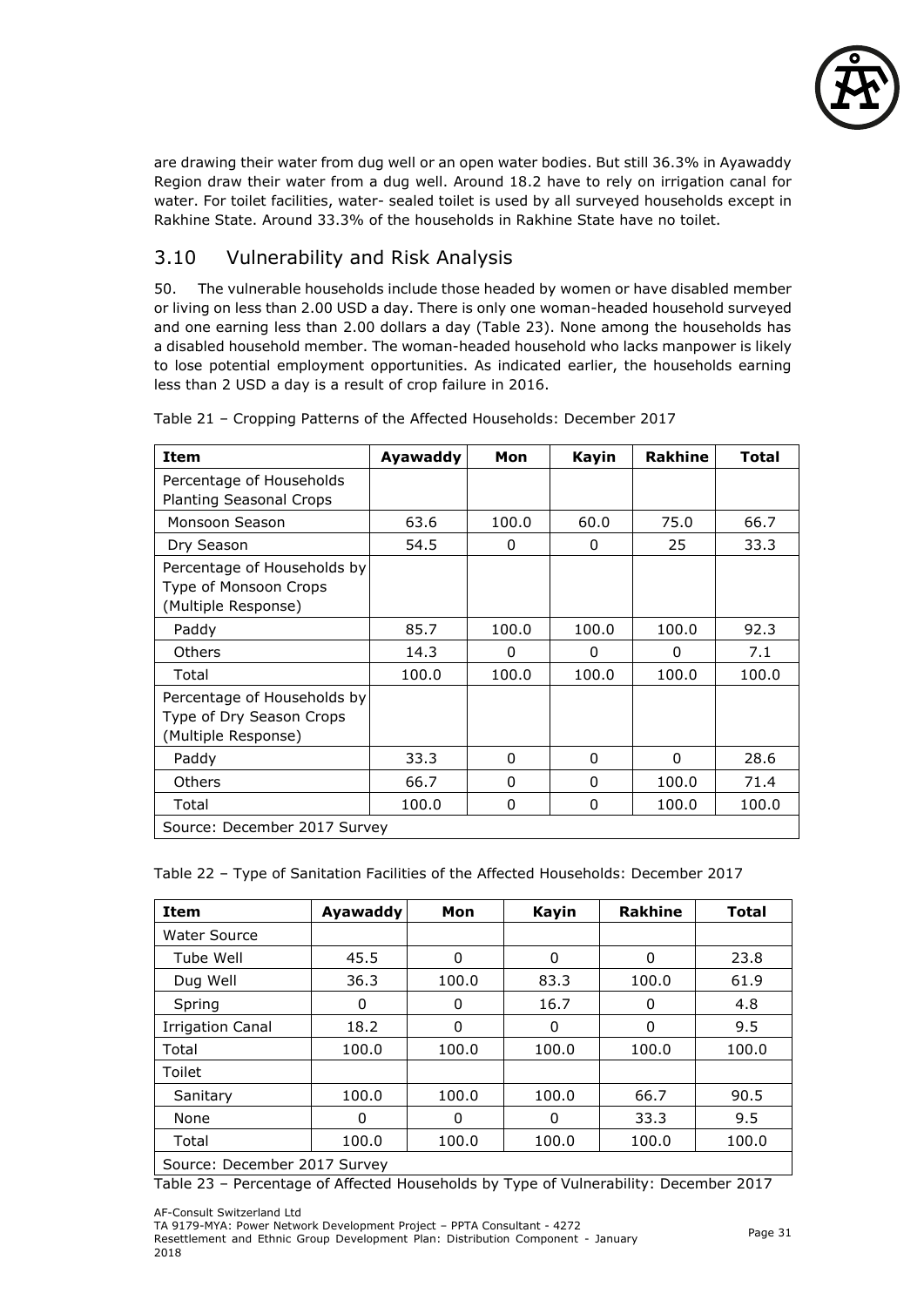are drawing their water from dug well or an open water bodies. But still 36.3% in Ayawaddy Region draw their water from a dug well. Around 18.2 have to rely on irrigation canal for water. For toilet facilities, water- sealed toilet is used by all surveyed households except in Rakhine State. Around 33.3% of the households in Rakhine State have no toilet.

## 3.10 Vulnerability and Risk Analysis

50. The vulnerable households include those headed by women or have disabled member or living on less than 2.00 USD a day. There is only one woman-headed household surveyed and one earning less than 2.00 dollars a day (Table 23). None among the households has a disabled household member. The woman-headed household who lacks manpower is likely to lose potential employment opportunities. As indicated earlier, the households earning less than 2 USD a day is a result of crop failure in 2016.

Table 21 – Cropping Patterns of the Affected Households: December 2017

| Item | Ayawaddy | Mon | Kayin | Rakhine | Total |
|---|---|---|---|---|---|
| Percentage of Households Planting Seasonal Crops | | | | | |
| Monsoon Season | 63.6 | 100.0 | 60.0 | 75.0 | 66.7 |
| Dry Season | 54.5 | 0 | 0 | 25 | 33.3 |
| Percentage of Households by Type of Monsoon Crops (Multiple Response) | | | | | |
| Paddy | 85.7 | 100.0 | 100.0 | 100.0 | 92.3 |
| Others | 14.3 | 0 | 0 | 0 | 7.1 |
| Total | 100.0 | 100.0 | 100.0 | 100.0 | 100.0 |
| Percentage of Households by Type of Dry Season Crops (Multiple Response) | | | | | |
| Paddy | 33.3 | 0 | 0 | 0 | 28.6 |
| Others | 66.7 | 0 | 0 | 100.0 | 71.4 |
| Total | 100.0 | 0 | 0 | 100.0 | 100.0 |
| Source: December 2017 Survey | | | | | |

Table 22 – Type of Sanitation Facilities of the Affected Households: December 2017

| Item | Ayawaddy | Mon | Kayin | Rakhine | Total |
|---|---|---|---|---|---|
| Water Source | | | | | |
| Tube Well | 45.5 | 0 | 0 | 0 | 23.8 |
| Dug Well | 36.3 | 100.0 | 83.3 | 100.0 | 61.9 |
| Spring | 0 | 0 | 16.7 | 0 | 4.8 |
| Irrigation Canal | 18.2 | 0 | 0 | 0 | 9.5 |
| Total | 100.0 | 100.0 | 100.0 | 100.0 | 100.0 |
| Toilet | | | | | |
| Sanitary | 100.0 | 100.0 | 100.0 | 66.7 | 90.5 |
| None | 0 | 0 | 0 | 33.3 | 9.5 |
| Total | 100.0 | 100.0 | 100.0 | 100.0 | 100.0 |
| Source: December 2017 Survey | | | | | |

Table 23 – Percentage of Affected Households by Type of Vulnerability: December 2017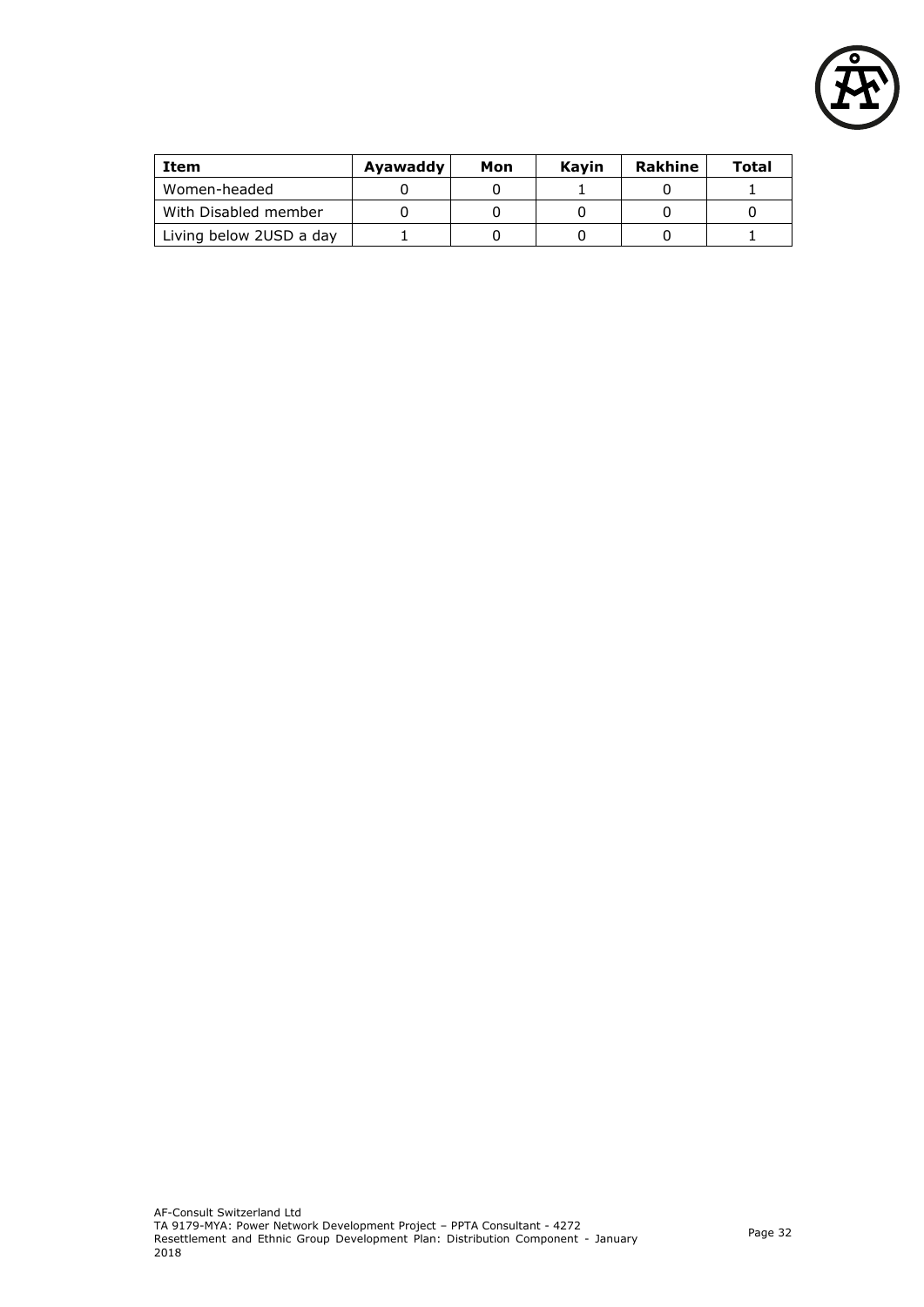| Item | Ayawaddy | Mon | Kayin | Rakhine | Total |
|---|---|---|---|---|---|
| Women-headed | 0 | 0 | 1 | 0 | 1 |
| With Disabled member | 0 | 0 | 0 | 0 | 0 |
| Living below 2USD a day | 1 | 0 | 0 | 0 | 1 |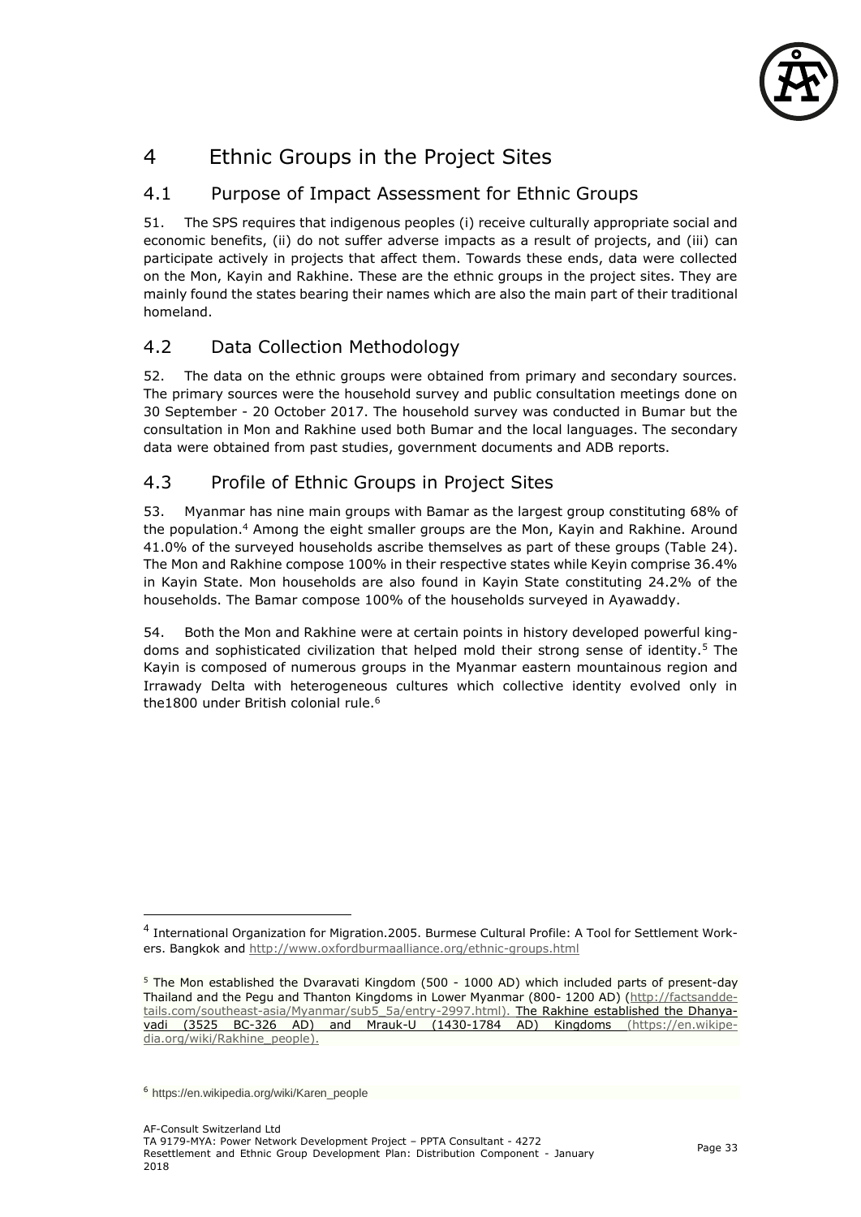# 4 Ethnic Groups in the Project Sites

## 4.1 Purpose of Impact Assessment for Ethnic Groups

51. The SPS requires that indigenous peoples (i) receive culturally appropriate social and economic benefits, (ii) do not suffer adverse impacts as a result of projects, and (iii) can participate actively in projects that affect them. Towards these ends, data were collected on the Mon, Kayin and Rakhine. These are the ethnic groups in the project sites. They are mainly found the states bearing their names which are also the main part of their traditional homeland.

## 4.2 Data Collection Methodology

52. The data on the ethnic groups were obtained from primary and secondary sources. The primary sources were the household survey and public consultation meetings done on 30 September - 20 October 2017. The household survey was conducted in Bumar but the consultation in Mon and Rakhine used both Bumar and the local languages. The secondary data were obtained from past studies, government documents and ADB reports.

## 4.3 Profile of Ethnic Groups in Project Sites

53. Myanmar has nine main groups with Bamar as the largest group constituting 68% of the population.[4] Among the eight smaller groups are the Mon, Kayin and Rakhine. Around 41.0% of the surveyed households ascribe themselves as part of these groups (Table 24). The Mon and Rakhine compose 100% in their respective states while Keyin comprise 36.4% in Kayin State. Mon households are also found in Kayin State constituting 24.2% of the households. The Bamar compose 100% of the households surveyed in Ayawaddy.

54. Both the Mon and Rakhine were at certain points in history developed powerful kingdoms and sophisticated civilization that helped mold their strong sense of identity.[5] The Kayin is composed of numerous groups in the Myanmar eastern mountainous region and Irrawady Delta with heterogeneous cultures which collective identity evolved only in the1800 under British colonial rule.[6]

---

[4] International Organization for Migration.2005. Burmese Cultural Profile: A Tool for Settlement Workers. Bangkok and http://www.oxfordburmaalliance.org/ethnic-groups.html

[5] The Mon established the Dvaravati Kingdom (500 - 1000 AD) which included parts of present-day Thailand and the Pegu and Thanton Kingdoms in Lower Myanmar (800- 1200 AD) (http://factsanddetails.com/southeast-asia/Myanmar/sub5_5a/entry-2997.html). The Rakhine established the Dhanyavadi (3525 BC-326 AD) and Mrauk-U (1430-1784 AD) Kingdoms (https://en.wikipedia.org/wiki/Rakhine_people).

[6] https://en.wikipedia.org/wiki/Karen_people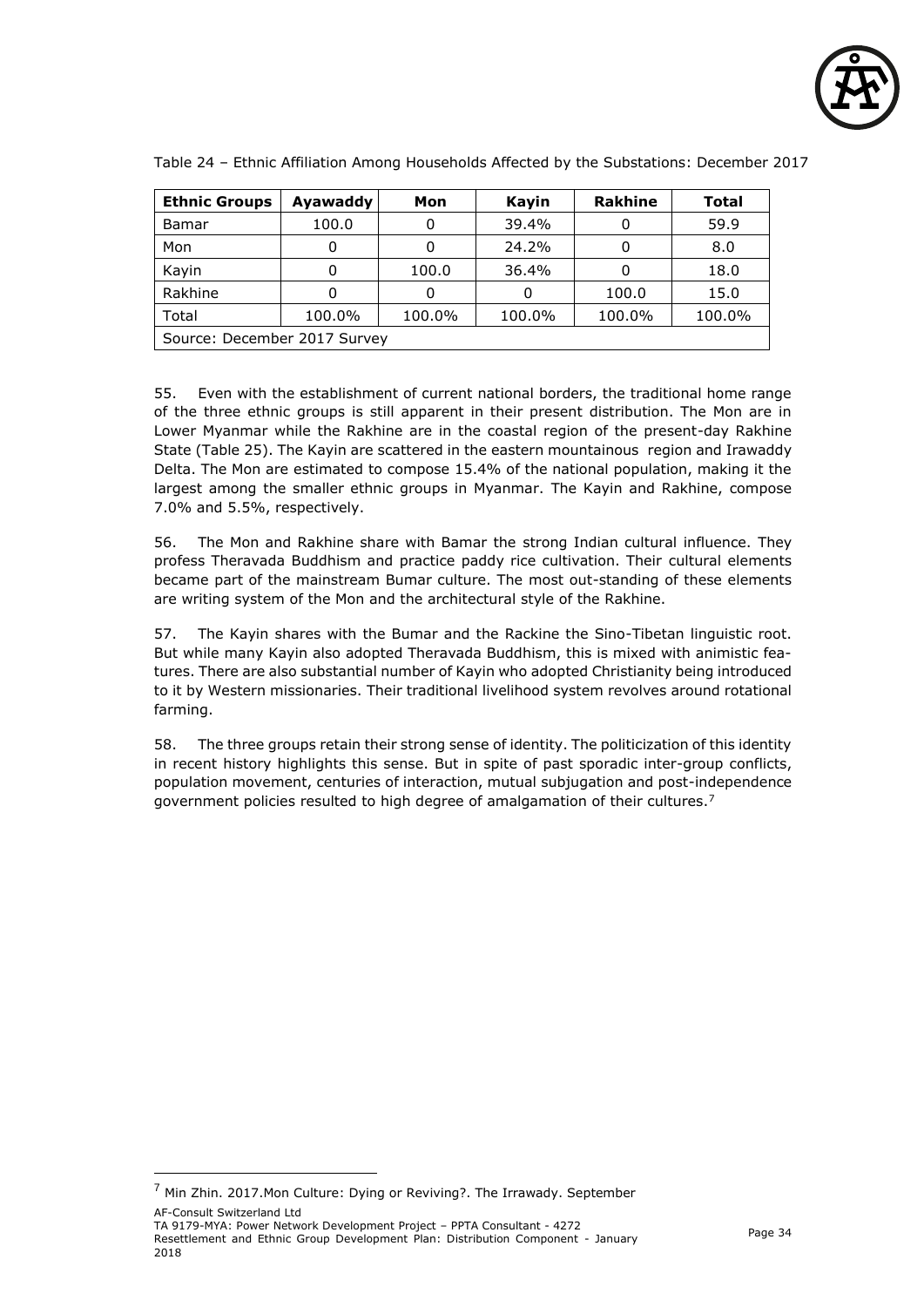Table 24 – Ethnic Affiliation Among Households Affected by the Substations: December 2017

| Ethnic Groups | Ayawaddy | Mon | Kayin | Rakhine | Total |
|---|---|---|---|---|---|
| Bamar | 100.0 | 0 | 39.4% | 0 | 59.9 |
| Mon | 0 | 0 | 24.2% | 0 | 8.0 |
| Kayin | 0 | 100.0 | 36.4% | 0 | 18.0 |
| Rakhine | 0 | 0 | 0 | 100.0 | 15.0 |
| Total | 100.0% | 100.0% | 100.0% | 100.0% | 100.0% |
| Source: December 2017 Survey | | | | | |

55. Even with the establishment of current national borders, the traditional home range of the three ethnic groups is still apparent in their present distribution. The Mon are in Lower Myanmar while the Rakhine are in the coastal region of the present-day Rakhine State (Table 25). The Kayin are scattered in the eastern mountainous region and Irawaddy Delta. The Mon are estimated to compose 15.4% of the national population, making it the largest among the smaller ethnic groups in Myanmar. The Kayin and Rakhine, compose 7.0% and 5.5%, respectively.

56. The Mon and Rakhine share with Bamar the strong Indian cultural influence. They profess Theravada Buddhism and practice paddy rice cultivation. Their cultural elements became part of the mainstream Bumar culture. The most out-standing of these elements are writing system of the Mon and the architectural style of the Rakhine.

57. The Kayin shares with the Bumar and the Rackine the Sino-Tibetan linguistic root. But while many Kayin also adopted Theravada Buddhism, this is mixed with animistic features. There are also substantial number of Kayin who adopted Christianity being introduced to it by Western missionaries. Their traditional livelihood system revolves around rotational farming.

58. The three groups retain their strong sense of identity. The politicization of this identity in recent history highlights this sense. But in spite of past sporadic inter-group conflicts, population movement, centuries of interaction, mutual subjugation and post-independence government policies resulted to high degree of amalgamation of their cultures.[7]

[7] Min Zhin. 2017.Mon Culture: Dying or Reviving?. The Irrawady. September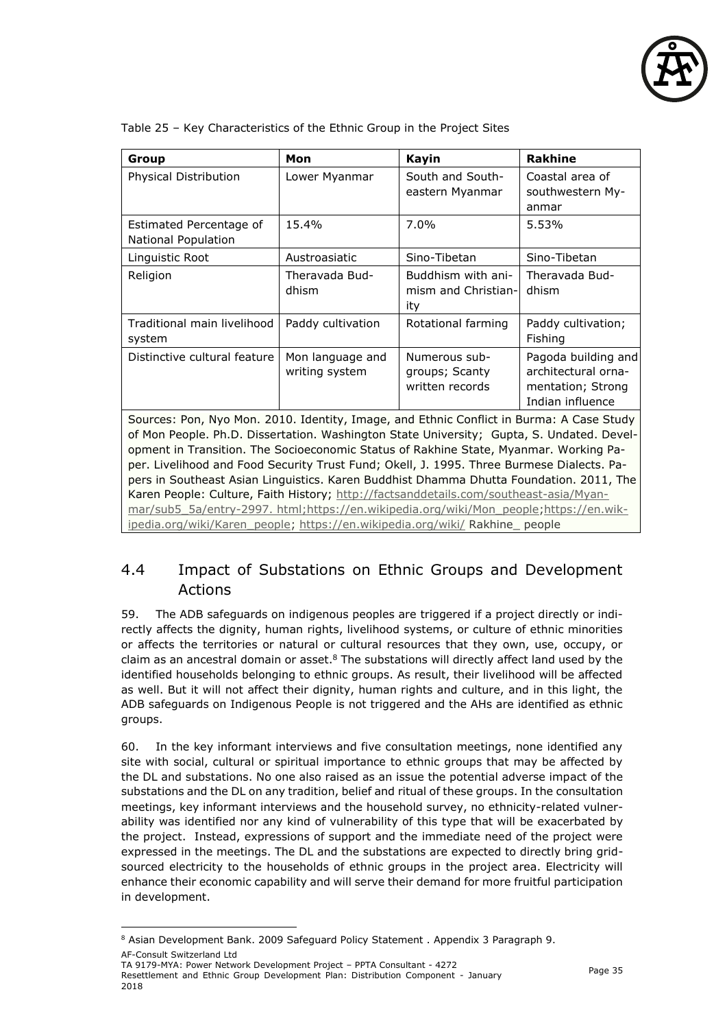Table 25 – Key Characteristics of the Ethnic Group in the Project Sites

| Group | Mon | Kayin | Rakhine |
|---|---|---|---|
| Physical Distribution | Lower Myanmar | South and South-eastern Myanmar | Coastal area of southwestern Myanmar |
| Estimated Percentage of National Population | 15.4% | 7.0% | 5.53% |
| Linguistic Root | Austroasiatic | Sino-Tibetan | Sino-Tibetan |
| Religion | Theravada Buddhism | Buddhism with animism and Christianity | Theravada Buddhism |
| Traditional main livelihood system | Paddy cultivation | Rotational farming | Paddy cultivation; Fishing |
| Distinctive cultural feature | Mon language and writing system | Numerous sub-groups; Scanty written records | Pagoda building and architectural ornamentation; Strong Indian influence |

Sources: Pon, Nyo Mon. 2010. Identity, Image, and Ethnic Conflict in Burma: A Case Study of Mon People. Ph.D. Dissertation. Washington State University; Gupta, S. Undated. Development in Transition. The Socioeconomic Status of Rakhine State, Myanmar. Working Paper. Livelihood and Food Security Trust Fund; Okell, J. 1995. Three Burmese Dialects. Papers in Southeast Asian Linguistics. Karen Buddhist Dhamma Dhutta Foundation. 2011, The Karen People: Culture, Faith History; http://factsanddetails.com/southeast-asia/Myanmar/sub5_5a/entry-2997. html;https://en.wikipedia.org/wiki/Mon_people;https://en.wikipedia.org/wiki/Karen_people; https://en.wikipedia.org/wiki/ Rakhine_ people

## 4.4 Impact of Substations on Ethnic Groups and Development Actions

59. The ADB safeguards on indigenous peoples are triggered if a project directly or indirectly affects the dignity, human rights, livelihood systems, or culture of ethnic minorities or affects the territories or natural or cultural resources that they own, use, occupy, or claim as an ancestral domain or asset.[8] The substations will directly affect land used by the identified households belonging to ethnic groups. As result, their livelihood will be affected as well. But it will not affect their dignity, human rights and culture, and in this light, the ADB safeguards on Indigenous People is not triggered and the AHs are identified as ethnic groups.

60. In the key informant interviews and five consultation meetings, none identified any site with social, cultural or spiritual importance to ethnic groups that may be affected by the DL and substations. No one also raised as an issue the potential adverse impact of the substations and the DL on any tradition, belief and ritual of these groups. In the consultation meetings, key informant interviews and the household survey, no ethnicity-related vulnerability was identified nor any kind of vulnerability of this type that will be exacerbated by the project. Instead, expressions of support and the immediate need of the project were expressed in the meetings. The DL and the substations are expected to directly bring grid-sourced electricity to the households of ethnic groups in the project area. Electricity will enhance their economic capability and will serve their demand for more fruitful participation in development.

[8] Asian Development Bank. 2009 Safeguard Policy Statement . Appendix 3 Paragraph 9.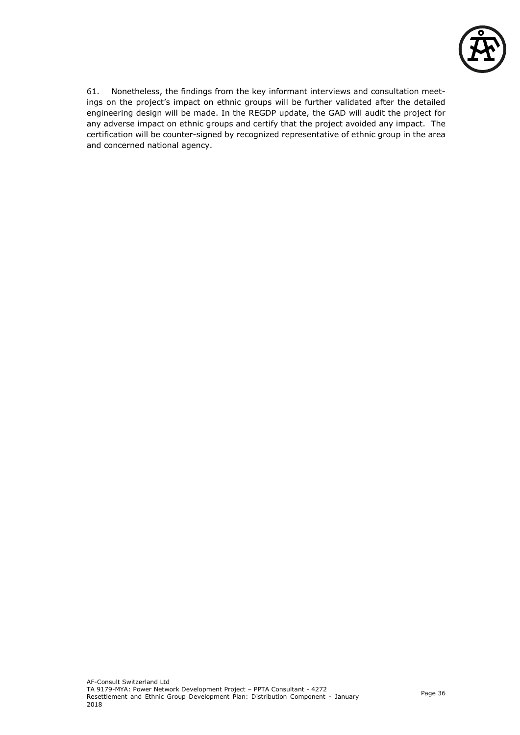61. Nonetheless, the findings from the key informant interviews and consultation meetings on the project's impact on ethnic groups will be further validated after the detailed engineering design will be made. In the REGDP update, the GAD will audit the project for any adverse impact on ethnic groups and certify that the project avoided any impact. The certification will be counter-signed by recognized representative of ethnic group in the area and concerned national agency.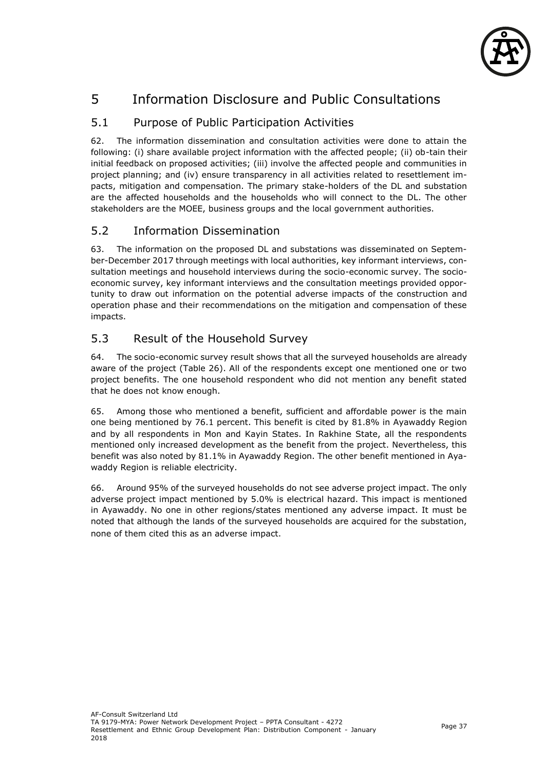# 5 Information Disclosure and Public Consultations

## 5.1 Purpose of Public Participation Activities

62. The information dissemination and consultation activities were done to attain the following: (i) share available project information with the affected people; (ii) ob-tain their initial feedback on proposed activities; (iii) involve the affected people and communities in project planning; and (iv) ensure transparency in all activities related to resettlement im-pacts, mitigation and compensation. The primary stake-holders of the DL and substation are the affected households and the households who will connect to the DL. The other stakeholders are the MOEE, business groups and the local government authorities.

## 5.2 Information Dissemination

63. The information on the proposed DL and substations was disseminated on Septem-ber-December 2017 through meetings with local authorities, key informant interviews, con-sultation meetings and household interviews during the socio-economic survey. The socio-economic survey, key informant interviews and the consultation meetings provided oppor-tunity to draw out information on the potential adverse impacts of the construction and operation phase and their recommendations on the mitigation and compensation of these impacts.

## 5.3 Result of the Household Survey

64. The socio-economic survey result shows that all the surveyed households are already aware of the project (Table 26). All of the respondents except one mentioned one or two project benefits. The one household respondent who did not mention any benefit stated that he does not know enough.

65. Among those who mentioned a benefit, sufficient and affordable power is the main one being mentioned by 76.1 percent. This benefit is cited by 81.8% in Ayawaddy Region and by all respondents in Mon and Kayin States. In Rakhine State, all the respondents mentioned only increased development as the benefit from the project. Nevertheless, this benefit was also noted by 81.1% in Ayawaddy Region. The other benefit mentioned in Aya-waddy Region is reliable electricity.

66. Around 95% of the surveyed households do not see adverse project impact. The only adverse project impact mentioned by 5.0% is electrical hazard. This impact is mentioned in Ayawaddy. No one in other regions/states mentioned any adverse impact. It must be noted that although the lands of the surveyed households are acquired for the substation, none of them cited this as an adverse impact.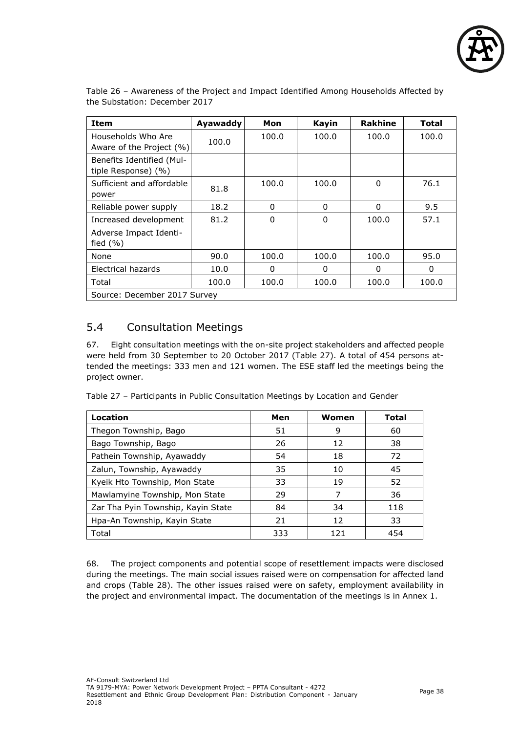Table 26 – Awareness of the Project and Impact Identified Among Households Affected by the Substation: December 2017

| Item | Ayawaddy | Mon | Kayin | Rakhine | Total |
|---|---|---|---|---|---|
| Households Who Are Aware of the Project (%) | 100.0 | 100.0 | 100.0 | 100.0 | 100.0 |
| Benefits Identified (Multiple Response) (%) | | | | | |
| Sufficient and affordable power | 81.8 | 100.0 | 100.0 | 0 | 76.1 |
| Reliable power supply | 18.2 | 0 | 0 | 0 | 9.5 |
| Increased development | 81.2 | 0 | 0 | 100.0 | 57.1 |
| Adverse Impact Identified (%) | | | | | |
| None | 90.0 | 100.0 | 100.0 | 100.0 | 95.0 |
| Electrical hazards | 10.0 | 0 | 0 | 0 | 0 |
| Total | 100.0 | 100.0 | 100.0 | 100.0 | 100.0 |
| Source: December 2017 Survey | | | | | |

## 5.4 Consultation Meetings

67. Eight consultation meetings with the on-site project stakeholders and affected people were held from 30 September to 20 October 2017 (Table 27). A total of 454 persons attended the meetings: 333 men and 121 women. The ESE staff led the meetings being the project owner.

Table 27 – Participants in Public Consultation Meetings by Location and Gender

| Location | Men | Women | Total |
|---|---|---|---|
| Thegon Township, Bago | 51 | 9 | 60 |
| Bago Township, Bago | 26 | 12 | 38 |
| Pathein Township, Ayawaddy | 54 | 18 | 72 |
| Zalun, Township, Ayawaddy | 35 | 10 | 45 |
| Kyeik Hto Township, Mon State | 33 | 19 | 52 |
| Mawlamyine Township, Mon State | 29 | 7 | 36 |
| Zar Tha Pyin Township, Kayin State | 84 | 34 | 118 |
| Hpa-An Township, Kayin State | 21 | 12 | 33 |
| Total | 333 | 121 | 454 |

68. The project components and potential scope of resettlement impacts were disclosed during the meetings. The main social issues raised were on compensation for affected land and crops (Table 28). The other issues raised were on safety, employment availability in the project and environmental impact. The documentation of the meetings is in Annex 1.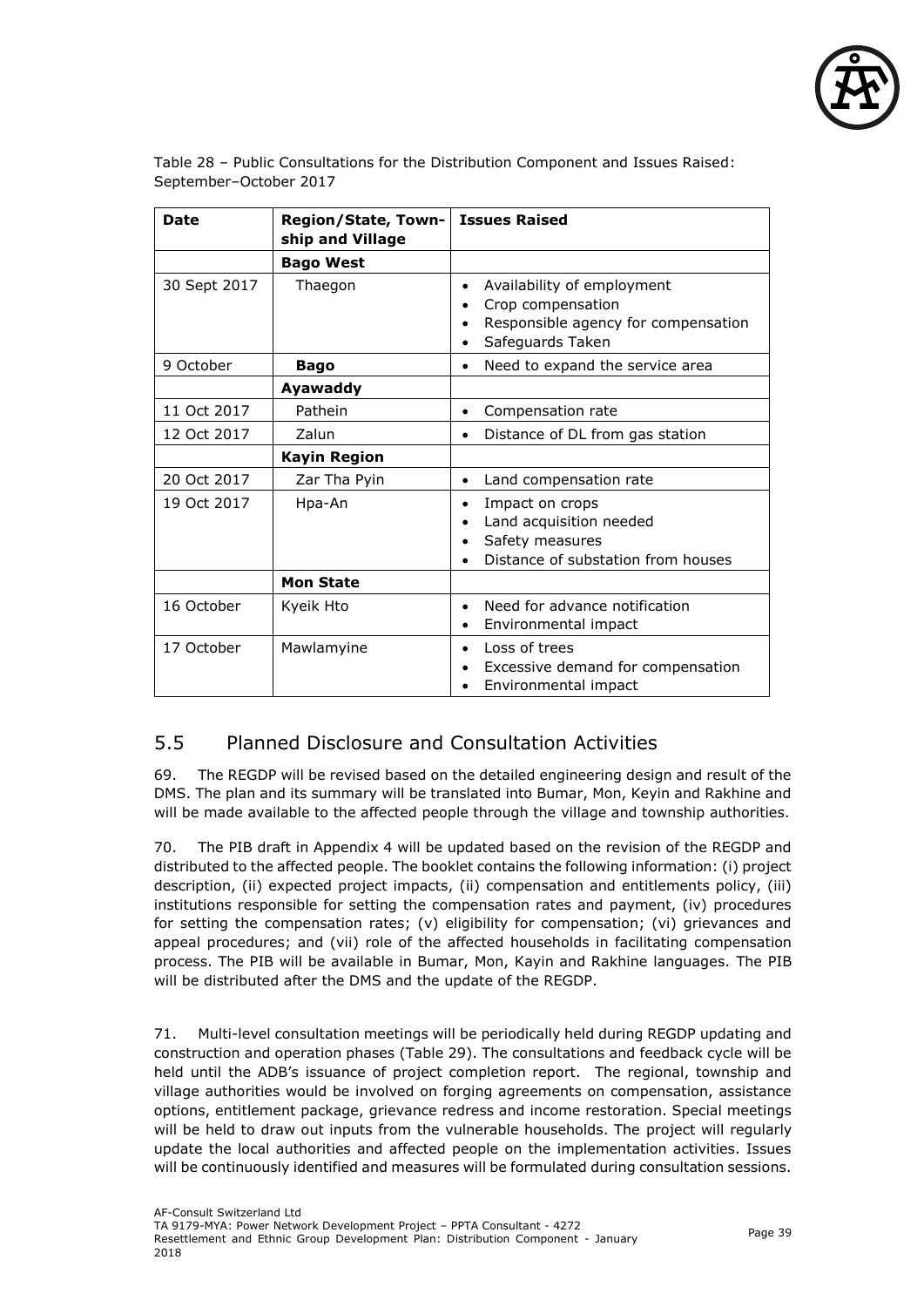Table 28 – Public Consultations for the Distribution Component and Issues Raised: September–October 2017

| Date | Region/State, Township and Village | Issues Raised |
|---|---|---|
| | **Bago West** | |
| 30 Sept 2017 | Thaegon | • Availability of employment<br>• Crop compensation<br>• Responsible agency for compensation<br>• Safeguards Taken |
| 9 October | **Bago** | • Need to expand the service area |
| | **Ayawaddy** | |
| 11 Oct 2017 | Pathein | • Compensation rate |
| 12 Oct 2017 | Zalun | • Distance of DL from gas station |
| | **Kayin Region** | |
| 20 Oct 2017 | Zar Tha Pyin | • Land compensation rate |
| 19 Oct 2017 | Hpa-An | • Impact on crops<br>• Land acquisition needed<br>• Safety measures<br>• Distance of substation from houses |
| | **Mon State** | |
| 16 October | Kyeik Hto | • Need for advance notification<br>• Environmental impact |
| 17 October | Mawlamyine | • Loss of trees<br>• Excessive demand for compensation<br>• Environmental impact |

## 5.5 Planned Disclosure and Consultation Activities

69. The REGDP will be revised based on the detailed engineering design and result of the DMS. The plan and its summary will be translated into Bumar, Mon, Keyin and Rakhine and will be made available to the affected people through the village and township authorities.

70. The PIB draft in Appendix 4 will be updated based on the revision of the REGDP and distributed to the affected people. The booklet contains the following information: (i) project description, (ii) expected project impacts, (ii) compensation and entitlements policy, (iii) institutions responsible for setting the compensation rates and payment, (iv) procedures for setting the compensation rates; (v) eligibility for compensation; (vi) grievances and appeal procedures; and (vii) role of the affected households in facilitating compensation process. The PIB will be available in Bumar, Mon, Kayin and Rakhine languages. The PIB will be distributed after the DMS and the update of the REGDP.

71. Multi-level consultation meetings will be periodically held during REGDP updating and construction and operation phases (Table 29). The consultations and feedback cycle will be held until the ADB's issuance of project completion report. The regional, township and village authorities would be involved on forging agreements on compensation, assistance options, entitlement package, grievance redress and income restoration. Special meetings will be held to draw out inputs from the vulnerable households. The project will regularly update the local authorities and affected people on the implementation activities. Issues will be continuously identified and measures will be formulated during consultation sessions.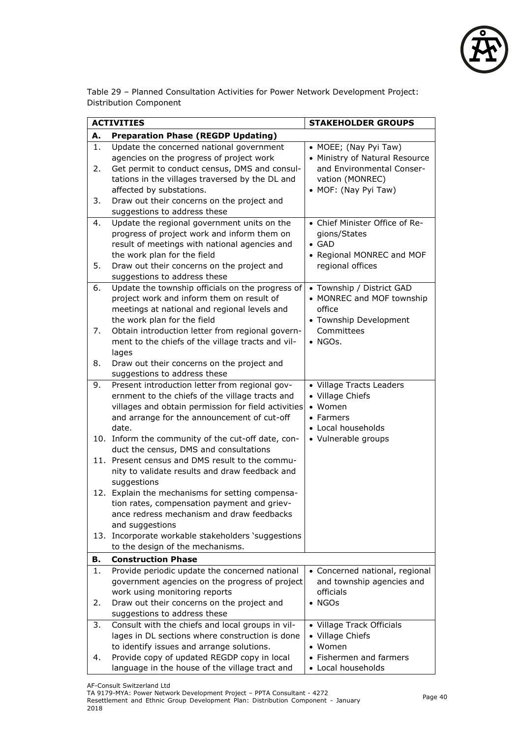Table 29 – Planned Consultation Activities for Power Network Development Project: Distribution Component

| ACTIVITIES | | STAKEHOLDER GROUPS |
|---|---|---|
| **A.** | **Preparation Phase (REGDP Updating)** | |
| 1.<br>2.<br>3. | Update the concerned national government agencies on the progress of project work<br>Get permit to conduct census, DMS and consultations in the villages traversed by the DL and affected by substations.<br>Draw out their concerns on the project and suggestions to address these | • MOEE; (Nay Pyi Taw)<br>• Ministry of Natural Resource and Environmental Conservation (MONREC)<br>• MOF: (Nay Pyi Taw) |
| 4.<br>5. | Update the regional government units on the progress of project work and inform them on result of meetings with national agencies and the work plan for the field<br>Draw out their concerns on the project and suggestions to address these | • Chief Minister Office of Regions/States<br>• GAD<br>• Regional MONREC and MOF regional offices |
| 6.<br>7.<br>8. | Update the township officials on the progress of project work and inform them on result of meetings at national and regional levels and the work plan for the field<br>Obtain introduction letter from regional government to the chiefs of the village tracts and villages<br>Draw out their concerns on the project and suggestions to address these | • Township / District GAD<br>• MONREC and MOF township office<br>• Township Development Committees<br>• NGOs. |
| 9.<br>10.<br>11.<br>12.<br>13. | Present introduction letter from regional government to the chiefs of the village tracts and villages and obtain permission for field activities and arrange for the announcement of cut-off date.<br>Inform the community of the cut-off date, conduct the census, DMS and consultations<br>Present census and DMS result to the community to validate results and draw feedback and suggestions<br>Explain the mechanisms for setting compensation rates, compensation payment and grievance redress mechanism and draw feedbacks and suggestions<br>Incorporate workable stakeholders 'suggestions to the design of the mechanisms. | • Village Tracts Leaders<br>• Village Chiefs<br>• Women<br>• Farmers<br>• Local households<br>• Vulnerable groups |
| **B.** | **Construction Phase** | |
| 1.<br>2. | Provide periodic update the concerned national government agencies on the progress of project work using monitoring reports<br>Draw out their concerns on the project and suggestions to address these | • Concerned national, regional and township agencies and officials<br>• NGOs |
| 3.<br>4. | Consult with the chiefs and local groups in villages in DL sections where construction is done to identify issues and arrange solutions.<br>Provide copy of updated REGDP copy in local language in the house of the village tract and | • Village Track Officials<br>• Village Chiefs<br>• Women<br>• Fishermen and farmers<br>• Local households |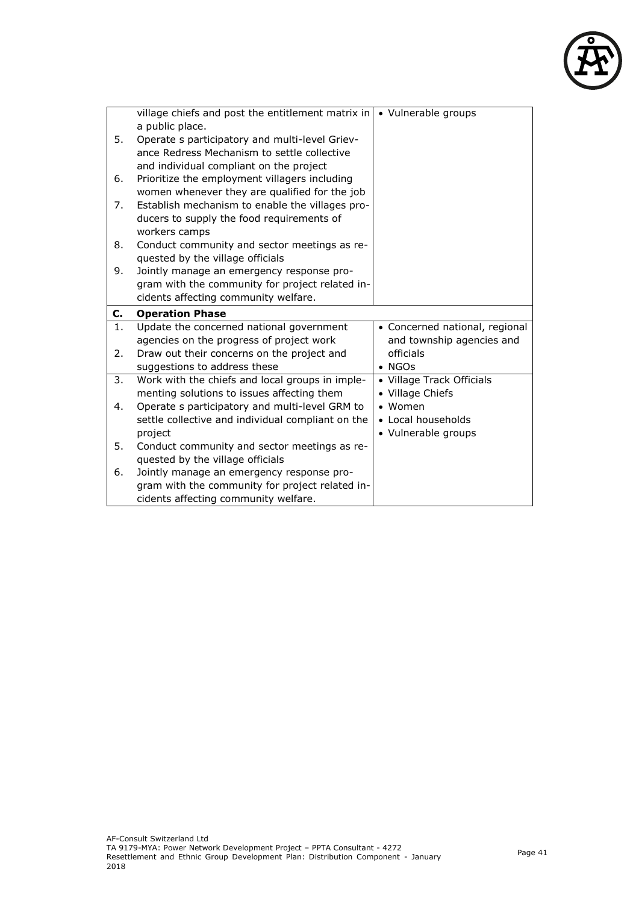| | | |
|---|---|---|
| | village chiefs and post the entitlement matrix in a public place. | • Vulnerable groups |
| 5. | Operate s participatory and multi-level Grievance Redress Mechanism to settle collective and individual compliant on the project | |
| 6. | Prioritize the employment villagers including women whenever they are qualified for the job | |
| 7. | Establish mechanism to enable the villages producers to supply the food requirements of workers camps | |
| 8. | Conduct community and sector meetings as requested by the village officials | |
| 9. | Jointly manage an emergency response program with the community for project related incidents affecting community welfare. | |
| **C.** | **Operation Phase** | |
| 1. | Update the concerned national government agencies on the progress of project work | • Concerned national, regional and township agencies and officials<br>• NGOs |
| 2. | Draw out their concerns on the project and suggestions to address these | |
| 3. | Work with the chiefs and local groups in implementing solutions to issues affecting them | • Village Track Officials<br>• Village Chiefs<br>• Women<br>• Local households<br>• Vulnerable groups |
| 4. | Operate s participatory and multi-level GRM to settle collective and individual compliant on the project | |
| 5. | Conduct community and sector meetings as requested by the village officials | |
| 6. | Jointly manage an emergency response program with the community for project related incidents affecting community welfare. | |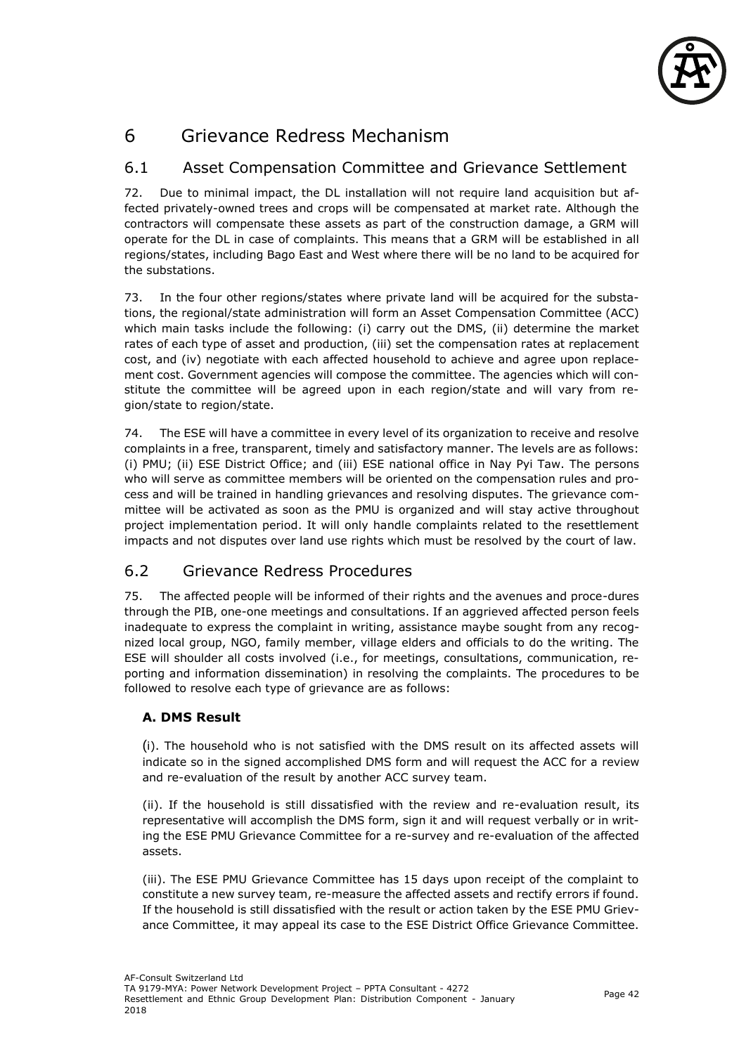# 6 Grievance Redress Mechanism

## 6.1 Asset Compensation Committee and Grievance Settlement

72. Due to minimal impact, the DL installation will not require land acquisition but affected privately-owned trees and crops will be compensated at market rate. Although the contractors will compensate these assets as part of the construction damage, a GRM will operate for the DL in case of complaints. This means that a GRM will be established in all regions/states, including Bago East and West where there will be no land to be acquired for the substations.

73. In the four other regions/states where private land will be acquired for the substations, the regional/state administration will form an Asset Compensation Committee (ACC) which main tasks include the following: (i) carry out the DMS, (ii) determine the market rates of each type of asset and production, (iii) set the compensation rates at replacement cost, and (iv) negotiate with each affected household to achieve and agree upon replacement cost. Government agencies will compose the committee. The agencies which will constitute the committee will be agreed upon in each region/state and will vary from region/state to region/state.

74. The ESE will have a committee in every level of its organization to receive and resolve complaints in a free, transparent, timely and satisfactory manner. The levels are as follows: (i) PMU; (ii) ESE District Office; and (iii) ESE national office in Nay Pyi Taw. The persons who will serve as committee members will be oriented on the compensation rules and process and will be trained in handling grievances and resolving disputes. The grievance committee will be activated as soon as the PMU is organized and will stay active throughout project implementation period. It will only handle complaints related to the resettlement impacts and not disputes over land use rights which must be resolved by the court of law.

## 6.2 Grievance Redress Procedures

75. The affected people will be informed of their rights and the avenues and proce-dures through the PIB, one-one meetings and consultations. If an aggrieved affected person feels inadequate to express the complaint in writing, assistance maybe sought from any recognized local group, NGO, family member, village elders and officials to do the writing. The ESE will shoulder all costs involved (i.e., for meetings, consultations, communication, reporting and information dissemination) in resolving the complaints. The procedures to be followed to resolve each type of grievance are as follows:

### A. DMS Result

(i). The household who is not satisfied with the DMS result on its affected assets will indicate so in the signed accomplished DMS form and will request the ACC for a review and re-evaluation of the result by another ACC survey team.

(ii). If the household is still dissatisfied with the review and re-evaluation result, its representative will accomplish the DMS form, sign it and will request verbally or in writing the ESE PMU Grievance Committee for a re-survey and re-evaluation of the affected assets.

(iii). The ESE PMU Grievance Committee has 15 days upon receipt of the complaint to constitute a new survey team, re-measure the affected assets and rectify errors if found. If the household is still dissatisfied with the result or action taken by the ESE PMU Grievance Committee, it may appeal its case to the ESE District Office Grievance Committee.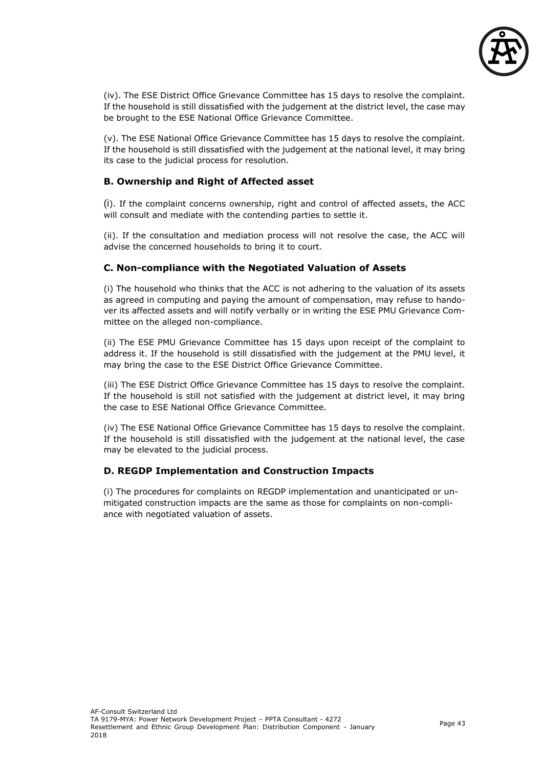(iv). The ESE District Office Grievance Committee has 15 days to resolve the complaint. If the household is still dissatisfied with the judgement at the district level, the case may be brought to the ESE National Office Grievance Committee.

(v). The ESE National Office Grievance Committee has 15 days to resolve the complaint. If the household is still dissatisfied with the judgement at the national level, it may bring its case to the judicial process for resolution.

### B. Ownership and Right of Affected asset

(i). If the complaint concerns ownership, right and control of affected assets, the ACC will consult and mediate with the contending parties to settle it.

(ii). If the consultation and mediation process will not resolve the case, the ACC will advise the concerned households to bring it to court.

### C. Non-compliance with the Negotiated Valuation of Assets

(i) The household who thinks that the ACC is not adhering to the valuation of its assets as agreed in computing and paying the amount of compensation, may refuse to handover its affected assets and will notify verbally or in writing the ESE PMU Grievance Committee on the alleged non-compliance.

(ii) The ESE PMU Grievance Committee has 15 days upon receipt of the complaint to address it. If the household is still dissatisfied with the judgement at the PMU level, it may bring the case to the ESE District Office Grievance Committee.

(iii) The ESE District Office Grievance Committee has 15 days to resolve the complaint. If the household is still not satisfied with the judgement at district level, it may bring the case to ESE National Office Grievance Committee.

(iv) The ESE National Office Grievance Committee has 15 days to resolve the complaint. If the household is still dissatisfied with the judgement at the national level, the case may be elevated to the judicial process.

### D. REGDP Implementation and Construction Impacts

(i) The procedures for complaints on REGDP implementation and unanticipated or unmitigated construction impacts are the same as those for complaints on non-compliance with negotiated valuation of assets.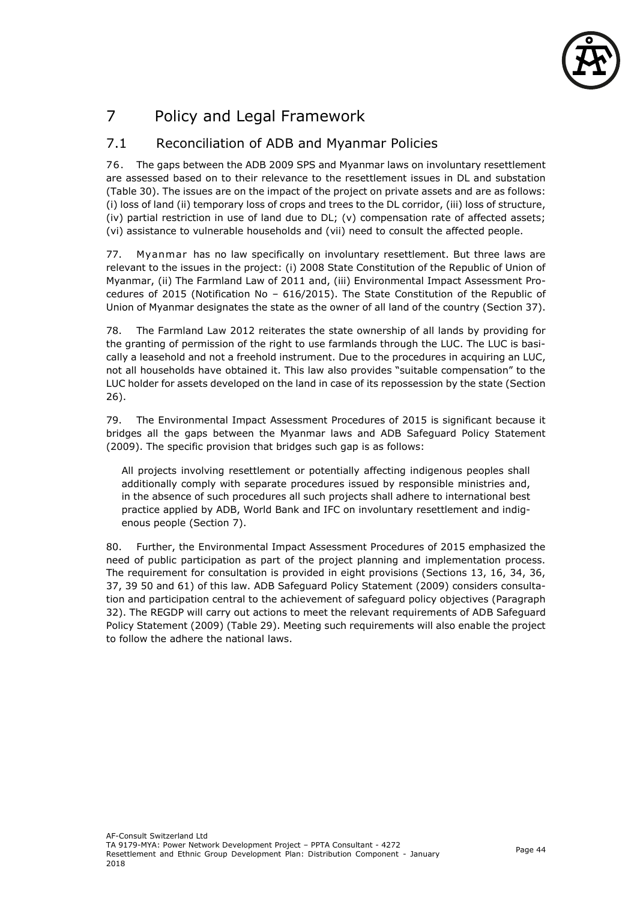# 7 Policy and Legal Framework

## 7.1 Reconciliation of ADB and Myanmar Policies

76. The gaps between the ADB 2009 SPS and Myanmar laws on involuntary resettlement are assessed based on to their relevance to the resettlement issues in DL and substation (Table 30). The issues are on the impact of the project on private assets and are as follows: (i) loss of land (ii) temporary loss of crops and trees to the DL corridor, (iii) loss of structure, (iv) partial restriction in use of land due to DL; (v) compensation rate of affected assets; (vi) assistance to vulnerable households and (vii) need to consult the affected people.

77. Myanmar has no law specifically on involuntary resettlement. But three laws are relevant to the issues in the project: (i) 2008 State Constitution of the Republic of Union of Myanmar, (ii) The Farmland Law of 2011 and, (iii) Environmental Impact Assessment Procedures of 2015 (Notification No – 616/2015). The State Constitution of the Republic of Union of Myanmar designates the state as the owner of all land of the country (Section 37).

78. The Farmland Law 2012 reiterates the state ownership of all lands by providing for the granting of permission of the right to use farmlands through the LUC. The LUC is basically a leasehold and not a freehold instrument. Due to the procedures in acquiring an LUC, not all households have obtained it. This law also provides "suitable compensation" to the LUC holder for assets developed on the land in case of its repossession by the state (Section 26).

79. The Environmental Impact Assessment Procedures of 2015 is significant because it bridges all the gaps between the Myanmar laws and ADB Safeguard Policy Statement (2009). The specific provision that bridges such gap is as follows:

> All projects involving resettlement or potentially affecting indigenous peoples shall additionally comply with separate procedures issued by responsible ministries and, in the absence of such procedures all such projects shall adhere to international best practice applied by ADB, World Bank and IFC on involuntary resettlement and indigenous people (Section 7).

80. Further, the Environmental Impact Assessment Procedures of 2015 emphasized the need of public participation as part of the project planning and implementation process. The requirement for consultation is provided in eight provisions (Sections 13, 16, 34, 36, 37, 39 50 and 61) of this law. ADB Safeguard Policy Statement (2009) considers consultation and participation central to the achievement of safeguard policy objectives (Paragraph 32). The REGDP will carry out actions to meet the relevant requirements of ADB Safeguard Policy Statement (2009) (Table 29). Meeting such requirements will also enable the project to follow the adhere the national laws.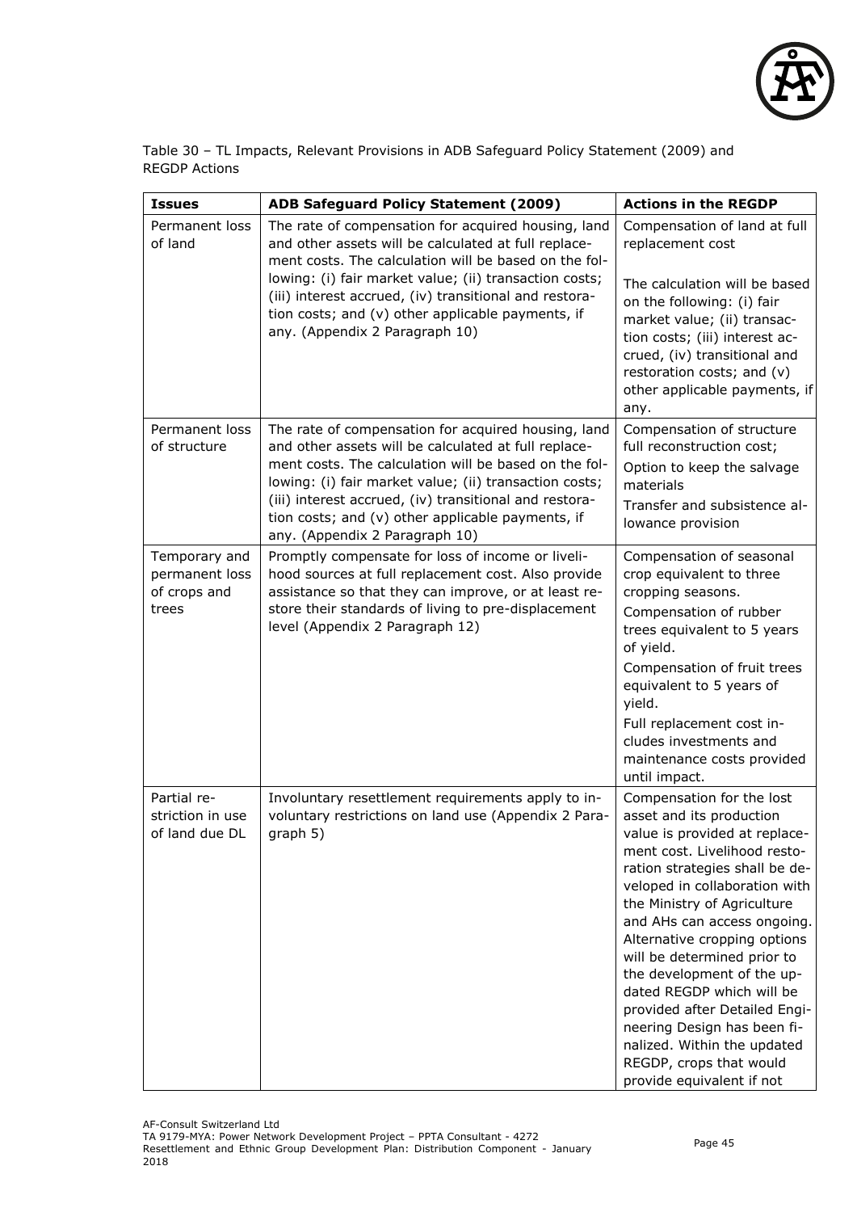Table 30 – TL Impacts, Relevant Provisions in ADB Safeguard Policy Statement (2009) and REGDP Actions

| Issues | ADB Safeguard Policy Statement (2009) | Actions in the REGDP |
| --- | --- | --- |
| Permanent loss of land | The rate of compensation for acquired housing, land and other assets will be calculated at full replacement costs. The calculation will be based on the following: (i) fair market value; (ii) transaction costs; (iii) interest accrued, (iv) transitional and restoration costs; and (v) other applicable payments, if any. (Appendix 2 Paragraph 10) | Compensation of land at full replacement cost<br><br>The calculation will be based on the following: (i) fair market value; (ii) transaction costs; (iii) interest accrued, (iv) transitional and restoration costs; and (v) other applicable payments, if any. |
| Permanent loss of structure | The rate of compensation for acquired housing, land and other assets will be calculated at full replacement costs. The calculation will be based on the following: (i) fair market value; (ii) transaction costs; (iii) interest accrued, (iv) transitional and restoration costs; and (v) other applicable payments, if any. (Appendix 2 Paragraph 10) | Compensation of structure full reconstruction cost;<br>Option to keep the salvage materials<br>Transfer and subsistence allowance provision |
| Temporary and permanent loss of crops and trees | Promptly compensate for loss of income or livelihood sources at full replacement cost. Also provide assistance so that they can improve, or at least restore their standards of living to pre-displacement level (Appendix 2 Paragraph 12) | Compensation of seasonal crop equivalent to three cropping seasons.<br>Compensation of rubber trees equivalent to 5 years of yield.<br>Compensation of fruit trees equivalent to 5 years of yield.<br>Full replacement cost includes investments and maintenance costs provided until impact. |
| Partial restriction in use of land due DL | Involuntary resettlement requirements apply to involuntary restrictions on land use (Appendix 2 Paragraph 5) | Compensation for the lost asset and its production value is provided at replacement cost. Livelihood restoration strategies shall be developed in collaboration with the Ministry of Agriculture and AHs can access ongoing. Alternative cropping options will be determined prior to the development of the updated REGDP which will be provided after Detailed Engineering Design has been finalized. Within the updated REGDP, crops that would provide equivalent if not |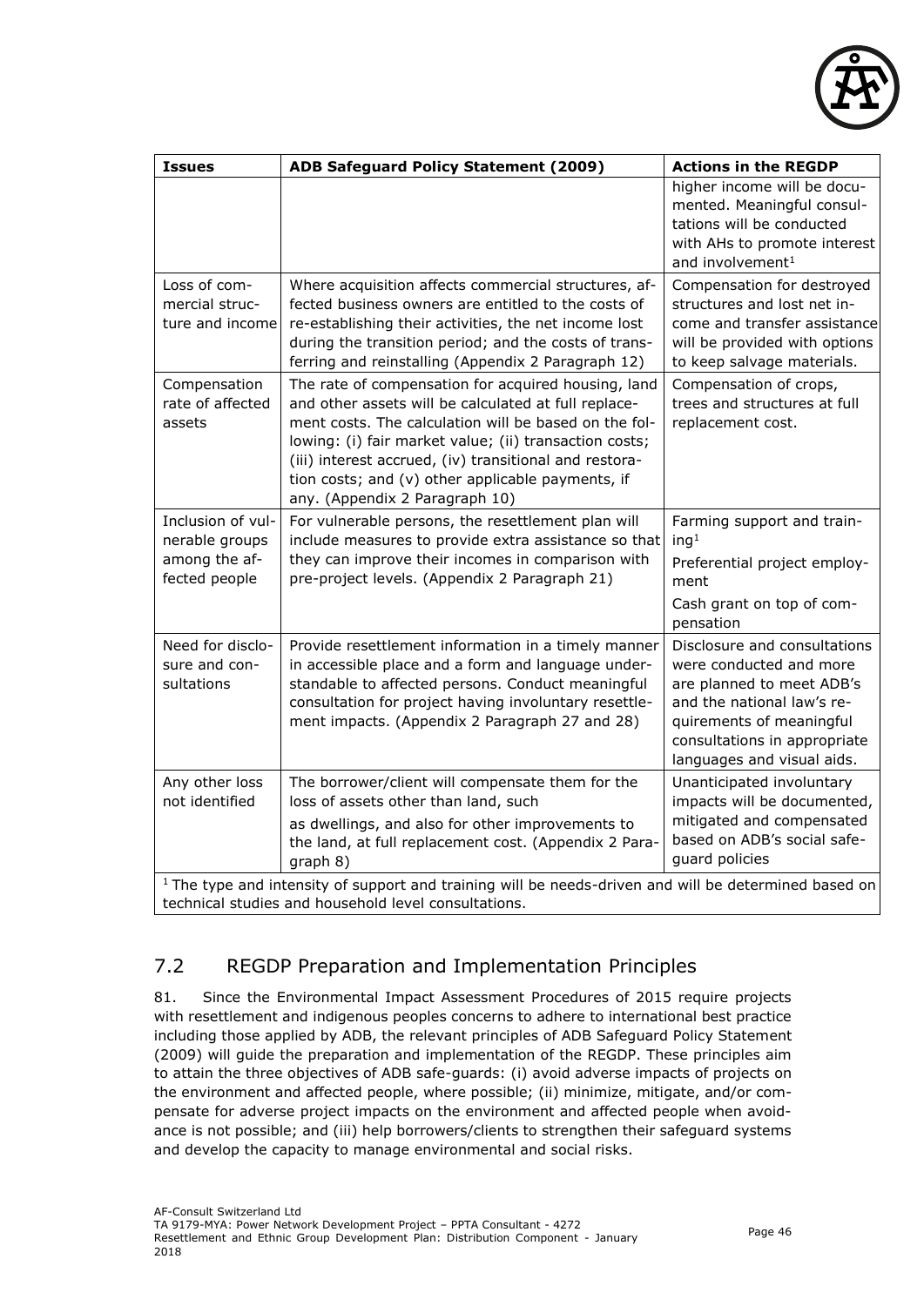| Issues | ADB Safeguard Policy Statement (2009) | Actions in the REGDP |
|---|---|---|
| | | higher income will be documented. Meaningful consultations will be conducted with AHs to promote interest and involvement[1] |
| Loss of commercial structure and income | Where acquisition affects commercial structures, affected business owners are entitled to the costs of re-establishing their activities, the net income lost during the transition period; and the costs of transferring and reinstalling (Appendix 2 Paragraph 12) | Compensation for destroyed structures and lost net income and transfer assistance will be provided with options to keep salvage materials. |
| Compensation rate of affected assets | The rate of compensation for acquired housing, land and other assets will be calculated at full replacement costs. The calculation will be based on the following: (i) fair market value; (ii) transaction costs; (iii) interest accrued, (iv) transitional and restoration costs; and (v) other applicable payments, if any. (Appendix 2 Paragraph 10) | Compensation of crops, trees and structures at full replacement cost. |
| Inclusion of vulnerable groups among the affected people | For vulnerable persons, the resettlement plan will include measures to provide extra assistance so that they can improve their incomes in comparison with pre-project levels. (Appendix 2 Paragraph 21) | Farming support and training[1]<br>Preferential project employment<br>Cash grant on top of compensation |
| Need for disclosure and consultations | Provide resettlement information in a timely manner in accessible place and a form and language understandable to affected persons. Conduct meaningful consultation for project having involuntary resettlement impacts. (Appendix 2 Paragraph 27 and 28) | Disclosure and consultations were conducted and more are planned to meet ADB's and the national law's requirements of meaningful consultations in appropriate languages and visual aids. |
| Any other loss not identified | The borrower/client will compensate them for the loss of assets other than land, such<br>as dwellings, and also for other improvements to the land, at full replacement cost. (Appendix 2 Paragraph 8) | Unanticipated involuntary impacts will be documented, mitigated and compensated based on ADB's social safeguard policies |

[1] The type and intensity of support and training will be needs-driven and will be determined based on technical studies and household level consultations.

## 7.2 REGDP Preparation and Implementation Principles

81. Since the Environmental Impact Assessment Procedures of 2015 require projects with resettlement and indigenous peoples concerns to adhere to international best practice including those applied by ADB, the relevant principles of ADB Safeguard Policy Statement (2009) will guide the preparation and implementation of the REGDP. These principles aim to attain the three objectives of ADB safe-guards: (i) avoid adverse impacts of projects on the environment and affected people, where possible; (ii) minimize, mitigate, and/or compensate for adverse project impacts on the environment and affected people when avoidance is not possible; and (iii) help borrowers/clients to strengthen their safeguard systems and develop the capacity to manage environmental and social risks.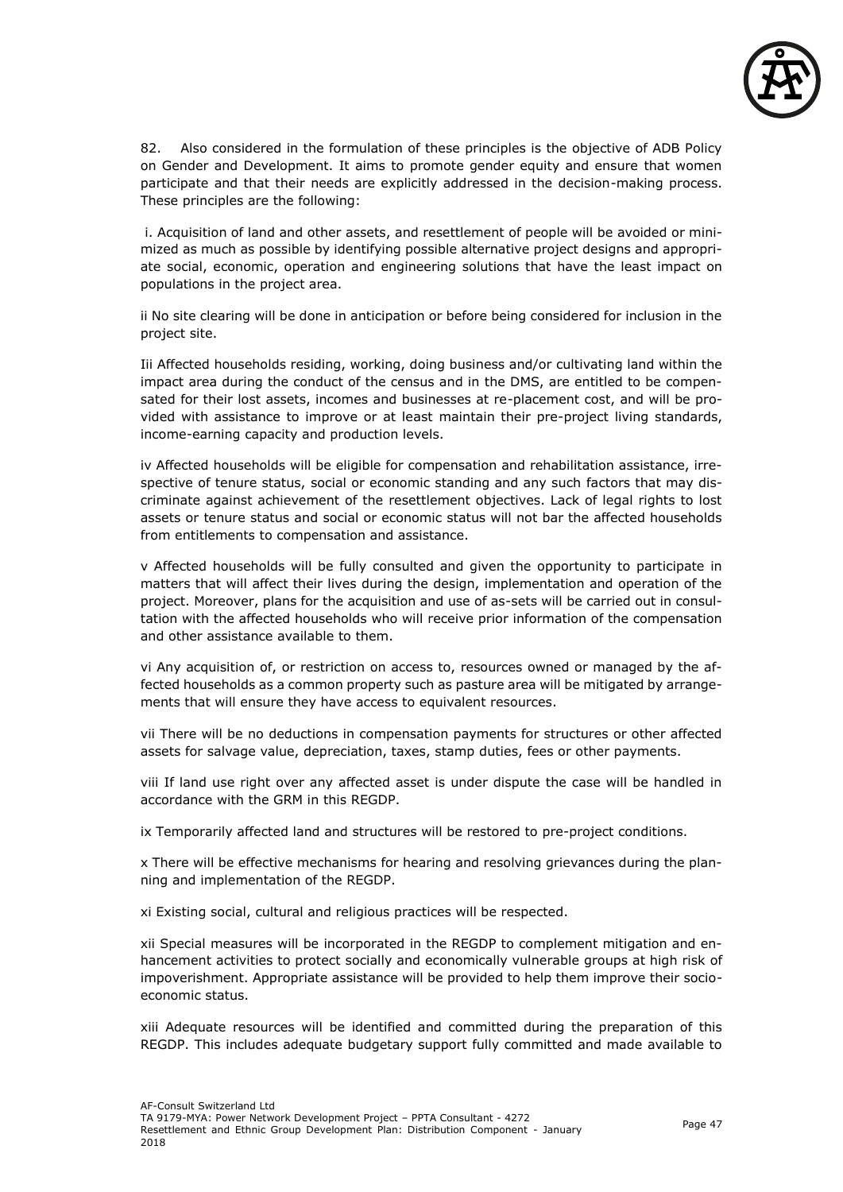82. Also considered in the formulation of these principles is the objective of ADB Policy on Gender and Development. It aims to promote gender equity and ensure that women participate and that their needs are explicitly addressed in the decision-making process. These principles are the following:

i. Acquisition of land and other assets, and resettlement of people will be avoided or minimized as much as possible by identifying possible alternative project designs and appropriate social, economic, operation and engineering solutions that have the least impact on populations in the project area.

ii No site clearing will be done in anticipation or before being considered for inclusion in the project site.

Iii Affected households residing, working, doing business and/or cultivating land within the impact area during the conduct of the census and in the DMS, are entitled to be compensated for their lost assets, incomes and businesses at re-placement cost, and will be provided with assistance to improve or at least maintain their pre-project living standards, income-earning capacity and production levels.

iv Affected households will be eligible for compensation and rehabilitation assistance, irrespective of tenure status, social or economic standing and any such factors that may discriminate against achievement of the resettlement objectives. Lack of legal rights to lost assets or tenure status and social or economic status will not bar the affected households from entitlements to compensation and assistance.

v Affected households will be fully consulted and given the opportunity to participate in matters that will affect their lives during the design, implementation and operation of the project. Moreover, plans for the acquisition and use of as-sets will be carried out in consultation with the affected households who will receive prior information of the compensation and other assistance available to them.

vi Any acquisition of, or restriction on access to, resources owned or managed by the affected households as a common property such as pasture area will be mitigated by arrangements that will ensure they have access to equivalent resources.

vii There will be no deductions in compensation payments for structures or other affected assets for salvage value, depreciation, taxes, stamp duties, fees or other payments.

viii If land use right over any affected asset is under dispute the case will be handled in accordance with the GRM in this REGDP.

ix Temporarily affected land and structures will be restored to pre-project conditions.

x There will be effective mechanisms for hearing and resolving grievances during the planning and implementation of the REGDP.

xi Existing social, cultural and religious practices will be respected.

xii Special measures will be incorporated in the REGDP to complement mitigation and enhancement activities to protect socially and economically vulnerable groups at high risk of impoverishment. Appropriate assistance will be provided to help them improve their socio-economic status.

xiii Adequate resources will be identified and committed during the preparation of this REGDP. This includes adequate budgetary support fully committed and made available to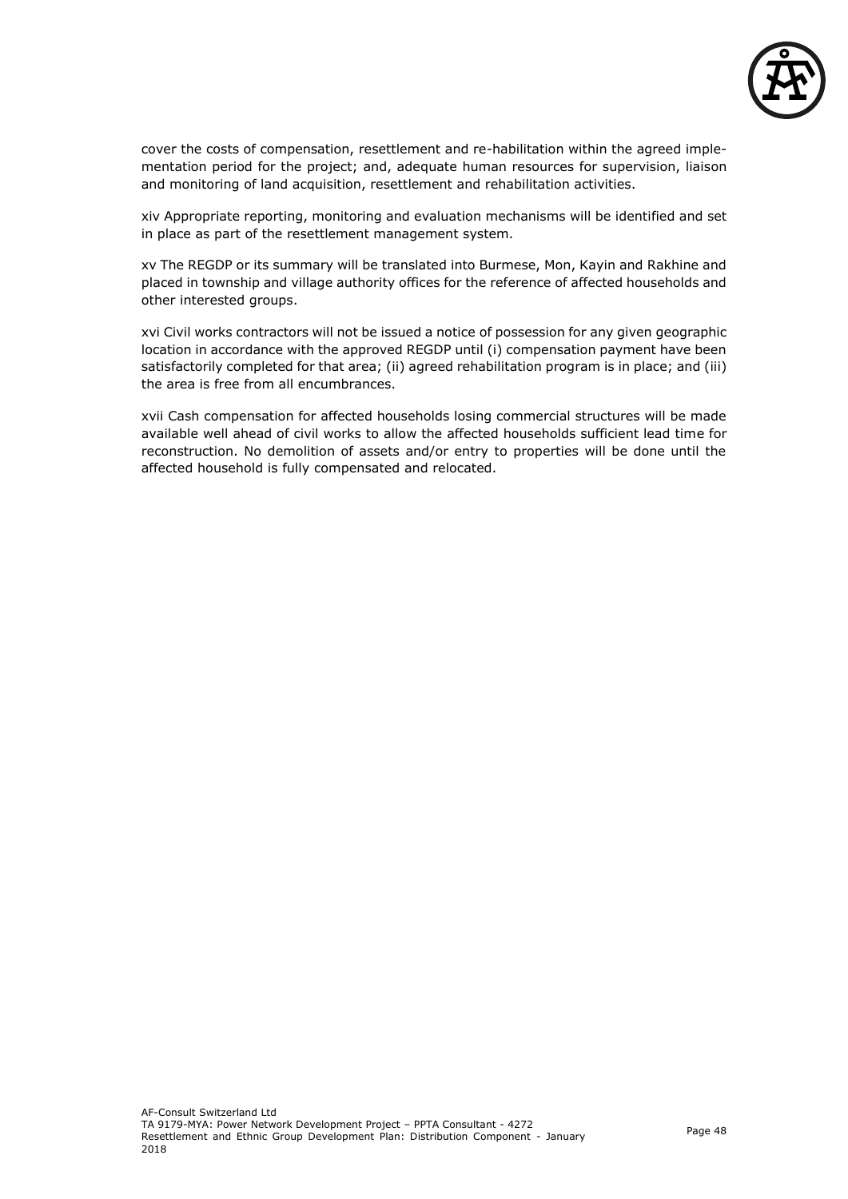cover the costs of compensation, resettlement and re-habilitation within the agreed implementation period for the project; and, adequate human resources for supervision, liaison and monitoring of land acquisition, resettlement and rehabilitation activities.

xiv Appropriate reporting, monitoring and evaluation mechanisms will be identified and set in place as part of the resettlement management system.

xv The REGDP or its summary will be translated into Burmese, Mon, Kayin and Rakhine and placed in township and village authority offices for the reference of affected households and other interested groups.

xvi Civil works contractors will not be issued a notice of possession for any given geographic location in accordance with the approved REGDP until (i) compensation payment have been satisfactorily completed for that area; (ii) agreed rehabilitation program is in place; and (iii) the area is free from all encumbrances.

xvii Cash compensation for affected households losing commercial structures will be made available well ahead of civil works to allow the affected households sufficient lead time for reconstruction. No demolition of assets and/or entry to properties will be done until the affected household is fully compensated and relocated.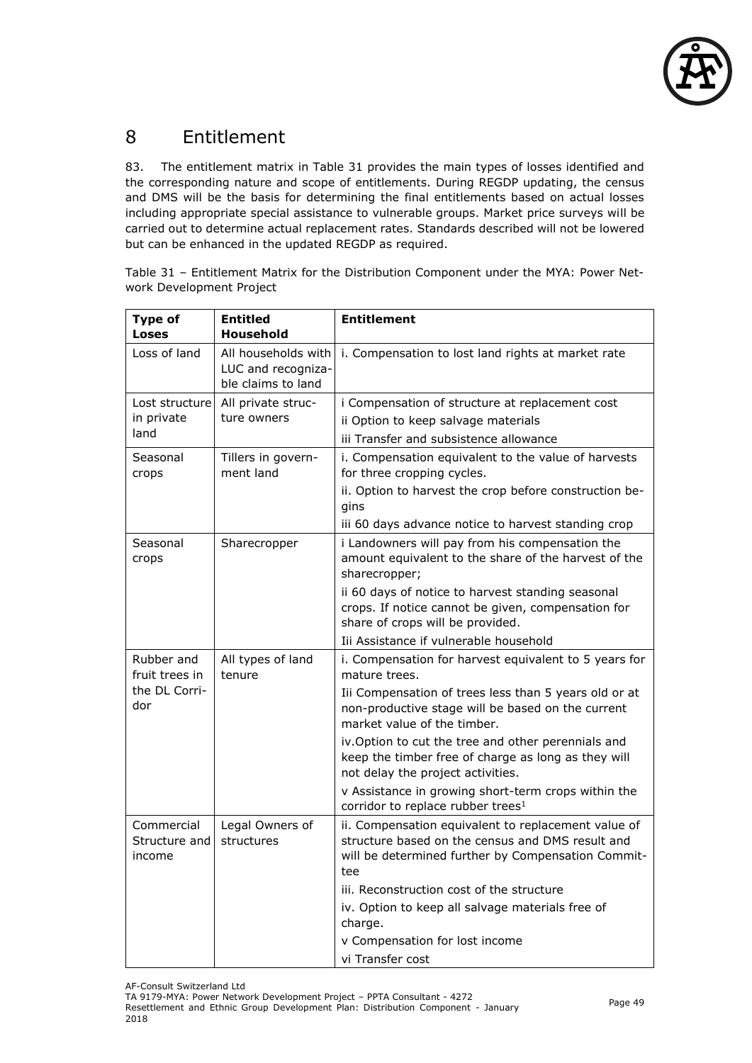# 8 Entitlement

83. The entitlement matrix in Table 31 provides the main types of losses identified and the corresponding nature and scope of entitlements. During REGDP updating, the census and DMS will be the basis for determining the final entitlements based on actual losses including appropriate special assistance to vulnerable groups. Market price surveys will be carried out to determine actual replacement rates. Standards described will not be lowered but can be enhanced in the updated REGDP as required.

Table 31 – Entitlement Matrix for the Distribution Component under the MYA: Power Network Development Project

| **Type of Loses** | **Entitled Household** | **Entitlement** |
|---|---|---|
| Loss of land | All households with LUC and recognizable claims to land | i. Compensation to lost land rights at market rate |
| Lost structure in private land | All private structure owners | i Compensation of structure at replacement cost<br>ii Option to keep salvage materials<br>iii Transfer and subsistence allowance |
| Seasonal crops | Tillers in government land | i. Compensation equivalent to the value of harvests for three cropping cycles.<br>ii. Option to harvest the crop before construction begins<br>iii 60 days advance notice to harvest standing crop |
| Seasonal crops | Sharecropper | i Landowners will pay from his compensation the amount equivalent to the share of the harvest of the sharecropper;<br>ii 60 days of notice to harvest standing seasonal crops. If notice cannot be given, compensation for share of crops will be provided.<br>Iii Assistance if vulnerable household |
| Rubber and fruit trees in the DL Corridor | All types of land tenure | i. Compensation for harvest equivalent to 5 years for mature trees.<br>Iii Compensation of trees less than 5 years old or at non-productive stage will be based on the current market value of the timber.<br>iv.Option to cut the tree and other perennials and keep the timber free of charge as long as they will not delay the project activities.<br>v Assistance in growing short-term crops within the corridor to replace rubber trees[1] |
| Commercial Structure and income | Legal Owners of structures | ii. Compensation equivalent to replacement value of structure based on the census and DMS result and will be determined further by Compensation Committee<br>iii. Reconstruction cost of the structure<br>iv. Option to keep all salvage materials free of charge.<br>v Compensation for lost income<br>vi Transfer cost |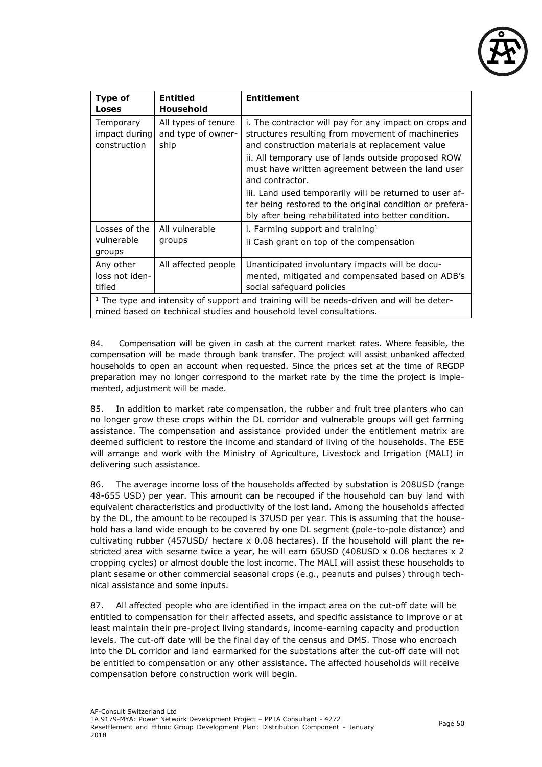| Type of Loses | Entitled Household | Entitlement |
|---|---|---|
| Temporary impact during construction | All types of tenure and type of ownership | i. The contractor will pay for any impact on crops and structures resulting from movement of machineries and construction materials at replacement value<br>ii. All temporary use of lands outside proposed ROW must have written agreement between the land user and contractor.<br>iii. Land used temporarily will be returned to user after being restored to the original condition or preferably after being rehabilitated into better condition. |
| Losses of the vulnerable groups | All vulnerable groups | i. Farming support and training[1]<br>ii Cash grant on top of the compensation |
| Any other loss not identified | All affected people | Unanticipated involuntary impacts will be documented, mitigated and compensated based on ADB's social safeguard policies |

[1] The type and intensity of support and training will be needs-driven and will be determined based on technical studies and household level consultations.

84. Compensation will be given in cash at the current market rates. Where feasible, the compensation will be made through bank transfer. The project will assist unbanked affected households to open an account when requested. Since the prices set at the time of REGDP preparation may no longer correspond to the market rate by the time the project is implemented, adjustment will be made.

85. In addition to market rate compensation, the rubber and fruit tree planters who can no longer grow these crops within the DL corridor and vulnerable groups will get farming assistance. The compensation and assistance provided under the entitlement matrix are deemed sufficient to restore the income and standard of living of the households. The ESE will arrange and work with the Ministry of Agriculture, Livestock and Irrigation (MALI) in delivering such assistance.

86. The average income loss of the households affected by substation is 208USD (range 48-655 USD) per year. This amount can be recouped if the household can buy land with equivalent characteristics and productivity of the lost land. Among the households affected by the DL, the amount to be recouped is 37USD per year. This is assuming that the household has a land wide enough to be covered by one DL segment (pole-to-pole distance) and cultivating rubber (457USD/ hectare x 0.08 hectares). If the household will plant the restricted area with sesame twice a year, he will earn 65USD (408USD x 0.08 hectares x 2 cropping cycles) or almost double the lost income. The MALI will assist these households to plant sesame or other commercial seasonal crops (e.g., peanuts and pulses) through technical assistance and some inputs.

87. All affected people who are identified in the impact area on the cut-off date will be entitled to compensation for their affected assets, and specific assistance to improve or at least maintain their pre-project living standards, income-earning capacity and production levels. The cut-off date will be the final day of the census and DMS. Those who encroach into the DL corridor and land earmarked for the substations after the cut-off date will not be entitled to compensation or any other assistance. The affected households will receive compensation before construction work will begin.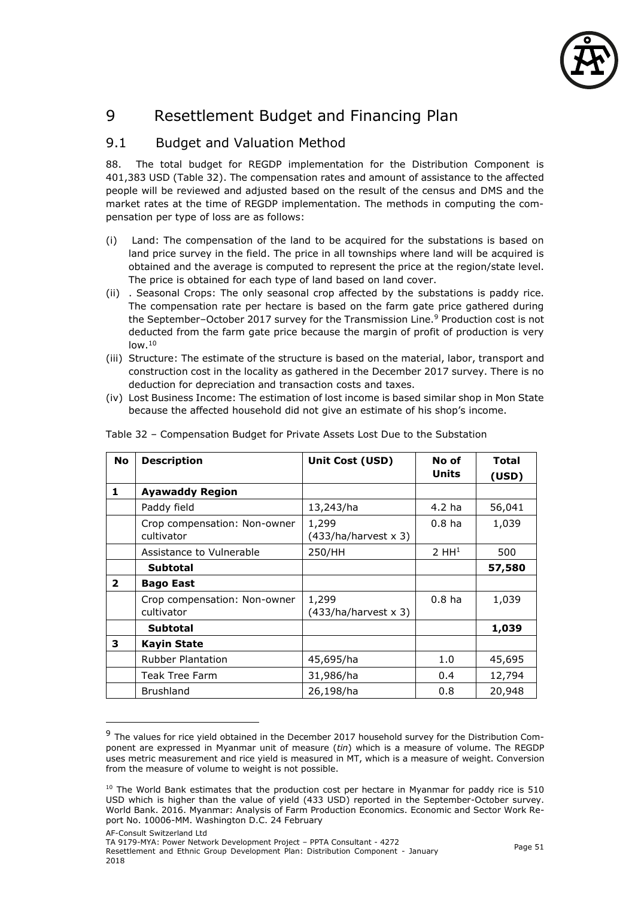# 9 Resettlement Budget and Financing Plan

## 9.1 Budget and Valuation Method

88. The total budget for REGDP implementation for the Distribution Component is 401,383 USD (Table 32). The compensation rates and amount of assistance to the affected people will be reviewed and adjusted based on the result of the census and DMS and the market rates at the time of REGDP implementation. The methods in computing the compensation per type of loss are as follows:

(i) Land: The compensation of the land to be acquired for the substations is based on land price survey in the field. The price in all townships where land will be acquired is obtained and the average is computed to represent the price at the region/state level. The price is obtained for each type of land based on land cover.

(ii) . Seasonal Crops: The only seasonal crop affected by the substations is paddy rice. The compensation rate per hectare is based on the farm gate price gathered during the September–October 2017 survey for the Transmission Line.[9] Production cost is not deducted from the farm gate price because the margin of profit of production is very low.[10]

(iii) Structure: The estimate of the structure is based on the material, labor, transport and construction cost in the locality as gathered in the December 2017 survey. There is no deduction for depreciation and transaction costs and taxes.

(iv) Lost Business Income: The estimation of lost income is based similar shop in Mon State because the affected household did not give an estimate of his shop's income.

Table 32 – Compensation Budget for Private Assets Lost Due to the Substation

| No | Description | Unit Cost (USD) | No of Units | Total (USD) |
|---|---|---|---|---|
| **1** | **Ayawaddy Region** | | | |
| | Paddy field | 13,243/ha | 4.2 ha | 56,041 |
| | Crop compensation: Non-owner cultivator | 1,299 (433/ha/harvest x 3) | 0.8 ha | 1,039 |
| | Assistance to Vulnerable | 250/HH | 2 HH[1] | 500 |
| | **Subtotal** | | | **57,580** |
| **2** | **Bago East** | | | |
| | Crop compensation: Non-owner cultivator | 1,299 (433/ha/harvest x 3) | 0.8 ha | 1,039 |
| | **Subtotal** | | | **1,039** |
| **3** | **Kayin State** | | | |
| | Rubber Plantation | 45,695/ha | 1.0 | 45,695 |
| | Teak Tree Farm | 31,986/ha | 0.4 | 12,794 |
| | Brushland | 26,198/ha | 0.8 | 20,948 |

---

[9] The values for rice yield obtained in the December 2017 household survey for the Distribution Component are expressed in Myanmar unit of measure (*tin*) which is a measure of volume. The REGDP uses metric measurement and rice yield is measured in MT, which is a measure of weight. Conversion from the measure of volume to weight is not possible.

[10] The World Bank estimates that the production cost per hectare in Myanmar for paddy rice is 510 USD which is higher than the value of yield (433 USD) reported in the September-October survey. World Bank. 2016. Myanmar: Analysis of Farm Production Economics. Economic and Sector Work Report No. 10006-MM. Washington D.C. 24 February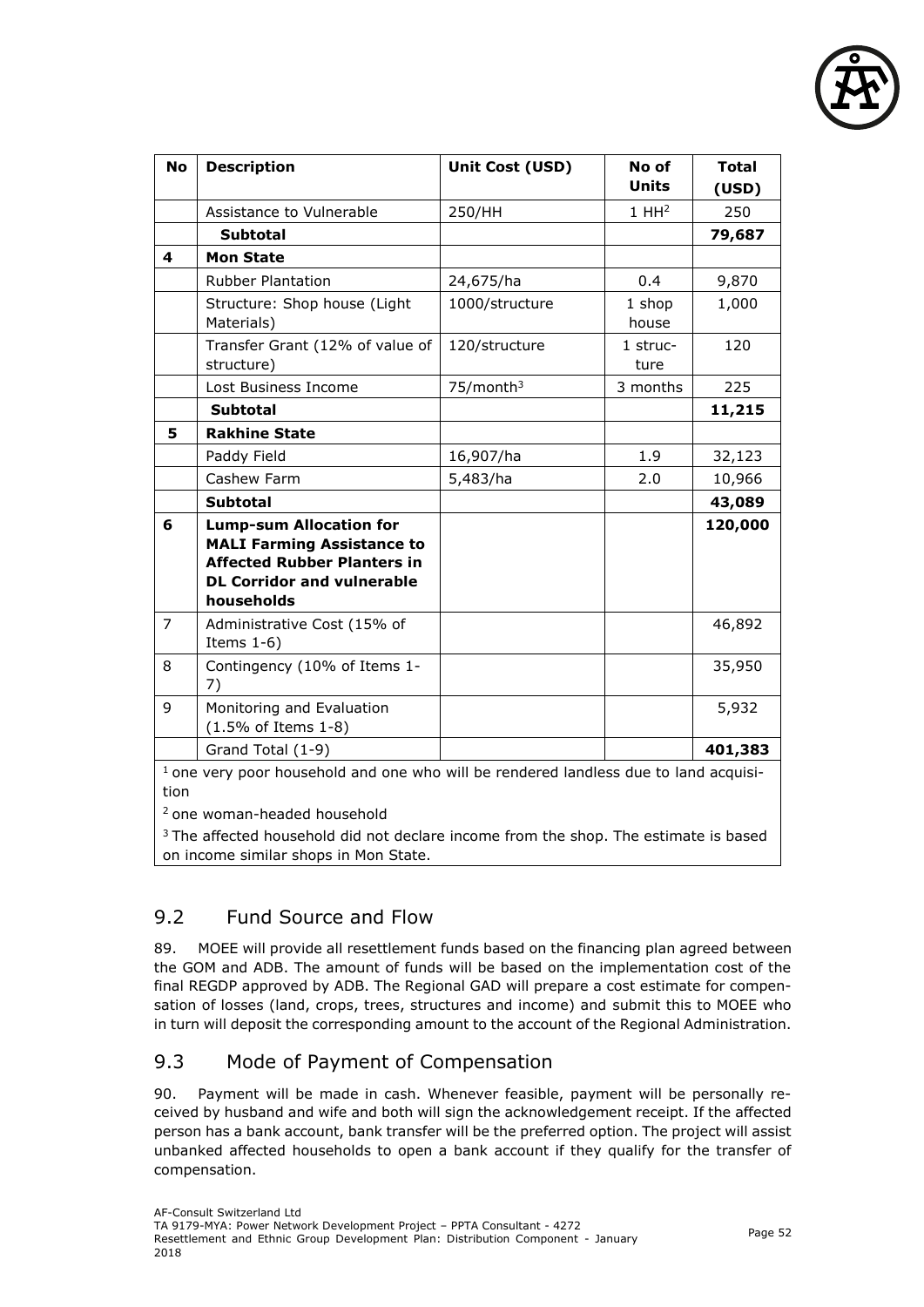| No | Description | Unit Cost (USD) | No of Units | Total (USD) |
|---|---|---|---|---|
| | Assistance to Vulnerable | 250/HH | 1 HH[2] | 250 |
| | **Subtotal** | | | **79,687** |
| **4** | **Mon State** | | | |
| | Rubber Plantation | 24,675/ha | 0.4 | 9,870 |
| | Structure: Shop house (Light Materials) | 1000/structure | 1 shop house | 1,000 |
| | Transfer Grant (12% of value of structure) | 120/structure | 1 structure | 120 |
| | Lost Business Income | 75/month[3] | 3 months | 225 |
| | **Subtotal** | | | **11,215** |
| **5** | **Rakhine State** | | | |
| | Paddy Field | 16,907/ha | 1.9 | 32,123 |
| | Cashew Farm | 5,483/ha | 2.0 | 10,966 |
| | **Subtotal** | | | **43,089** |
| **6** | **Lump-sum Allocation for MALI Farming Assistance to Affected Rubber Planters in DL Corridor and vulnerable households** | | | **120,000** |
| 7 | Administrative Cost (15% of Items 1-6) | | | 46,892 |
| 8 | Contingency (10% of Items 1-7) | | | 35,950 |
| 9 | Monitoring and Evaluation (1.5% of Items 1-8) | | | 5,932 |
| | Grand Total (1-9) | | | **401,383** |

[1] one very poor household and one who will be rendered landless due to land acquisition

[2] one woman-headed household

[3] The affected household did not declare income from the shop. The estimate is based on income similar shops in Mon State.

## 9.2 Fund Source and Flow

89. MOEE will provide all resettlement funds based on the financing plan agreed between the GOM and ADB. The amount of funds will be based on the implementation cost of the final REGDP approved by ADB. The Regional GAD will prepare a cost estimate for compensation of losses (land, crops, trees, structures and income) and submit this to MOEE who in turn will deposit the corresponding amount to the account of the Regional Administration.

## 9.3 Mode of Payment of Compensation

90. Payment will be made in cash. Whenever feasible, payment will be personally received by husband and wife and both will sign the acknowledgement receipt. If the affected person has a bank account, bank transfer will be the preferred option. The project will assist unbanked affected households to open a bank account if they qualify for the transfer of compensation.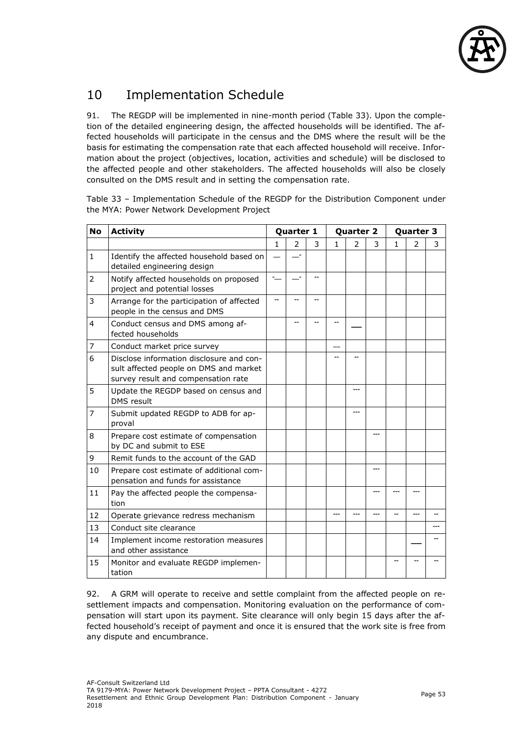# 10 Implementation Schedule

91. The REGDP will be implemented in nine-month period (Table 33). Upon the completion of the detailed engineering design, the affected households will be identified. The affected households will participate in the census and the DMS where the result will be the basis for estimating the compensation rate that each affected household will receive. Information about the project (objectives, location, activities and schedule) will be disclosed to the affected people and other stakeholders. The affected households will also be closely consulted on the DMS result and in setting the compensation rate.

Table 33 – Implementation Schedule of the REGDP for the Distribution Component under the MYA: Power Network Development Project

| No | Activity | Quarter 1 | | | Quarter 2 | | | Quarter 3 | | |
|---|---|---|---|---|---|---|---|---|---|---|
| | | 1 | 2 | 3 | 1 | 2 | 3 | 1 | 2 | 3 |
| 1 | Identify the affected household based on detailed engineering design | — | —- | | | | | | | |
| 2 | Notify affected households on proposed project and potential losses | -— | —- | -- | | | | | | |
| 3 | Arrange for the participation of affected people in the census and DMS | -- | -- | -- | | | | | | |
| 4 | Conduct census and DMS among affected households | | -- | -- | -- | ___ | | | | |
| 7 | Conduct market price survey | | | | — | | | | | |
| 6 | Disclose information disclosure and consult affected people on DMS and market survey result and compensation rate | | | | -- | -- | | | | |
| 5 | Update the REGDP based on census and DMS result | | | | | --- | | | | |
| 7 | Submit updated REGDP to ADB for approval | | | | | --- | | | | |
| 8 | Prepare cost estimate of compensation by DC and submit to ESE | | | | | | --- | | | |
| 9 | Remit funds to the account of the GAD | | | | | | | | | |
| 10 | Prepare cost estimate of additional compensation and funds for assistance | | | | | | --- | | | |
| 11 | Pay the affected people the compensation | | | | | | --- | --- | --- | |
| 12 | Operate grievance redress mechanism | | | | --- | --- | --- | -- | --- | -- |
| 13 | Conduct site clearance | | | | | | | | | --- |
| 14 | Implement income restoration measures and other assistance | | | | | | | | ___ | -- |
| 15 | Monitor and evaluate REGDP implementation | | | | | | | -- | -- | -- |

92. A GRM will operate to receive and settle complaint from the affected people on resettlement impacts and compensation. Monitoring evaluation on the performance of compensation will start upon its payment. Site clearance will only begin 15 days after the affected household's receipt of payment and once it is ensured that the work site is free from any dispute and encumbrance.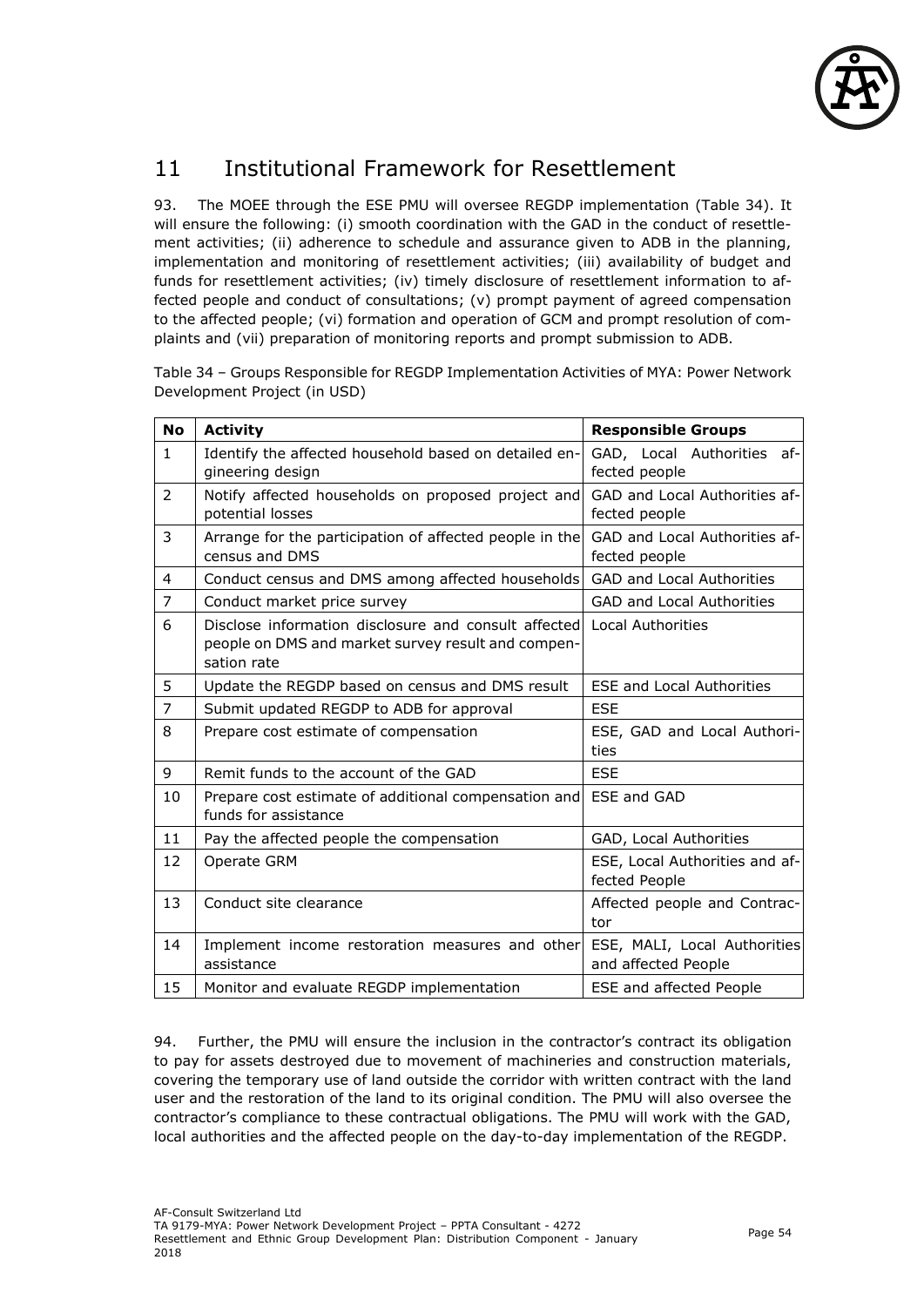# 11 Institutional Framework for Resettlement

93. The MOEE through the ESE PMU will oversee REGDP implementation (Table 34). It will ensure the following: (i) smooth coordination with the GAD in the conduct of resettlement activities; (ii) adherence to schedule and assurance given to ADB in the planning, implementation and monitoring of resettlement activities; (iii) availability of budget and funds for resettlement activities; (iv) timely disclosure of resettlement information to affected people and conduct of consultations; (v) prompt payment of agreed compensation to the affected people; (vi) formation and operation of GCM and prompt resolution of complaints and (vii) preparation of monitoring reports and prompt submission to ADB.

Table 34 – Groups Responsible for REGDP Implementation Activities of MYA: Power Network Development Project (in USD)

| No | Activity | Responsible Groups |
|---|---|---|
| 1 | Identify the affected household based on detailed engineering design | GAD, Local Authorities affected people |
| 2 | Notify affected households on proposed project and potential losses | GAD and Local Authorities affected people |
| 3 | Arrange for the participation of affected people in the census and DMS | GAD and Local Authorities affected people |
| 4 | Conduct census and DMS among affected households | GAD and Local Authorities |
| 7 | Conduct market price survey | GAD and Local Authorities |
| 6 | Disclose information disclosure and consult affected people on DMS and market survey result and compensation rate | Local Authorities |
| 5 | Update the REGDP based on census and DMS result | ESE and Local Authorities |
| 7 | Submit updated REGDP to ADB for approval | ESE |
| 8 | Prepare cost estimate of compensation | ESE, GAD and Local Authorities |
| 9 | Remit funds to the account of the GAD | ESE |
| 10 | Prepare cost estimate of additional compensation and funds for assistance | ESE and GAD |
| 11 | Pay the affected people the compensation | GAD, Local Authorities |
| 12 | Operate GRM | ESE, Local Authorities and affected People |
| 13 | Conduct site clearance | Affected people and Contractor |
| 14 | Implement income restoration measures and other assistance | ESE, MALI, Local Authorities and affected People |
| 15 | Monitor and evaluate REGDP implementation | ESE and affected People |

94. Further, the PMU will ensure the inclusion in the contractor's contract its obligation to pay for assets destroyed due to movement of machineries and construction materials, covering the temporary use of land outside the corridor with written contract with the land user and the restoration of the land to its original condition. The PMU will also oversee the contractor's compliance to these contractual obligations. The PMU will work with the GAD, local authorities and the affected people on the day-to-day implementation of the REGDP.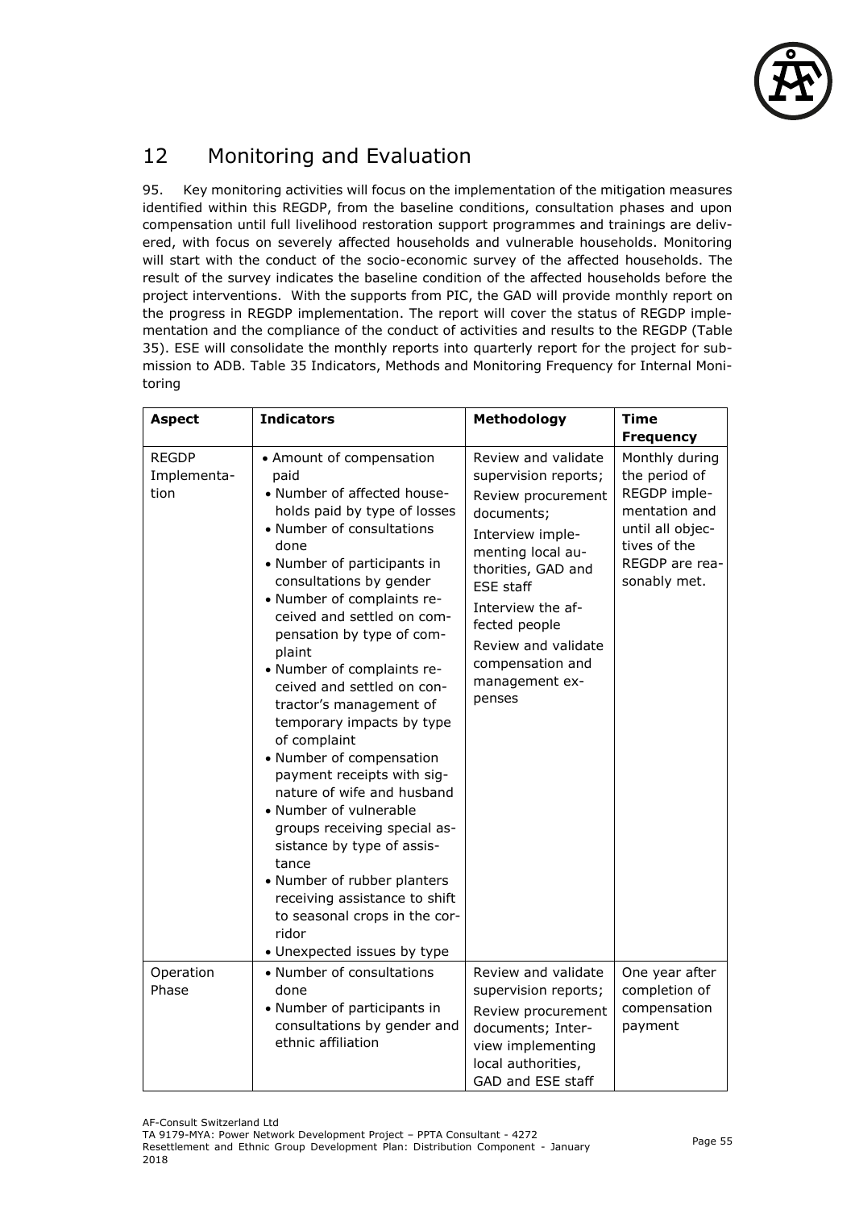# 12 Monitoring and Evaluation

95. Key monitoring activities will focus on the implementation of the mitigation measures identified within this REGDP, from the baseline conditions, consultation phases and upon compensation until full livelihood restoration support programmes and trainings are delivered, with focus on severely affected households and vulnerable households. Monitoring will start with the conduct of the socio-economic survey of the affected households. The result of the survey indicates the baseline condition of the affected households before the project interventions. With the supports from PIC, the GAD will provide monthly report on the progress in REGDP implementation. The report will cover the status of REGDP implementation and the compliance of the conduct of activities and results to the REGDP (Table 35). ESE will consolidate the monthly reports into quarterly report for the project for submission to ADB. Table 35 Indicators, Methods and Monitoring Frequency for Internal Monitoring

| Aspect | Indicators | Methodology | Time Frequency |
|---|---|---|---|
| REGDP Implementation | • Amount of compensation paid<br>• Number of affected households paid by type of losses<br>• Number of consultations done<br>• Number of participants in consultations by gender<br>• Number of complaints received and settled on compensation by type of complaint<br>• Number of complaints received and settled on contractor's management of temporary impacts by type of complaint<br>• Number of compensation payment receipts with signature of wife and husband<br>• Number of vulnerable groups receiving special assistance by type of assistance<br>• Number of rubber planters receiving assistance to shift to seasonal crops in the corridor<br>• Unexpected issues by type | Review and validate supervision reports;<br>Review procurement documents;<br>Interview implementing local authorities, GAD and ESE staff<br>Interview the affected people<br>Review and validate compensation and management expenses | Monthly during the period of REGDP implementation and until all objectives of the REGDP are reasonably met. |
| Operation Phase | • Number of consultations done<br>• Number of participants in consultations by gender and ethnic affiliation | Review and validate supervision reports;<br>Review procurement documents; Interview implementing local authorities, GAD and ESE staff | One year after completion of compensation payment |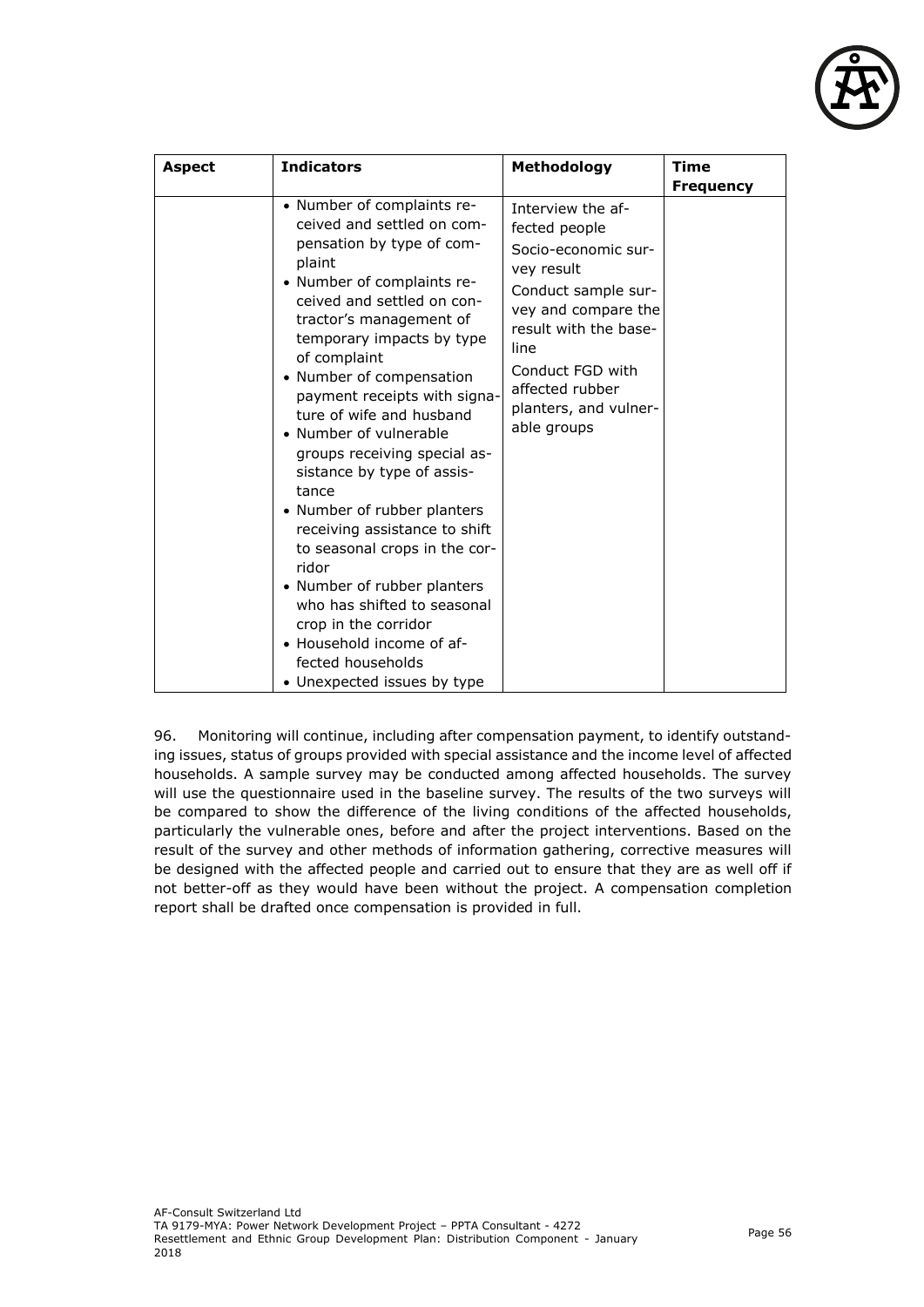| Aspect | Indicators | Methodology | Time Frequency |
|---|---|---|---|
| | • Number of complaints received and settled on compensation by type of complaint<br>• Number of complaints received and settled on contractor's management of temporary impacts by type of complaint<br>• Number of compensation payment receipts with signature of wife and husband<br>• Number of vulnerable groups receiving special assistance by type of assistance<br>• Number of rubber planters receiving assistance to shift to seasonal crops in the corridor<br>• Number of rubber planters who has shifted to seasonal crop in the corridor<br>• Household income of affected households<br>• Unexpected issues by type | Interview the affected people<br>Socio-economic survey result<br>Conduct sample survey and compare the result with the baseline<br>Conduct FGD with affected rubber planters, and vulnerable groups | |

96. Monitoring will continue, including after compensation payment, to identify outstanding issues, status of groups provided with special assistance and the income level of affected households. A sample survey may be conducted among affected households. The survey will use the questionnaire used in the baseline survey. The results of the two surveys will be compared to show the difference of the living conditions of the affected households, particularly the vulnerable ones, before and after the project interventions. Based on the result of the survey and other methods of information gathering, corrective measures will be designed with the affected people and carried out to ensure that they are as well off if not better-off as they would have been without the project. A compensation completion report shall be drafted once compensation is provided in full.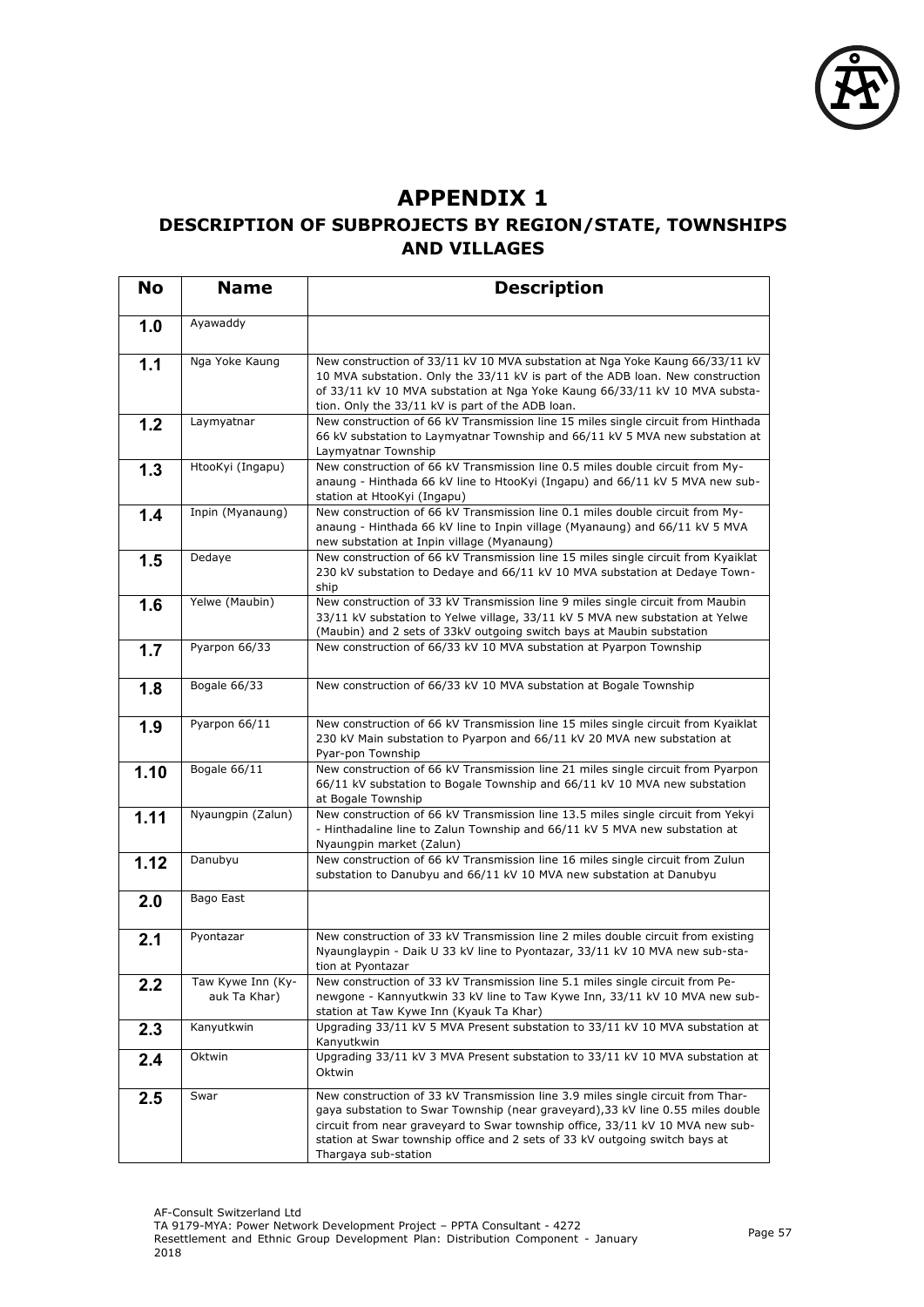# APPENDIX 1

## DESCRIPTION OF SUBPROJECTS BY REGION/STATE, TOWNSHIPS AND VILLAGES

| No | Name | Description |
|---|---|---|
| 1.0 | Ayawaddy | |
| 1.1 | Nga Yoke Kaung | New construction of 33/11 kV 10 MVA substation at Nga Yoke Kaung 66/33/11 kV 10 MVA substation. Only the 33/11 kV is part of the ADB loan. New construction of 33/11 kV 10 MVA substation at Nga Yoke Kaung 66/33/11 kV 10 MVA substation. Only the 33/11 kV is part of the ADB loan. |
| 1.2 | Laymyatnar | New construction of 66 kV Transmission line 15 miles single circuit from Hinthada 66 kV substation to Laymyatnar Township and 66/11 kV 5 MVA new substation at Laymyatnar Township |
| 1.3 | HtooKyi (Ingapu) | New construction of 66 kV Transmission line 0.5 miles double circuit from Myanaung - Hinthada 66 kV line to HtooKyi (Ingapu) and 66/11 kV 5 MVA new substation at HtooKyi (Ingapu) |
| 1.4 | Inpin (Myanaung) | New construction of 66 kV Transmission line 0.1 miles double circuit from Myanaung - Hinthada 66 kV line to Inpin village (Myanaung) and 66/11 kV 5 MVA new substation at Inpin village (Myanaung) |
| 1.5 | Dedaye | New construction of 66 kV Transmission line 15 miles single circuit from Kyaiklat 230 kV substation to Dedaye and 66/11 kV 10 MVA substation at Dedaye Township |
| 1.6 | Yelwe (Maubin) | New construction of 33 kV Transmission line 9 miles single circuit from Maubin 33/11 kV substation to Yelwe village, 33/11 kV 5 MVA new substation at Yelwe (Maubin) and 2 sets of 33kV outgoing switch bays at Maubin substation |
| 1.7 | Pyarpon 66/33 | New construction of 66/33 kV 10 MVA substation at Pyarpon Township |
| 1.8 | Bogale 66/33 | New construction of 66/33 kV 10 MVA substation at Bogale Township |
| 1.9 | Pyarpon 66/11 | New construction of 66 kV Transmission line 15 miles single circuit from Kyaiklat 230 kV Main substation to Pyarpon and 66/11 kV 20 MVA new substation at Pyar-pon Township |
| 1.10 | Bogale 66/11 | New construction of 66 kV Transmission line 21 miles single circuit from Pyarpon 66/11 kV substation to Bogale Township and 66/11 kV 10 MVA new substation at Bogale Township |
| 1.11 | Nyaungpin (Zalun) | New construction of 66 kV Transmission line 13.5 miles single circuit from Yekyi - Hinthadaline line to Zalun Township and 66/11 kV 5 MVA new substation at Nyaungpin market (Zalun) |
| 1.12 | Danubyu | New construction of 66 kV Transmission line 16 miles single circuit from Zulun substation to Danubyu and 66/11 kV 10 MVA new substation at Danubyu |
| 2.0 | Bago East | |
| 2.1 | Pyontazar | New construction of 33 kV Transmission line 2 miles double circuit from existing Nyaunglaypin - Daik U 33 kV line to Pyontazar, 33/11 kV 10 MVA new sub-station at Pyontazar |
| 2.2 | Taw Kywe Inn (Kyauk Ta Khar) | New construction of 33 kV Transmission line 5.1 miles single circuit from Penewgone - Kannyutkwin 33 kV line to Taw Kywe Inn, 33/11 kV 10 MVA new substation at Taw Kywe Inn (Kyauk Ta Khar) |
| 2.3 | Kanyutkwin | Upgrading 33/11 kV 5 MVA Present substation to 33/11 kV 10 MVA substation at Kanyutkwin |
| 2.4 | Oktwin | Upgrading 33/11 kV 3 MVA Present substation to 33/11 kV 10 MVA substation at Oktwin |
| 2.5 | Swar | New construction of 33 kV Transmission line 3.9 miles single circuit from Thargaya substation to Swar Township (near graveyard),33 kV line 0.55 miles double circuit from near graveyard to Swar township office, 33/11 kV 10 MVA new substation at Swar township office and 2 sets of 33 kV outgoing switch bays at Thargaya sub-station |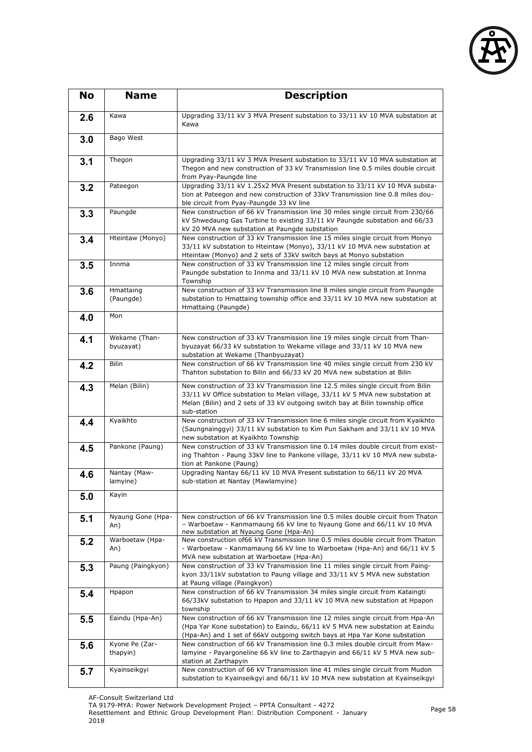| No | Name | Description |
|---|---|---|
| 2.6 | Kawa | Upgrading 33/11 kV 3 MVA Present substation to 33/11 kV 10 MVA substation at Kawa |
| 3.0 | Bago West | |
| 3.1 | Thegon | Upgrading 33/11 kV 3 MVA Present substation to 33/11 kV 10 MVA substation at Thegon and new construction of 33 kV Transmission line 0.5 miles double circuit from Pyay-Paungde line |
| 3.2 | Pateegon | Upgrading 33/11 kV 1.25x2 MVA Present substation to 33/11 kV 10 MVA substation at Pateegon and new construction of 33kV Transmission line 0.8 miles double circuit from Pyay-Paungde 33 kV line |
| 3.3 | Paungde | New construction of 66 kV Transmission line 30 miles single circuit from 230/66 kV Shwedaung Gas Turbine to existing 33/11 kV Paungde substation and 66/33 kV 20 MVA new substation at Paungde substation |
| 3.4 | Hteintaw (Monyo) | New construction of 33 kV Transmission line 15 miles single circuit from Monyo 33/11 kV substation to Hteintaw (Monyo), 33/11 kV 10 MVA new substation at Hteintaw (Monyo) and 2 sets of 33kV switch bays at Monyo substation |
| 3.5 | Innma | New construction of 33 kV Transmission line 12 miles single circuit from Paungde substation to Innma and 33/11 kV 10 MVA new substation at Innma Township |
| 3.6 | Hmattaing (Paungde) | New construction of 33 kV Transmission line 8 miles single circuit from Paungde substation to Hmattaing township office and 33/11 kV 10 MVA new substation at Hmattaing (Paungde) |
| 4.0 | Mon | |
| 4.1 | Wekame (Thanbyuzayat) | New construction of 33 kV Transmission line 19 miles single circuit from Thanbyuzayat 66/33 kV substation to Wekame village and 33/11 kV 10 MVA new substation at Wekame (Thanbyuzayat) |
| 4.2 | Bilin | New construction of 66 kV Transmission line 40 miles single circuit from 230 kV Thahton substation to Bilin and 66/33 kV 20 MVA new substation at Bilin |
| 4.3 | Melan (Bilin) | New construction of 33 kV Transmission line 12.5 miles single circuit from Bilin 33/11 kV Office substation to Melan village, 33/11 kV 5 MVA new substation at Melan (Bilin) and 2 sets of 33 kV outgoing switch bay at Bilin township office sub-station |
| 4.4 | Kyaikhto | New construction of 33 kV Transmission line 6 miles single circuit from Kyaikhto (Saungnainggyi) 33/11 kV substation to Kim Pun Sakham and 33/11 kV 10 MVA new substation at Kyaikhto Township |
| 4.5 | Pankone (Paung) | New construction of 33 kV Transmission line 0.14 miles double circuit from existing Thahton - Paung 33kV line to Pankone village, 33/11 kV 10 MVA new substation at Pankone (Paung) |
| 4.6 | Nantay (Mawlamyine) | Upgrading Nantay 66/11 kV 10 MVA Present substation to 66/11 kV 20 MVA sub-station at Nantay (Mawlamyine) |
| 5.0 | Kayin | |
| 5.1 | Nyaung Gone (Hpa-An) | New construction of 66 kV Transmission line 0.5 miles double circuit from Thaton – Warboetaw - Kanmamaung 66 kV line to Nyaung Gone and 66/11 kV 10 MVA new substation at Nyaung Gone (Hpa-An) |
| 5.2 | Warboetaw (Hpa-An) | New construction of66 kV Transmission line 0.5 miles double circuit from Thaton - Warboetaw - Kanmamaung 66 kV line to Warboetaw (Hpa-An) and 66/11 kV 5 MVA new substation at Warboetaw (Hpa-An) |
| 5.3 | Paung (Paingkyon) | New construction of 33 kV Transmission line 11 miles single circuit from Paingkyon 33/11kV substation to Paung village and 33/11 kV 5 MVA new substation at Paung village (Paingkyon) |
| 5.4 | Hpapon | New construction of 66 kV Transmission 34 miles single circuit from Kataingti 66/33kV substation to Hpapon and 33/11 kV 10 MVA new substation at Hpapon township |
| 5.5 | Eaindu (Hpa-An) | New construction of 66 kV Transmission line 12 miles single circuit from Hpa-An (Hpa Yar Kone substation) to Eaindu, 66/11 kV 5 MVA new substation at Eaindu (Hpa-An) and 1 set of 66kV outgoing switch bays at Hpa Yar Kone substation |
| 5.6 | Kyone Pe (Zarthapyin) | New construction of 66 kV Transmission line 0.3 miles double circuit from Mawlamyine - Payargoneline 66 kV line to Zarthapyin and 66/11 kV 5 MVA new substation at Zarthapyin |
| 5.7 | Kyainseikgyi | New construction of 66 kV Transmission line 41 miles single circuit from Mudon substation to Kyainseikgyi and 66/11 kV 10 MVA new substation at Kyainseikgyi |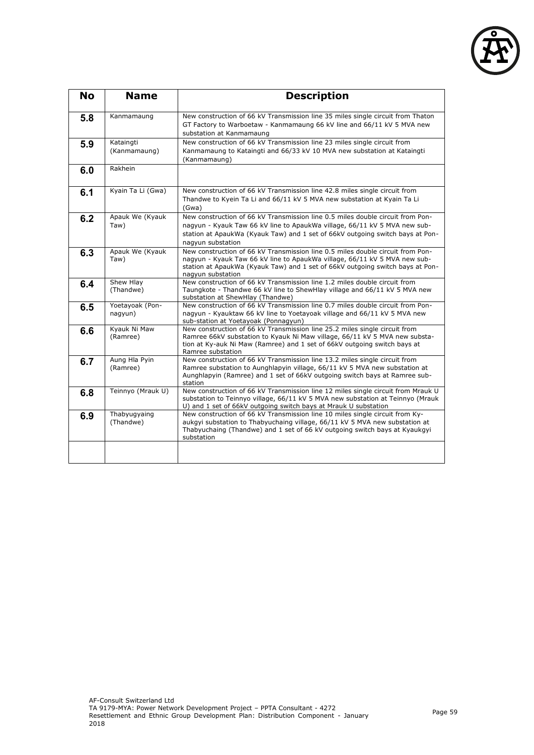| No | Name | Description |
|---|---|---|
| 5.8 | Kanmamaung | New construction of 66 kV Transmission line 35 miles single circuit from Thaton GT Factory to Warboetaw - Kanmamaung 66 kV line and 66/11 kV 5 MVA new substation at Kanmamaung |
| 5.9 | Kataingti (Kanmamaung) | New construction of 66 kV Transmission line 23 miles single circuit from Kanmamaung to Kataingti and 66/33 kV 10 MVA new substation at Kataingti (Kanmamaung) |
| 6.0 | Rakhein | |
| 6.1 | Kyain Ta Li (Gwa) | New construction of 66 kV Transmission line 42.8 miles single circuit from Thandwe to Kyein Ta Li and 66/11 kV 5 MVA new substation at Kyain Ta Li (Gwa) |
| 6.2 | Apauk We (Kyauk Taw) | New construction of 66 kV Transmission line 0.5 miles double circuit from Pon-nagyun - Kyauk Taw 66 kV line to ApaukWa village, 66/11 kV 5 MVA new sub-station at ApaukWa (Kyauk Taw) and 1 set of 66kV outgoing switch bays at Pon-nagyun substation |
| 6.3 | Apauk We (Kyauk Taw) | New construction of 66 kV Transmission line 0.5 miles double circuit from Pon-nagyun - Kyauk Taw 66 kV line to ApaukWa village, 66/11 kV 5 MVA new sub-station at ApaukWa (Kyauk Taw) and 1 set of 66kV outgoing switch bays at Pon-nagyun substation |
| 6.4 | Shew Hlay (Thandwe) | New construction of 66 kV Transmission line 1.2 miles double circuit from Taungkote - Thandwe 66 kV line to ShewHlay village and 66/11 kV 5 MVA new substation at ShewHlay (Thandwe) |
| 6.5 | Yoetayoak (Pon-nagyun) | New construction of 66 kV Transmission line 0.7 miles double circuit from Pon-nagyun - Kyauktaw 66 kV line to Yoetayoak village and 66/11 kV 5 MVA new sub-station at Yoetayoak (Ponnagyun) |
| 6.6 | Kyauk Ni Maw (Ramree) | New construction of 66 kV Transmission line 25.2 miles single circuit from Ramree 66kV substation to Kyauk Ni Maw village, 66/11 kV 5 MVA new substa-tion at Ky-auk Ni Maw (Ramree) and 1 set of 66kV outgoing switch bays at Ramree substation |
| 6.7 | Aung Hla Pyin (Ramree) | New construction of 66 kV Transmission line 13.2 miles single circuit from Ramree substation to Aunghlapyin village, 66/11 kV 5 MVA new substation at Aunghlapyin (Ramree) and 1 set of 66kV outgoing switch bays at Ramree sub-station |
| 6.8 | Teinnyo (Mrauk U) | New construction of 66 kV Transmission line 12 miles single circuit from Mrauk U substation to Teinnyo village, 66/11 kV 5 MVA new substation at Teinnyo (Mrauk U) and 1 set of 66kV outgoing switch bays at Mrauk U substation |
| 6.9 | Thabyugyaing (Thandwe) | New construction of 66 kV Transmission line 10 miles single circuit from Ky-aukgyi substation to Thabyuchaing village, 66/11 kV 5 MVA new substation at Thabyuchaing (Thandwe) and 1 set of 66 kV outgoing switch bays at Kyaukgyi substation |
| | | |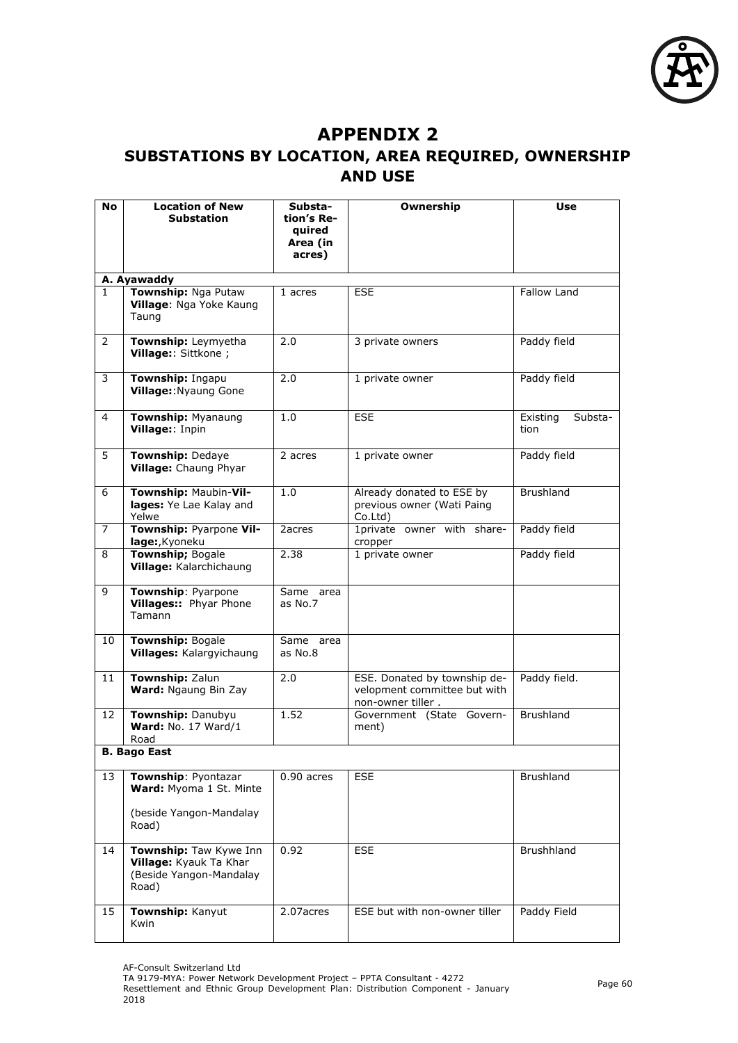# APPENDIX 2

## SUBSTATIONS BY LOCATION, AREA REQUIRED, OWNERSHIP AND USE

| No | Location of New Substation | Substation's Required Area (in acres) | Ownership | Use |
|---|---|---|---|---|
| **A. Ayawaddy** | | | | |
| 1 | **Township:** Nga Putaw **Village**: Nga Yoke Kaung Taung | 1 acres | ESE | Fallow Land |
| 2 | **Township:** Leymyetha **Village:**: Sittkone ; | 2.0 | 3 private owners | Paddy field |
| 3 | **Township:** Ingapu **Village:**:Nyaung Gone | 2.0 | 1 private owner | Paddy field |
| 4 | **Township:** Myanaung **Village:**: Inpin | 1.0 | ESE | Existing Substation |
| 5 | **Township:** Dedaye **Village:** Chaung Phyar | 2 acres | 1 private owner | Paddy field |
| 6 | **Township:** Maubin-**Villages:** Ye Lae Kalay and Yelwe | 1.0 | Already donated to ESE by previous owner (Wati Paing Co.Ltd) | Brushland |
| 7 | **Township:** Pyarpone **Village:**,Kyoneku | 2acres | 1private owner with sharecropper | Paddy field |
| 8 | **Township;** Bogale **Village:** Kalarchichaung | 2.38 | 1 private owner | Paddy field |
| 9 | **Township**: Pyarpone **Villages::** Phyar Phone Tamann | Same area as No.7 | | |
| 10 | **Township:** Bogale **Villages:** Kalargyichaung | Same area as No.8 | | |
| 11 | **Township:** Zalun **Ward:** Ngaung Bin Zay | 2.0 | ESE. Donated by township development committee but with non-owner tiller . | Paddy field. |
| 12 | **Township:** Danubyu **Ward:** No. 17 Ward/1 Road | 1.52 | Government (State Government) | Brushland |
| **B. Bago East** | | | | |
| 13 | **Township**: Pyontazar **Ward:** Myoma 1 St. Minte (beside Yangon-Mandalay Road) | 0.90 acres | ESE | Brushland |
| 14 | **Township:** Taw Kywe Inn **Village:** Kyauk Ta Khar (Beside Yangon-Mandalay Road) | 0.92 | ESE | Brushhland |
| 15 | **Township:** Kanyut Kwin | 2.07acres | ESE but with non-owner tiller | Paddy Field |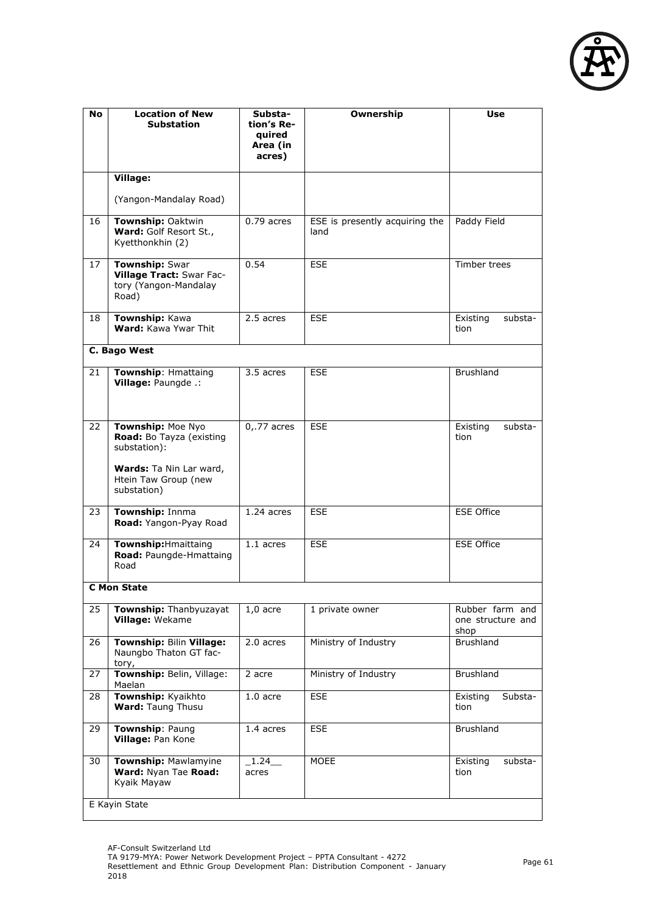| No | Location of New Substation | Substation's Required Area (in acres) | Ownership | Use |
|---|---|---|---|---|
| | **Village:**<br><br>(Yangon-Mandalay Road) | | | |
| 16 | **Township:** Oaktwin **Ward:** Golf Resort St., Kyetthonkhin (2) | 0.79 acres | ESE is presently acquiring the land | Paddy Field |
| 17 | **Township:** Swar **Village Tract:** Swar Factory (Yangon-Mandalay Road) | 0.54 | ESE | Timber trees |
| 18 | **Township:** Kawa **Ward:** Kawa Ywar Thit | 2.5 acres | ESE | Existing substation |
| **C. Bago West** | | | | |
| 21 | **Township**: Hmattaing **Village:** Paungde .: | 3.5 acres | ESE | Brushland |
| 22 | **Township:** Moe Nyo **Road:** Bo Tayza (existing substation):<br><br>**Wards:** Ta Nin Lar ward, Htein Taw Group (new substation) | 0,.77 acres | ESE | Existing substation |
| 23 | **Township:** Innma **Road:** Yangon-Pyay Road | 1.24 acres | ESE | ESE Office |
| 24 | **Township:**Hmaittaing **Road:** Paungde-Hmattaing Road | 1.1 acres | ESE | ESE Office |
| **C Mon State** | | | | |
| 25 | **Township:** Thanbyuzayat **Village:** Wekame | 1,0 acre | 1 private owner | Rubber farm and one structure and shop |
| 26 | **Township:** Bilin **Village:** Naungbo Thaton GT factory, | 2.0 acres | Ministry of Industry | Brushland |
| 27 | **Township:** Belin, Village: Maelan | 2 acre | Ministry of Industry | Brushland |
| 28 | **Township:** Kyaikhto **Ward:** Taung Thusu | 1.0 acre | ESE | Existing Substation |
| 29 | **Township**: Paung **Village:** Pan Kone | 1.4 acres | ESE | Brushland |
| 30 | **Township:** Mawlamyine **Ward:** Nyan Tae **Road:** Kyaik Mayaw | _1.24__ acres | MOEE | Existing substation |
| E Kayin State | | | | |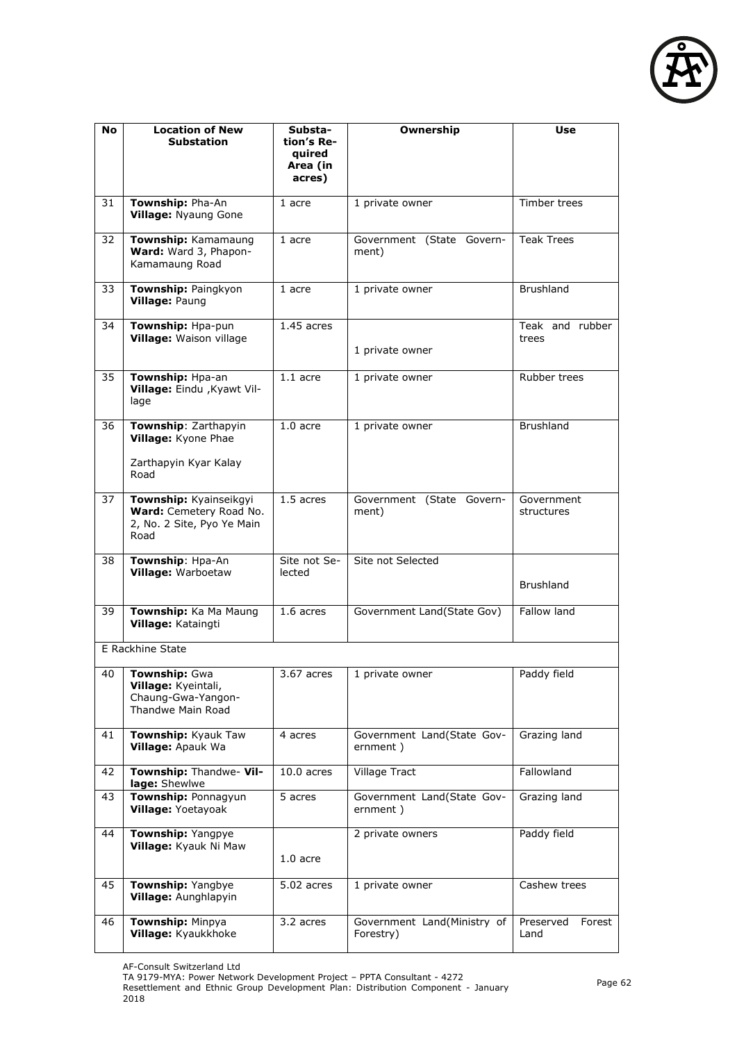| No | Location of New Substation | Substation's Required Area (in acres) | Ownership | Use |
|---|---|---|---|---|
| 31 | **Township:** Pha-An **Village:** Nyaung Gone | 1 acre | 1 private owner | Timber trees |
| 32 | **Township:** Kamamaung **Ward:** Ward 3, Phapon-Kamamaung Road | 1 acre | Government (State Government) | Teak Trees |
| 33 | **Township:** Paingkyon **Village:** Paung | 1 acre | 1 private owner | Brushland |
| 34 | **Township:** Hpa-pun **Village:** Waison village | 1.45 acres | 1 private owner | Teak and rubber trees |
| 35 | **Township:** Hpa-an **Village:** Eindu ,Kyawt Village | 1.1 acre | 1 private owner | Rubber trees |
| 36 | **Township**: Zarthapyin **Village:** Kyone Phae<br><br>Zarthapyin Kyar Kalay Road | 1.0 acre | 1 private owner | Brushland |
| 37 | **Township:** Kyainseikgyi **Ward:** Cemetery Road No. 2, No. 2 Site, Pyo Ye Main Road | 1.5 acres | Government (State Government) | Government structures |
| 38 | **Township**: Hpa-An **Village:** Warboetaw | Site not Selected | Site not Selected | Brushland |
| 39 | **Township:** Ka Ma Maung **Village:** Kataingti | 1.6 acres | Government Land(State Gov) | Fallow land |
| E Rackhine State | | | | |
| 40 | **Township:** Gwa **Village:** Kyeintali, Chaung-Gwa-Yangon-Thandwe Main Road | 3.67 acres | 1 private owner | Paddy field |
| 41 | **Township:** Kyauk Taw **Village:** Apauk Wa | 4 acres | Government Land(State Government ) | Grazing land |
| 42 | **Township:** Thandwe- **Village:** Shewlwe | 10.0 acres | Village Tract | Fallowland |
| 43 | **Township:** Ponnagyun **Village:** Yoetayoak | 5 acres | Government Land(State Government ) | Grazing land |
| 44 | **Township:** Yangpye **Village:** Kyauk Ni Maw | 1.0 acre | 2 private owners | Paddy field |
| 45 | **Township:** Yangbye **Village:** Aunghlapyin | 5.02 acres | 1 private owner | Cashew trees |
| 46 | **Township:** Minpya **Village:** Kyaukkhoke | 3.2 acres | Government Land(Ministry of Forestry) | Preserved Forest Land |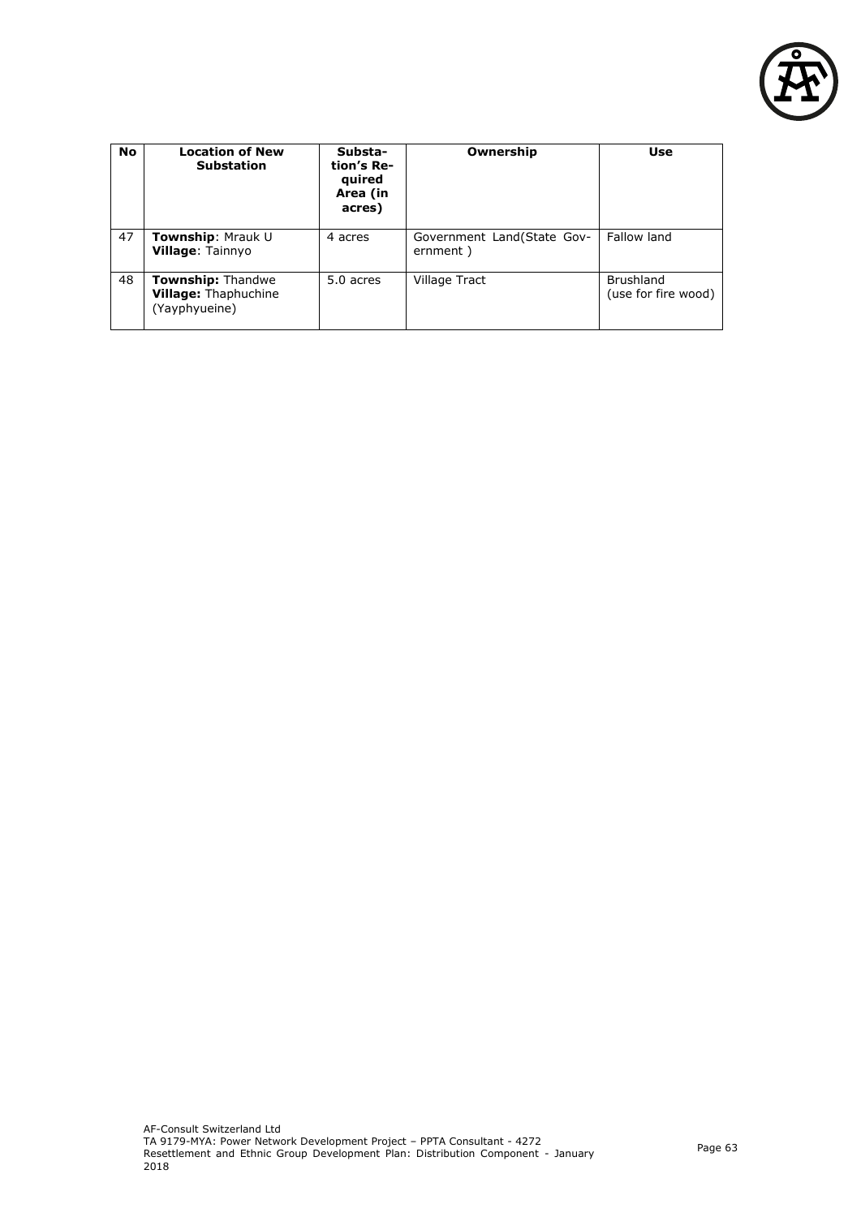| No | Location of New Substation | Substation's Required Area (in acres) | Ownership | Use |
|---|---|---|---|---|
| 47 | **Township**: Mrauk U<br>**Village**: Tainnyo | 4 acres | Government Land(State Government ) | Fallow land |
| 48 | **Township:** Thandwe<br>**Village:** Thaphuchine (Yayphyueine) | 5.0 acres | Village Tract | Brushland (use for fire wood) |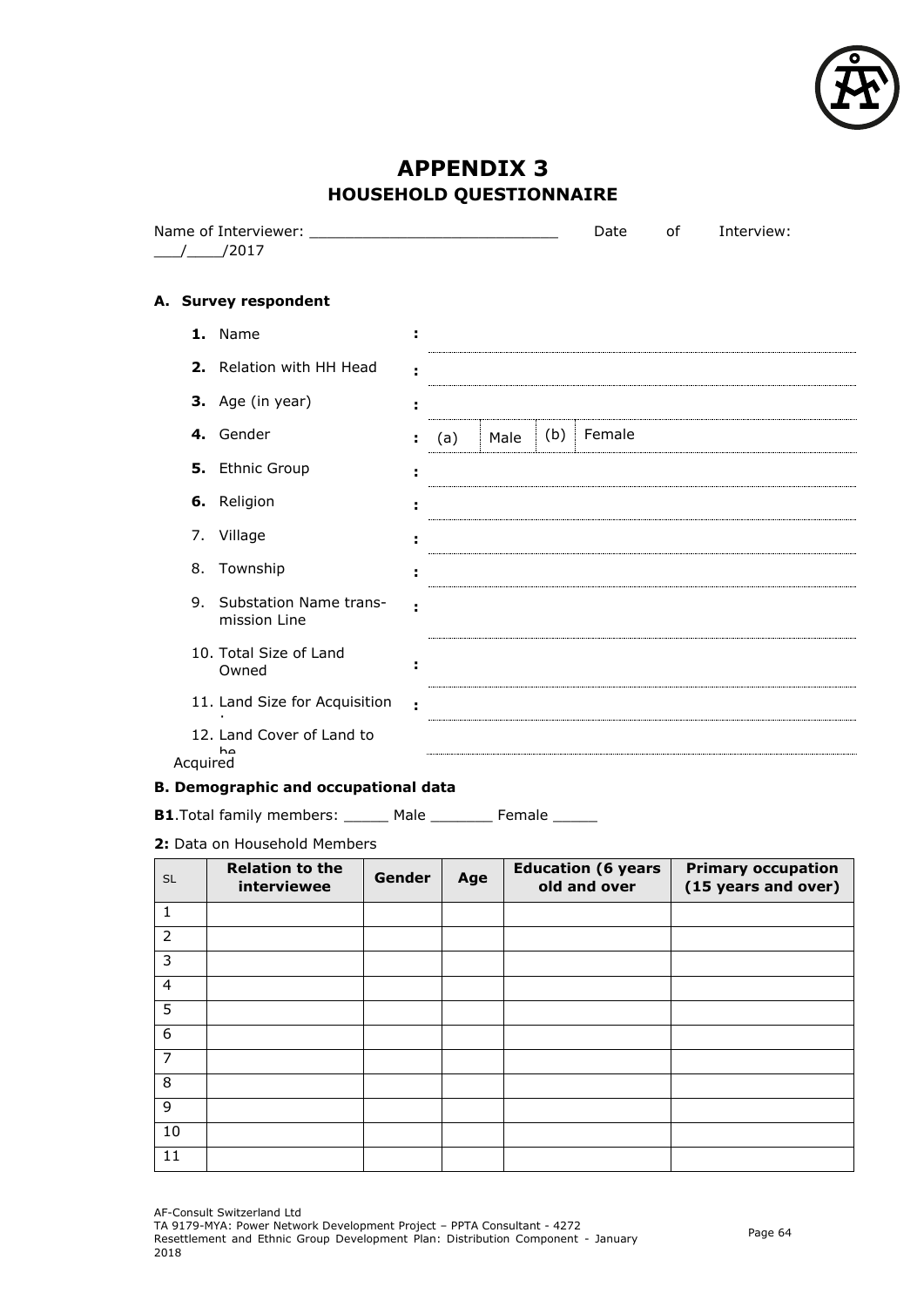# APPENDIX 3

## HOUSEHOLD QUESTIONNAIRE

Name of Interviewer: ____________________________ Date of Interview: ___/____/2017

### A. Survey respondent

**1.** Name :

**2.** Relation with HH Head :

**3.** Age (in year) :

**4.** Gender : (a) Male (b) Female

**5.** Ethnic Group :

**6.** Religion :

7. Village :

8. Township :

9. Substation Name trans-mission Line :

10. Total Size of Land Owned :

11. Land Size for Acquisition :

12. Land Cover of Land to be Acquired

### B. Demographic and occupational data

**B1**.Total family members: _____ Male _______ Female _____

**2:** Data on Household Members

| SL | Relation to the interviewee | Gender | Age | Education (6 years old and over | Primary occupation (15 years and over) |
|---|---|---|---|---|---|
| 1 | | | | | |
| 2 | | | | | |
| 3 | | | | | |
| 4 | | | | | |
| 5 | | | | | |
| 6 | | | | | |
| 7 | | | | | |
| 8 | | | | | |
| 9 | | | | | |
| 10 | | | | | |
| 11 | | | | | |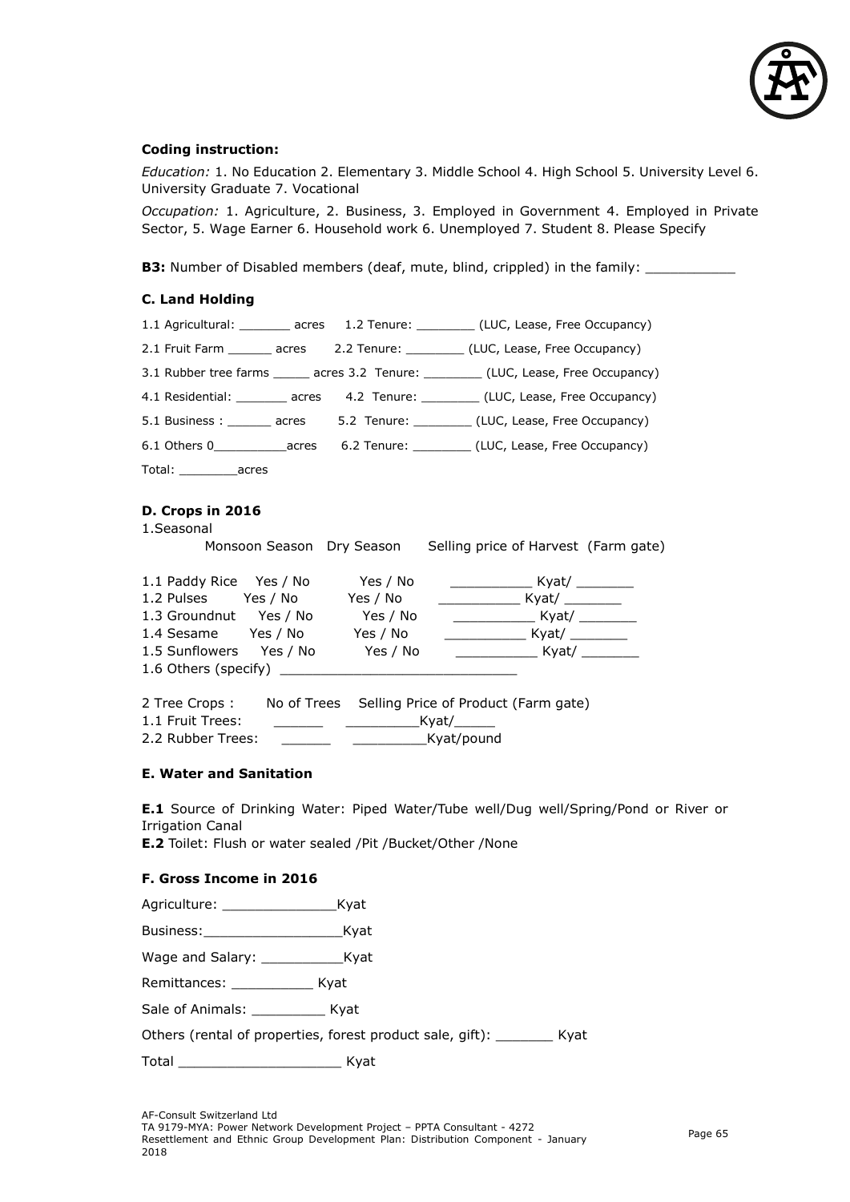**Coding instruction:**

*Education:* 1. No Education 2. Elementary 3. Middle School 4. High School 5. University Level 6. University Graduate 7. Vocational

*Occupation:* 1. Agriculture, 2. Business, 3. Employed in Government 4. Employed in Private Sector, 5. Wage Earner 6. Household work 6. Unemployed 7. Student 8. Please Specify

**B3:** Number of Disabled members (deaf, mute, blind, crippled) in the family: ___________

### C. Land Holding

1.1 Agricultural: _______ acres 1.2 Tenure: ________ (LUC, Lease, Free Occupancy)

2.1 Fruit Farm ______ acres 2.2 Tenure: ________ (LUC, Lease, Free Occupancy)

3.1 Rubber tree farms _____ acres 3.2 Tenure: ________ (LUC, Lease, Free Occupancy)

4.1 Residential: _______ acres 4.2 Tenure: ________ (LUC, Lease, Free Occupancy)

5.1 Business : ______ acres 5.2 Tenure: ________ (LUC, Lease, Free Occupancy)

6.1 Others 0__________acres 6.2 Tenure: ________ (LUC, Lease, Free Occupancy)

Total: ________acres

### D. Crops in 2016

1.Seasonal

| | Monsoon Season | Dry Season | Selling price of Harvest (Farm gate) |
|---|---|---|---|
| 1.1 Paddy Rice | Yes / No | Yes / No | __________ Kyat/ _______ |
| 1.2 Pulses | Yes / No | Yes / No | __________ Kyat/ _______ |
| 1.3 Groundnut | Yes / No | Yes / No | __________ Kyat/ _______ |
| 1.4 Sesame | Yes / No | Yes / No | __________ Kyat/ _______ |
| 1.5 Sunflowers | Yes / No | Yes / No | __________ Kyat/ _______ |

1.6 Others (specify) _____________________________

| 2 Tree Crops : | No of Trees | Selling Price of Product (Farm gate) |
|---|---|---|
| 1.1 Fruit Trees: | ______ | _________Kyat/_____ |
| 2.2 Rubber Trees: | ______ | _________Kyat/pound |

### E. Water and Sanitation

**E.1** Source of Drinking Water: Piped Water/Tube well/Dug well/Spring/Pond or River or Irrigation Canal

**E.2** Toilet: Flush or water sealed /Pit /Bucket/Other /None

### F. Gross Income in 2016

Agriculture: ______________Kyat

Business:_________________Kyat

Wage and Salary: __________Kyat

Remittances: __________ Kyat

Sale of Animals: _________ Kyat

Others (rental of properties, forest product sale, gift): _______ Kyat

Total ___________________ Kyat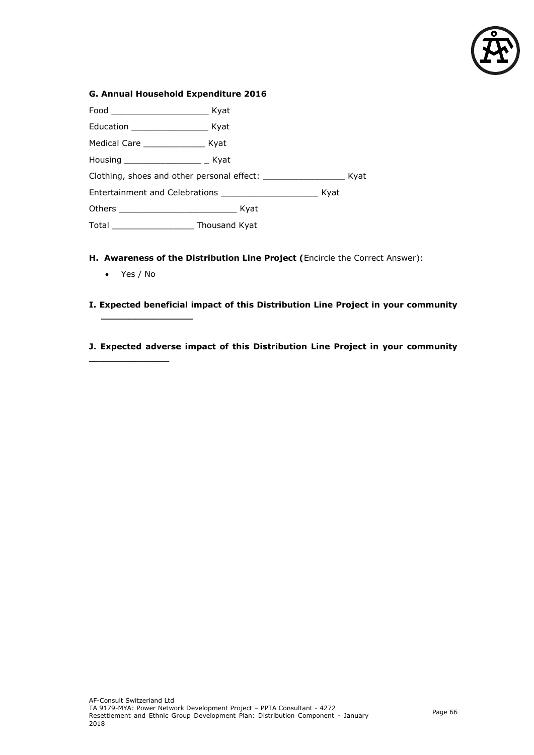**G. Annual Household Expenditure 2016**

Food ___________________ Kyat

Education _______________ Kyat

Medical Care ____________ Kyat

Housing _______________ _ Kyat

Clothing, shoes and other personal effect: ________________ Kyat

Entertainment and Celebrations ___________________ Kyat

Others _______________________ Kyat

Total ________________ Thousand Kyat

**H. Awareness of the Distribution Line Project (**Encircle the Correct Answer):

- Yes / No

**I. Expected beneficial impact of this Distribution Line Project in your community ________________**

**J. Expected adverse impact of this Distribution Line Project in your community ______________**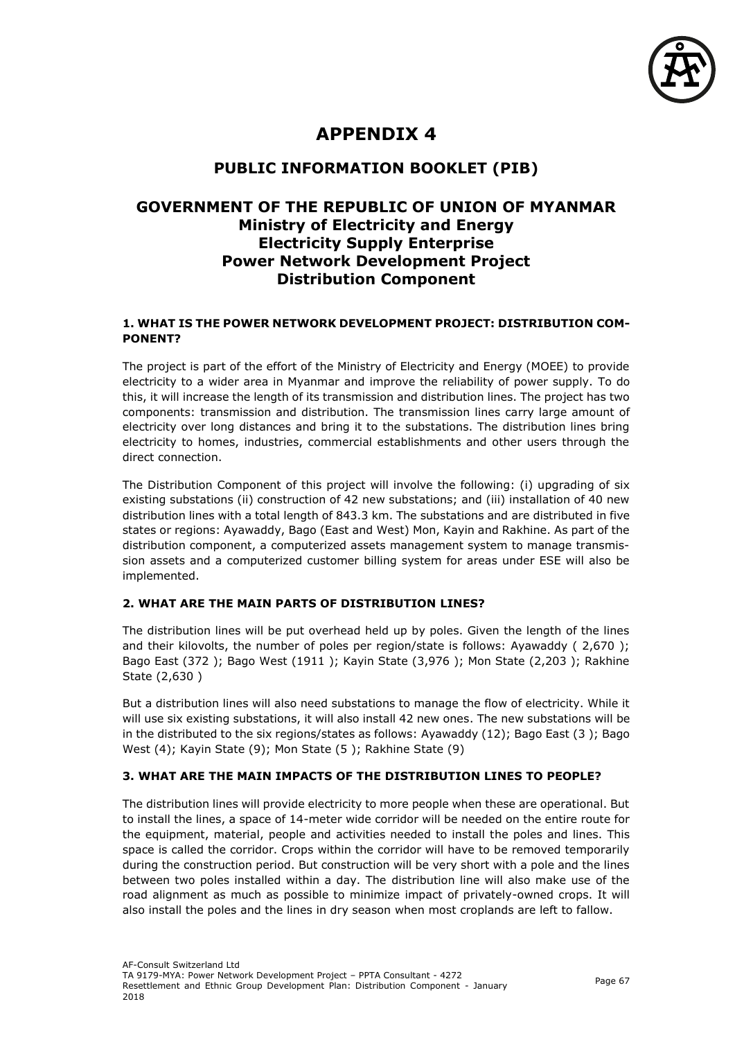# APPENDIX 4

## PUBLIC INFORMATION BOOKLET (PIB)

## GOVERNMENT OF THE REPUBLIC OF UNION OF MYANMAR
### Ministry of Electricity and Energy
### Electricity Supply Enterprise
### Power Network Development Project
### Distribution Component

#### 1. WHAT IS THE POWER NETWORK DEVELOPMENT PROJECT: DISTRIBUTION COMPONENT?

The project is part of the effort of the Ministry of Electricity and Energy (MOEE) to provide electricity to a wider area in Myanmar and improve the reliability of power supply. To do this, it will increase the length of its transmission and distribution lines. The project has two components: transmission and distribution. The transmission lines carry large amount of electricity over long distances and bring it to the substations. The distribution lines bring electricity to homes, industries, commercial establishments and other users through the direct connection.

The Distribution Component of this project will involve the following: (i) upgrading of six existing substations (ii) construction of 42 new substations; and (iii) installation of 40 new distribution lines with a total length of 843.3 km. The substations and are distributed in five states or regions: Ayawaddy, Bago (East and West) Mon, Kayin and Rakhine. As part of the distribution component, a computerized assets management system to manage transmission assets and a computerized customer billing system for areas under ESE will also be implemented.

#### 2. WHAT ARE THE MAIN PARTS OF DISTRIBUTION LINES?

The distribution lines will be put overhead held up by poles. Given the length of the lines and their kilovolts, the number of poles per region/state is follows: Ayawaddy ( 2,670 ); Bago East (372 ); Bago West (1911 ); Kayin State (3,976 ); Mon State (2,203 ); Rakhine State (2,630 )

But a distribution lines will also need substations to manage the flow of electricity. While it will use six existing substations, it will also install 42 new ones. The new substations will be in the distributed to the six regions/states as follows: Ayawaddy (12); Bago East (3 ); Bago West (4); Kayin State (9); Mon State (5 ); Rakhine State (9)

#### 3. WHAT ARE THE MAIN IMPACTS OF THE DISTRIBUTION LINES TO PEOPLE?

The distribution lines will provide electricity to more people when these are operational. But to install the lines, a space of 14-meter wide corridor will be needed on the entire route for the equipment, material, people and activities needed to install the poles and lines. This space is called the corridor. Crops within the corridor will have to be removed temporarily during the construction period. But construction will be very short with a pole and the lines between two poles installed within a day. The distribution line will also make use of the road alignment as much as possible to minimize impact of privately-owned crops. It will also install the poles and the lines in dry season when most croplands are left to fallow.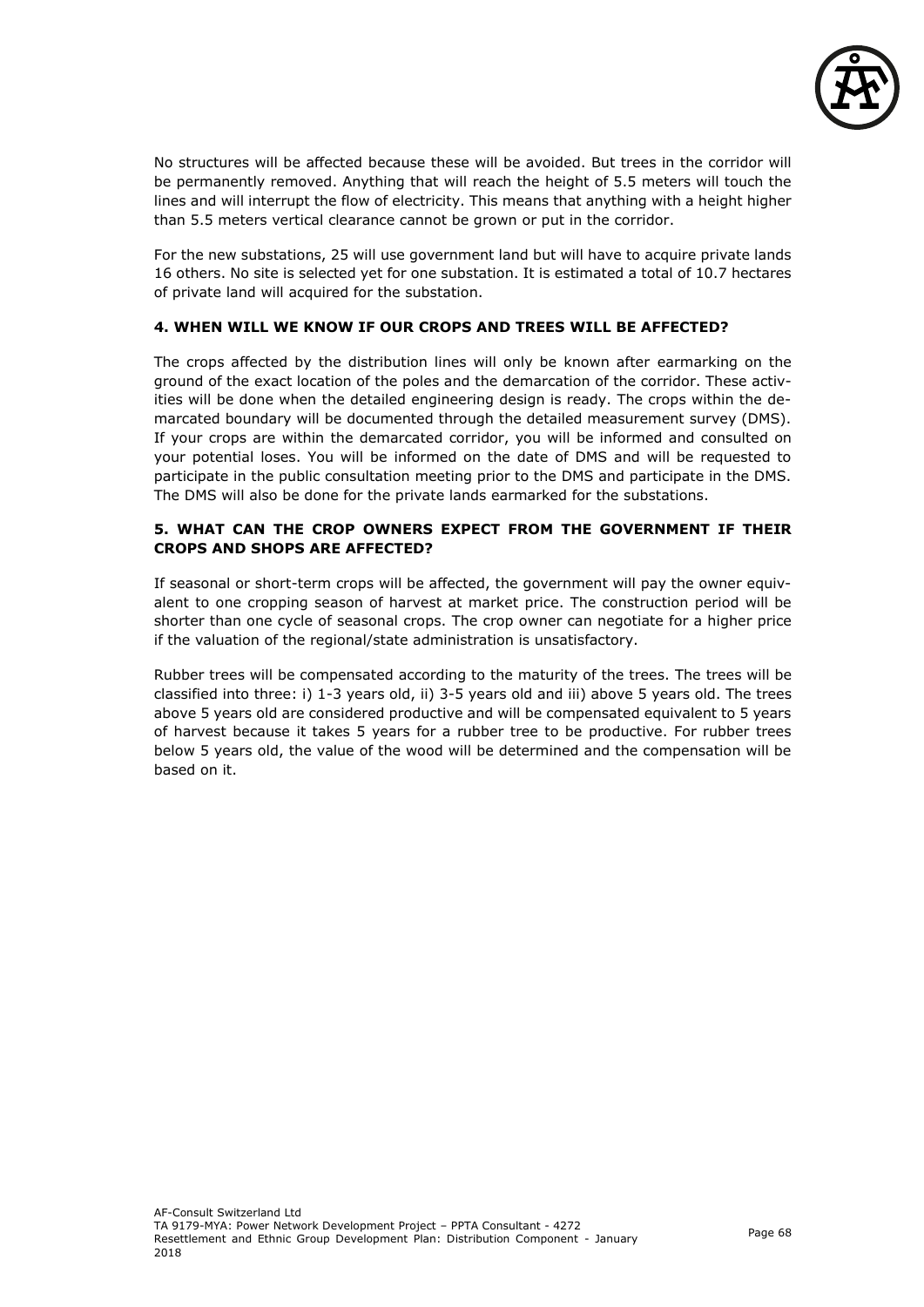No structures will be affected because these will be avoided. But trees in the corridor will be permanently removed. Anything that will reach the height of 5.5 meters will touch the lines and will interrupt the flow of electricity. This means that anything with a height higher than 5.5 meters vertical clearance cannot be grown or put in the corridor.

For the new substations, 25 will use government land but will have to acquire private lands 16 others. No site is selected yet for one substation. It is estimated a total of 10.7 hectares of private land will acquired for the substation.

**4. WHEN WILL WE KNOW IF OUR CROPS AND TREES WILL BE AFFECTED?**

The crops affected by the distribution lines will only be known after earmarking on the ground of the exact location of the poles and the demarcation of the corridor. These activities will be done when the detailed engineering design is ready. The crops within the demarcated boundary will be documented through the detailed measurement survey (DMS). If your crops are within the demarcated corridor, you will be informed and consulted on your potential loses. You will be informed on the date of DMS and will be requested to participate in the public consultation meeting prior to the DMS and participate in the DMS. The DMS will also be done for the private lands earmarked for the substations.

**5. WHAT CAN THE CROP OWNERS EXPECT FROM THE GOVERNMENT IF THEIR CROPS AND SHOPS ARE AFFECTED?**

If seasonal or short-term crops will be affected, the government will pay the owner equivalent to one cropping season of harvest at market price. The construction period will be shorter than one cycle of seasonal crops. The crop owner can negotiate for a higher price if the valuation of the regional/state administration is unsatisfactory.

Rubber trees will be compensated according to the maturity of the trees. The trees will be classified into three: i) 1-3 years old, ii) 3-5 years old and iii) above 5 years old. The trees above 5 years old are considered productive and will be compensated equivalent to 5 years of harvest because it takes 5 years for a rubber tree to be productive. For rubber trees below 5 years old, the value of the wood will be determined and the compensation will be based on it.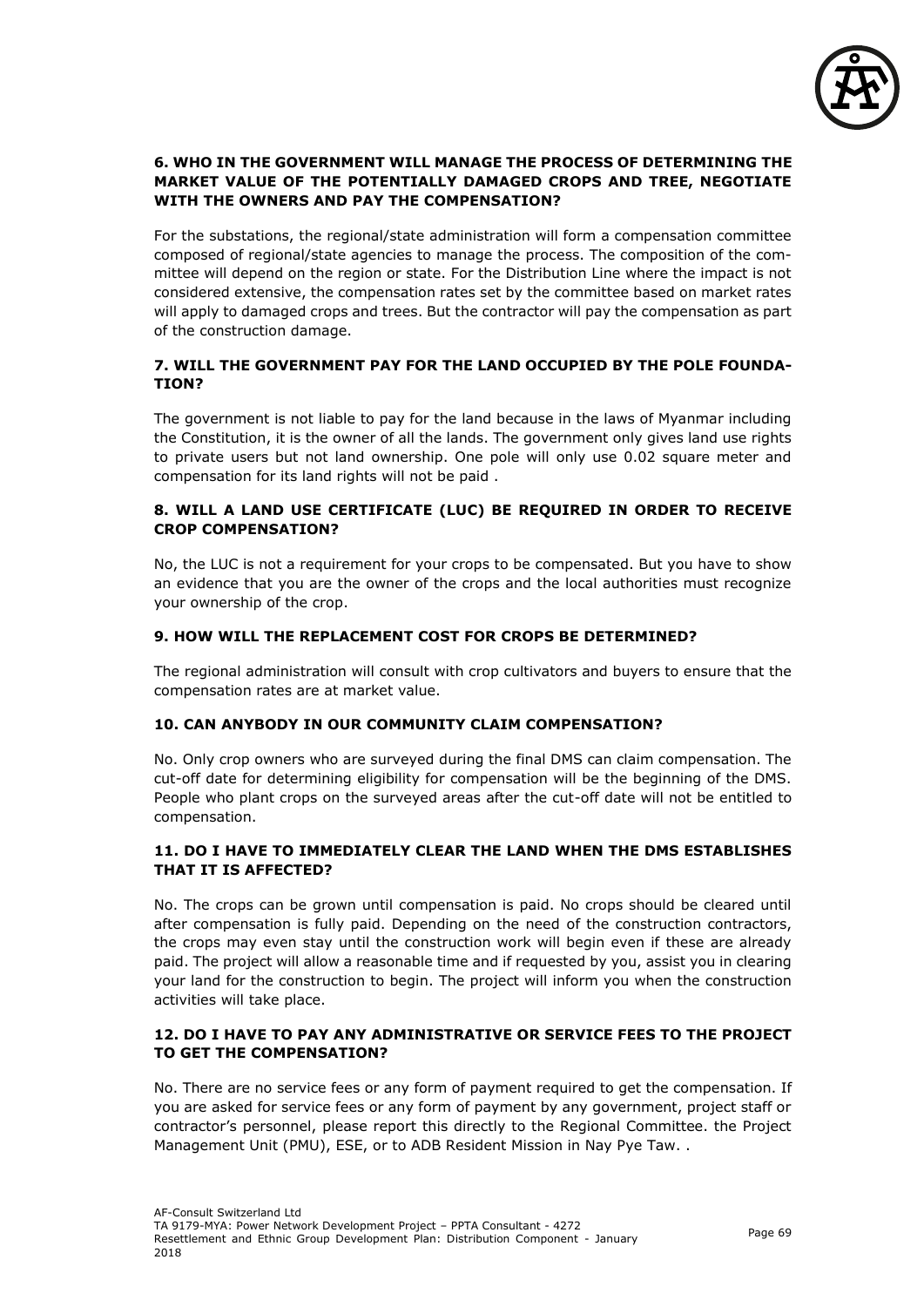### 6. WHO IN THE GOVERNMENT WILL MANAGE THE PROCESS OF DETERMINING THE MARKET VALUE OF THE POTENTIALLY DAMAGED CROPS AND TREE, NEGOTIATE WITH THE OWNERS AND PAY THE COMPENSATION?

For the substations, the regional/state administration will form a compensation committee composed of regional/state agencies to manage the process. The composition of the committee will depend on the region or state. For the Distribution Line where the impact is not considered extensive, the compensation rates set by the committee based on market rates will apply to damaged crops and trees. But the contractor will pay the compensation as part of the construction damage.

### 7. WILL THE GOVERNMENT PAY FOR THE LAND OCCUPIED BY THE POLE FOUNDATION?

The government is not liable to pay for the land because in the laws of Myanmar including the Constitution, it is the owner of all the lands. The government only gives land use rights to private users but not land ownership. One pole will only use 0.02 square meter and compensation for its land rights will not be paid .

### 8. WILL A LAND USE CERTIFICATE (LUC) BE REQUIRED IN ORDER TO RECEIVE CROP COMPENSATION?

No, the LUC is not a requirement for your crops to be compensated. But you have to show an evidence that you are the owner of the crops and the local authorities must recognize your ownership of the crop.

### 9. HOW WILL THE REPLACEMENT COST FOR CROPS BE DETERMINED?

The regional administration will consult with crop cultivators and buyers to ensure that the compensation rates are at market value.

### 10. CAN ANYBODY IN OUR COMMUNITY CLAIM COMPENSATION?

No. Only crop owners who are surveyed during the final DMS can claim compensation. The cut-off date for determining eligibility for compensation will be the beginning of the DMS. People who plant crops on the surveyed areas after the cut-off date will not be entitled to compensation.

### 11. DO I HAVE TO IMMEDIATELY CLEAR THE LAND WHEN THE DMS ESTABLISHES THAT IT IS AFFECTED?

No. The crops can be grown until compensation is paid. No crops should be cleared until after compensation is fully paid. Depending on the need of the construction contractors, the crops may even stay until the construction work will begin even if these are already paid. The project will allow a reasonable time and if requested by you, assist you in clearing your land for the construction to begin. The project will inform you when the construction activities will take place.

### 12. DO I HAVE TO PAY ANY ADMINISTRATIVE OR SERVICE FEES TO THE PROJECT TO GET THE COMPENSATION?

No. There are no service fees or any form of payment required to get the compensation. If you are asked for service fees or any form of payment by any government, project staff or contractor's personnel, please report this directly to the Regional Committee. the Project Management Unit (PMU), ESE, or to ADB Resident Mission in Nay Pye Taw. .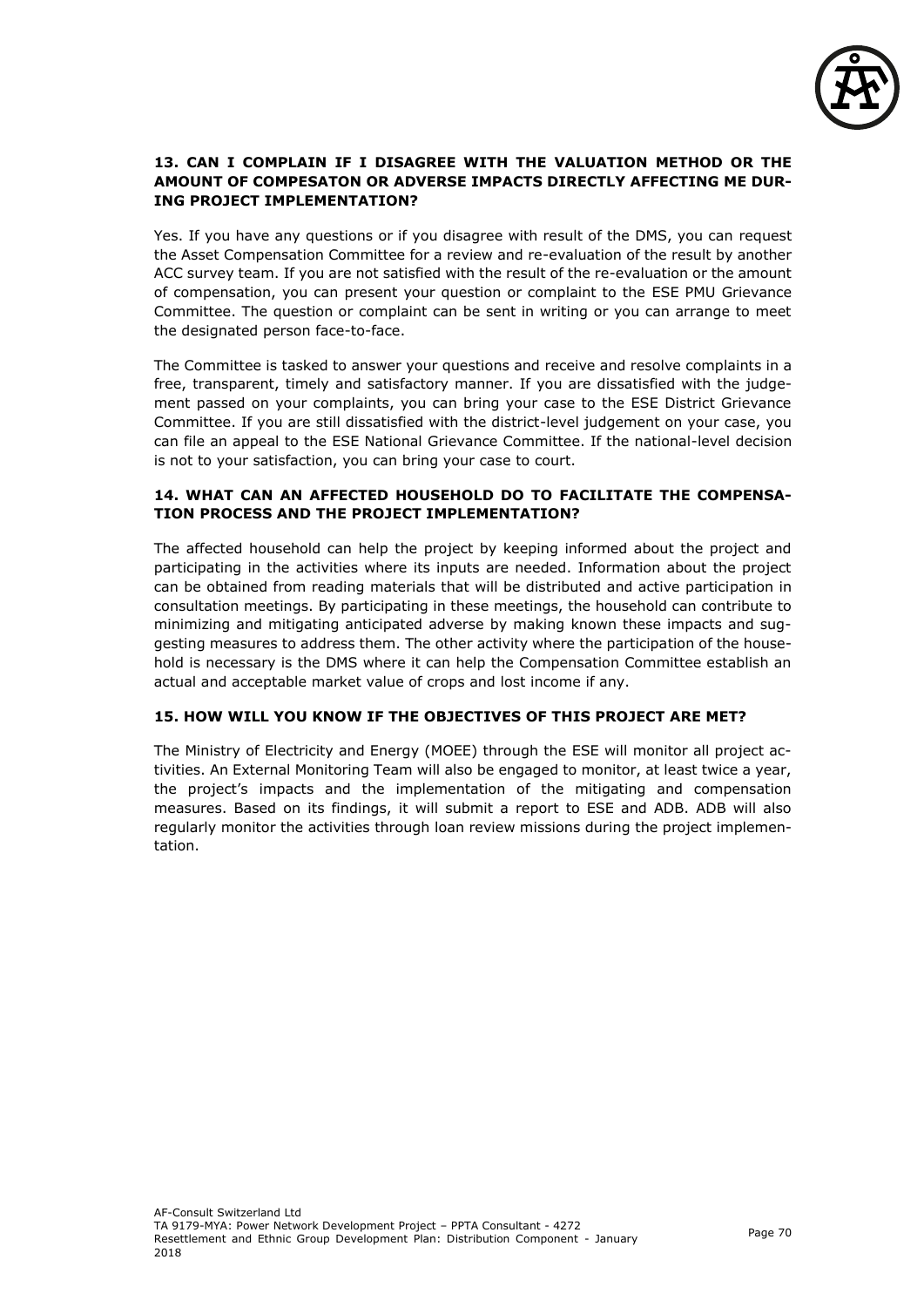### 13. CAN I COMPLAIN IF I DISAGREE WITH THE VALUATION METHOD OR THE AMOUNT OF COMPESATON OR ADVERSE IMPACTS DIRECTLY AFFECTING ME DURING PROJECT IMPLEMENTATION?

Yes. If you have any questions or if you disagree with result of the DMS, you can request the Asset Compensation Committee for a review and re-evaluation of the result by another ACC survey team. If you are not satisfied with the result of the re-evaluation or the amount of compensation, you can present your question or complaint to the ESE PMU Grievance Committee. The question or complaint can be sent in writing or you can arrange to meet the designated person face-to-face.

The Committee is tasked to answer your questions and receive and resolve complaints in a free, transparent, timely and satisfactory manner. If you are dissatisfied with the judgement passed on your complaints, you can bring your case to the ESE District Grievance Committee. If you are still dissatisfied with the district-level judgement on your case, you can file an appeal to the ESE National Grievance Committee. If the national-level decision is not to your satisfaction, you can bring your case to court.

### 14. WHAT CAN AN AFFECTED HOUSEHOLD DO TO FACILITATE THE COMPENSATION PROCESS AND THE PROJECT IMPLEMENTATION?

The affected household can help the project by keeping informed about the project and participating in the activities where its inputs are needed. Information about the project can be obtained from reading materials that will be distributed and active participation in consultation meetings. By participating in these meetings, the household can contribute to minimizing and mitigating anticipated adverse by making known these impacts and suggesting measures to address them. The other activity where the participation of the household is necessary is the DMS where it can help the Compensation Committee establish an actual and acceptable market value of crops and lost income if any.

### 15. HOW WILL YOU KNOW IF THE OBJECTIVES OF THIS PROJECT ARE MET?

The Ministry of Electricity and Energy (MOEE) through the ESE will monitor all project activities. An External Monitoring Team will also be engaged to monitor, at least twice a year, the project's impacts and the implementation of the mitigating and compensation measures. Based on its findings, it will submit a report to ESE and ADB. ADB will also regularly monitor the activities through loan review missions during the project implementation.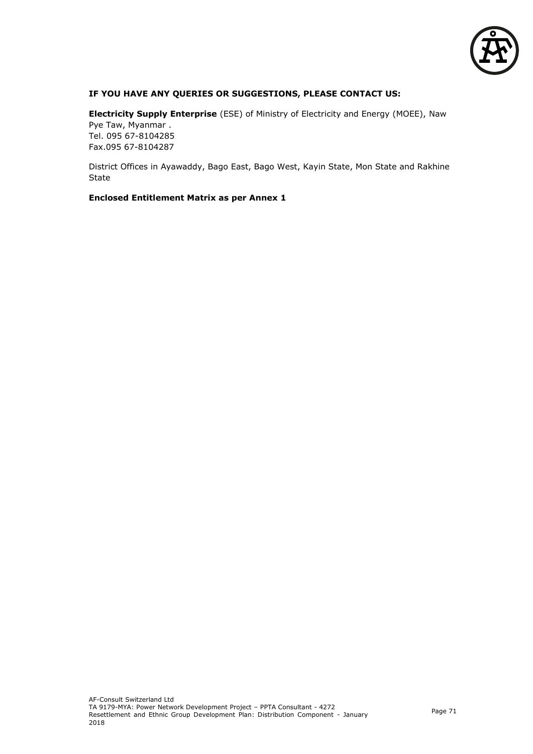**IF YOU HAVE ANY QUERIES OR SUGGESTIONS, PLEASE CONTACT US:**

**Electricity Supply Enterprise** (ESE) of Ministry of Electricity and Energy (MOEE), Naw Pye Taw, Myanmar .
Tel. 095 67-8104285
Fax.095 67-8104287

District Offices in Ayawaddy, Bago East, Bago West, Kayin State, Mon State and Rakhine State

**Enclosed Entitlement Matrix as per Annex 1**